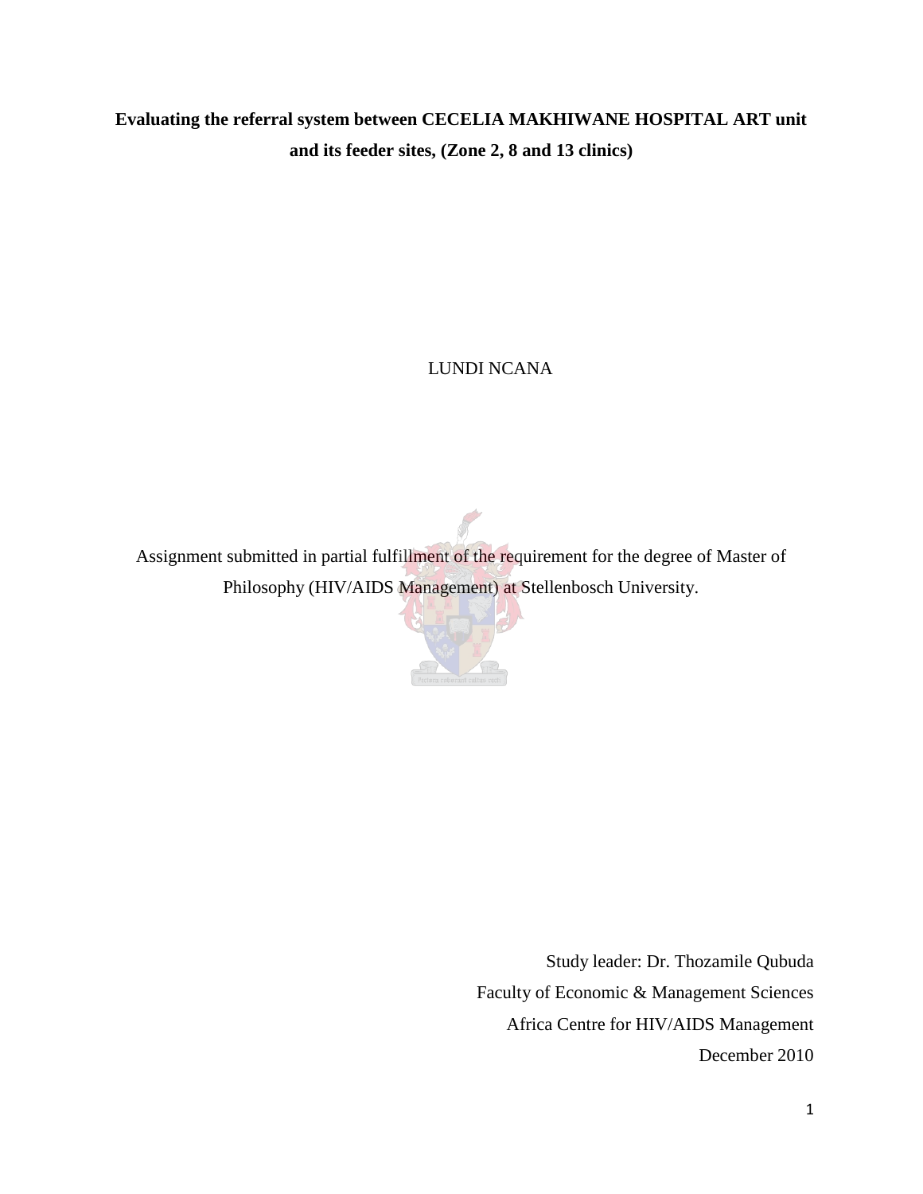# Evaluating the referral system between CECELIA MAKHIWANE HOSPITAL ART unit and its feeder sites, (Zone 2, 8 and 13 clinics)

LUNDI NCANA

Assignment submitted in partial fulfillment of the requirement for the degree of Master of Philosophy (HIV/AIDS Management) at Stellenbosch University.

Study leader: Dr. Thozamile Qubuda

Faculty of Economic & Management Sciences

Africa Centre for HIV/AIDS Management

December 2010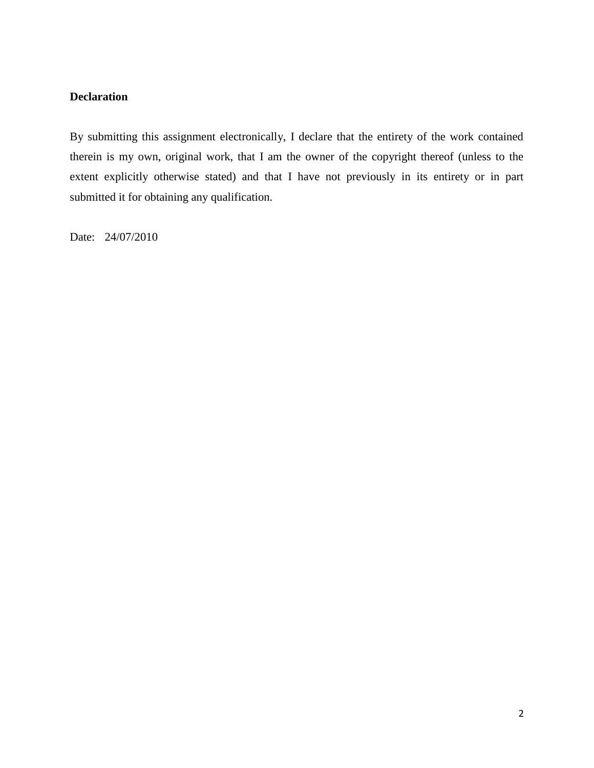**Declaration**

By submitting this assignment electronically, I declare that the entirety of the work contained therein is my own, original work, that I am the owner of the copyright thereof (unless to the extent explicitly otherwise stated) and that I have not previously in its entirety or in part submitted it for obtaining any qualification.

Date: 24/07/2010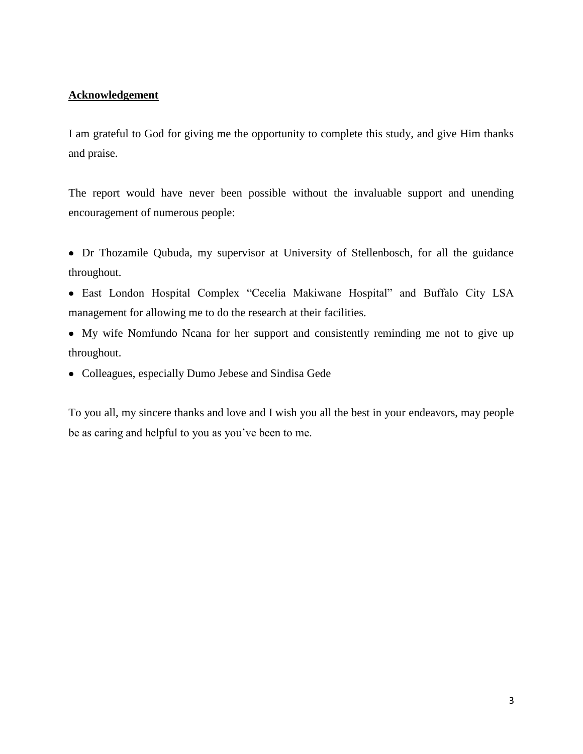**Acknowledgement**

I am grateful to God for giving me the opportunity to complete this study, and give Him thanks and praise.

The report would have never been possible without the invaluable support and unending encouragement of numerous people:

- Dr Thozamile Qubuda, my supervisor at University of Stellenbosch, for all the guidance throughout.
- East London Hospital Complex "Cecelia Makiwane Hospital" and Buffalo City LSA management for allowing me to do the research at their facilities.
- My wife Nomfundo Ncana for her support and consistently reminding me not to give up throughout.
- Colleagues, especially Dumo Jebese and Sindisa Gede

To you all, my sincere thanks and love and I wish you all the best in your endeavors, may people be as caring and helpful to you as you've been to me.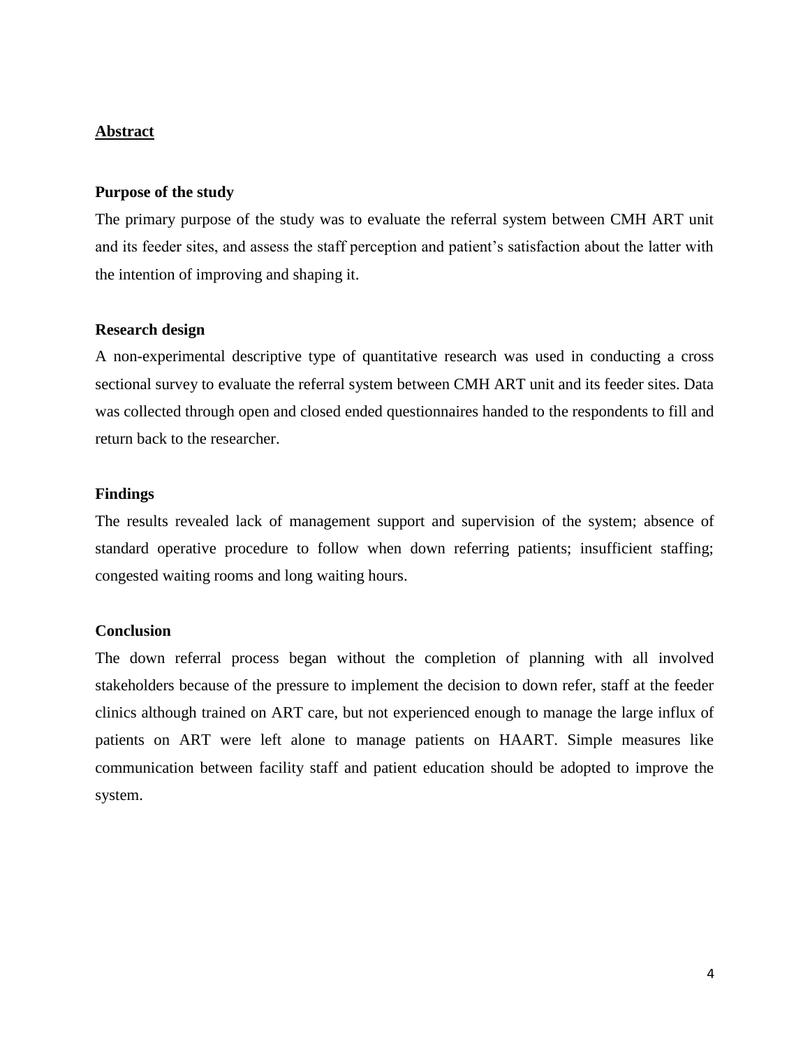## Abstract

### Purpose of the study

The primary purpose of the study was to evaluate the referral system between CMH ART unit and its feeder sites, and assess the staff perception and patient's satisfaction about the latter with the intention of improving and shaping it.

### Research design

A non-experimental descriptive type of quantitative research was used in conducting a cross sectional survey to evaluate the referral system between CMH ART unit and its feeder sites. Data was collected through open and closed ended questionnaires handed to the respondents to fill and return back to the researcher.

### Findings

The results revealed lack of management support and supervision of the system; absence of standard operative procedure to follow when down referring patients; insufficient staffing; congested waiting rooms and long waiting hours.

### Conclusion

The down referral process began without the completion of planning with all involved stakeholders because of the pressure to implement the decision to down refer, staff at the feeder clinics although trained on ART care, but not experienced enough to manage the large influx of patients on ART were left alone to manage patients on HAART. Simple measures like communication between facility staff and patient education should be adopted to improve the system.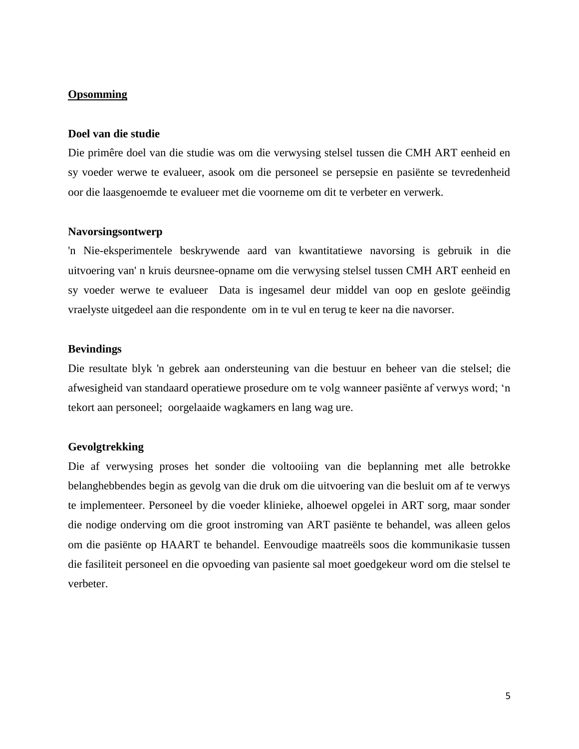## Opsomming

**Doel van die studie**

Die primêre doel van die studie was om die verwysing stelsel tussen die CMH ART eenheid en sy voeder werwe te evalueer, asook om die personeel se persepsie en pasiënte se tevredenheid oor die laasgenoemde te evalueer met die voorneme om dit te verbeter en verwerk.

**Navorsingsontwerp**

'n Nie-eksperimentele beskrywende aard van kwantitatiewe navorsing is gebruik in die uitvoering van' n kruis deursnee-opname om die verwysing stelsel tussen CMH ART eenheid en sy voeder werwe te evalueer  Data is ingesamel deur middel van oop en geslote geëindig vraelyste uitgedeel aan die respondente  om in te vul en terug te keer na die navorser.

**Bevindings**

Die resultate blyk 'n gebrek aan ondersteuning van die bestuur en beheer van die stelsel; die afwesigheid van standaard operatiewe prosedure om te volg wanneer pasiënte af verwys word; ‘n tekort aan personeel;  oorgelaaide wagkamers en lang wag ure.

**Gevolgtrekking**

Die af verwysing proses het sonder die voltooiing van die beplanning met alle betrokke belanghebbendes begin as gevolg van die druk om die uitvoering van die besluit om af te verwys te implementeer. Personeel by die voeder klinieke, alhoewel opgelei in ART sorg, maar sonder die nodige onderving om die groot instroming van ART pasiënte te behandel, was alleen gelos om die pasiënte op HAART te behandel. Eenvoudige maatreëls soos die kommunikasie tussen die fasiliteit personeel en die opvoeding van pasiente sal moet goedgekeur word om die stelsel te verbeter.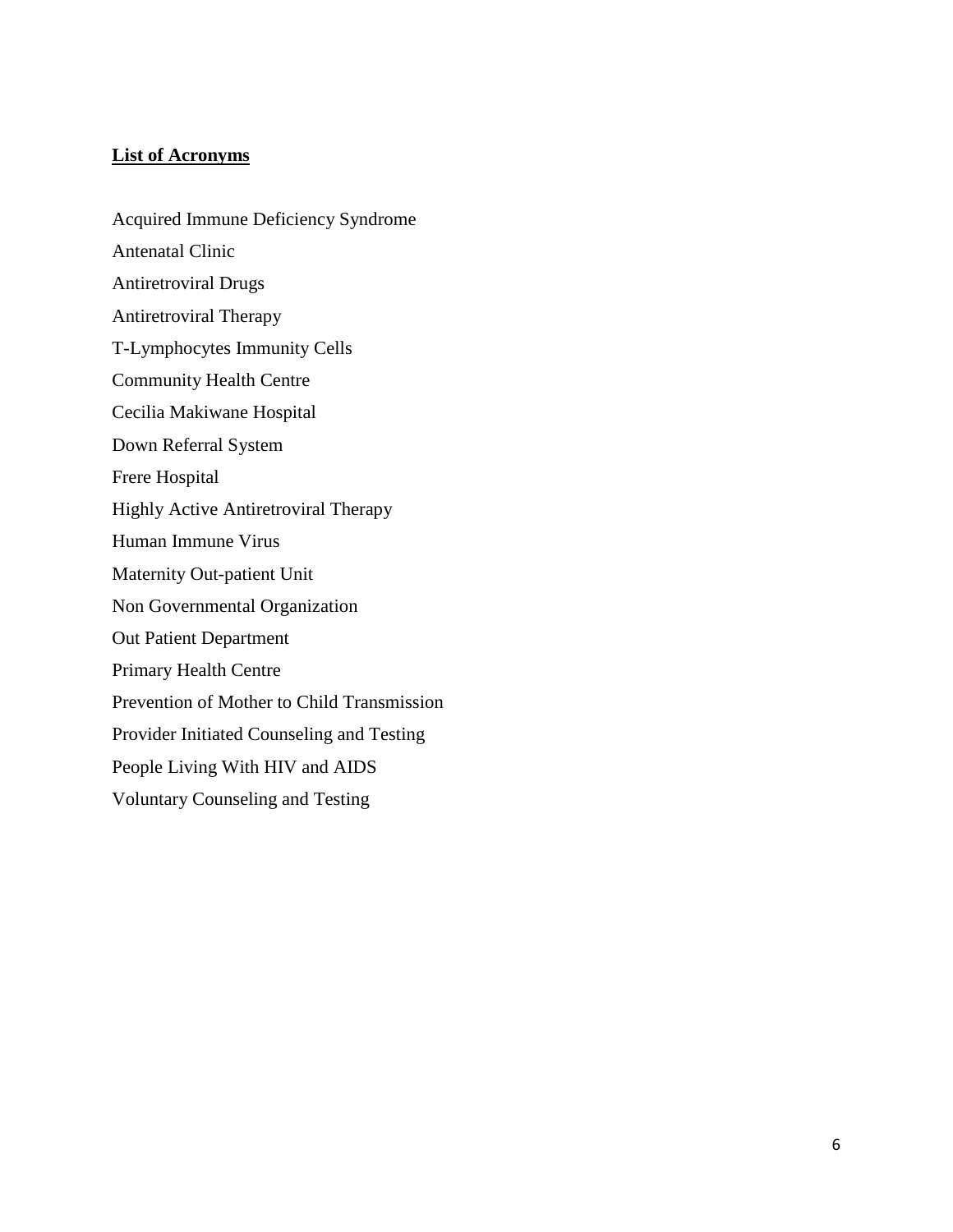**List of Acronyms**

Acquired Immune Deficiency Syndrome

Antenatal Clinic

Antiretroviral Drugs

Antiretroviral Therapy

T-Lymphocytes Immunity Cells

Community Health Centre

Cecilia Makiwane Hospital

Down Referral System

Frere Hospital

Highly Active Antiretroviral Therapy

Human Immune Virus

Maternity Out-patient Unit

Non Governmental Organization

Out Patient Department

Primary Health Centre

Prevention of Mother to Child Transmission

Provider Initiated Counseling and Testing

People Living With HIV and AIDS

Voluntary Counseling and Testing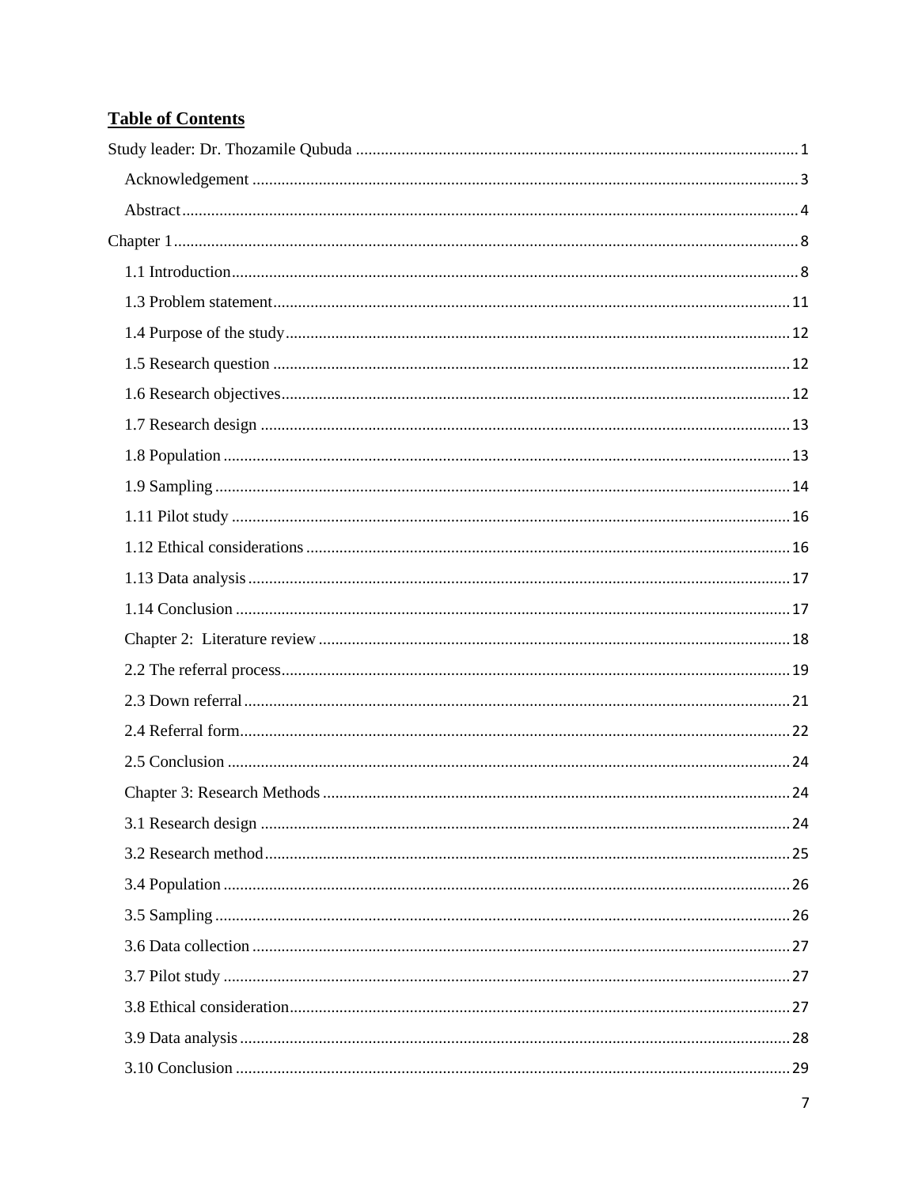## Table of Contents

Study leader: Dr. Thozamile Qubuda ........................................................ 1

- Acknowledgement ........................................................ 3
- Abstract ........................................................ 4

Chapter 1 ........................................................ 8

- 1.1 Introduction ........................................................ 8
- 1.3 Problem statement ........................................................ 11
- 1.4 Purpose of the study ........................................................ 12
- 1.5 Research question ........................................................ 12
- 1.6 Research objectives ........................................................ 12
- 1.7 Research design ........................................................ 13
- 1.8 Population ........................................................ 13
- 1.9 Sampling ........................................................ 14
- 1.11 Pilot study ........................................................ 16
- 1.12 Ethical considerations ........................................................ 16
- 1.13 Data analysis ........................................................ 17
- 1.14 Conclusion ........................................................ 17
- Chapter 2: Literature review ........................................................ 18
- 2.2 The referral process ........................................................ 19
- 2.3 Down referral ........................................................ 21
- 2.4 Referral form ........................................................ 22
- 2.5 Conclusion ........................................................ 24
- Chapter 3: Research Methods ........................................................ 24
- 3.1 Research design ........................................................ 24
- 3.2 Research method ........................................................ 25
- 3.4 Population ........................................................ 26
- 3.5 Sampling ........................................................ 26
- 3.6 Data collection ........................................................ 27
- 3.7 Pilot study ........................................................ 27
- 3.8 Ethical consideration ........................................................ 27
- 3.9 Data analysis ........................................................ 28
- 3.10 Conclusion ........................................................ 29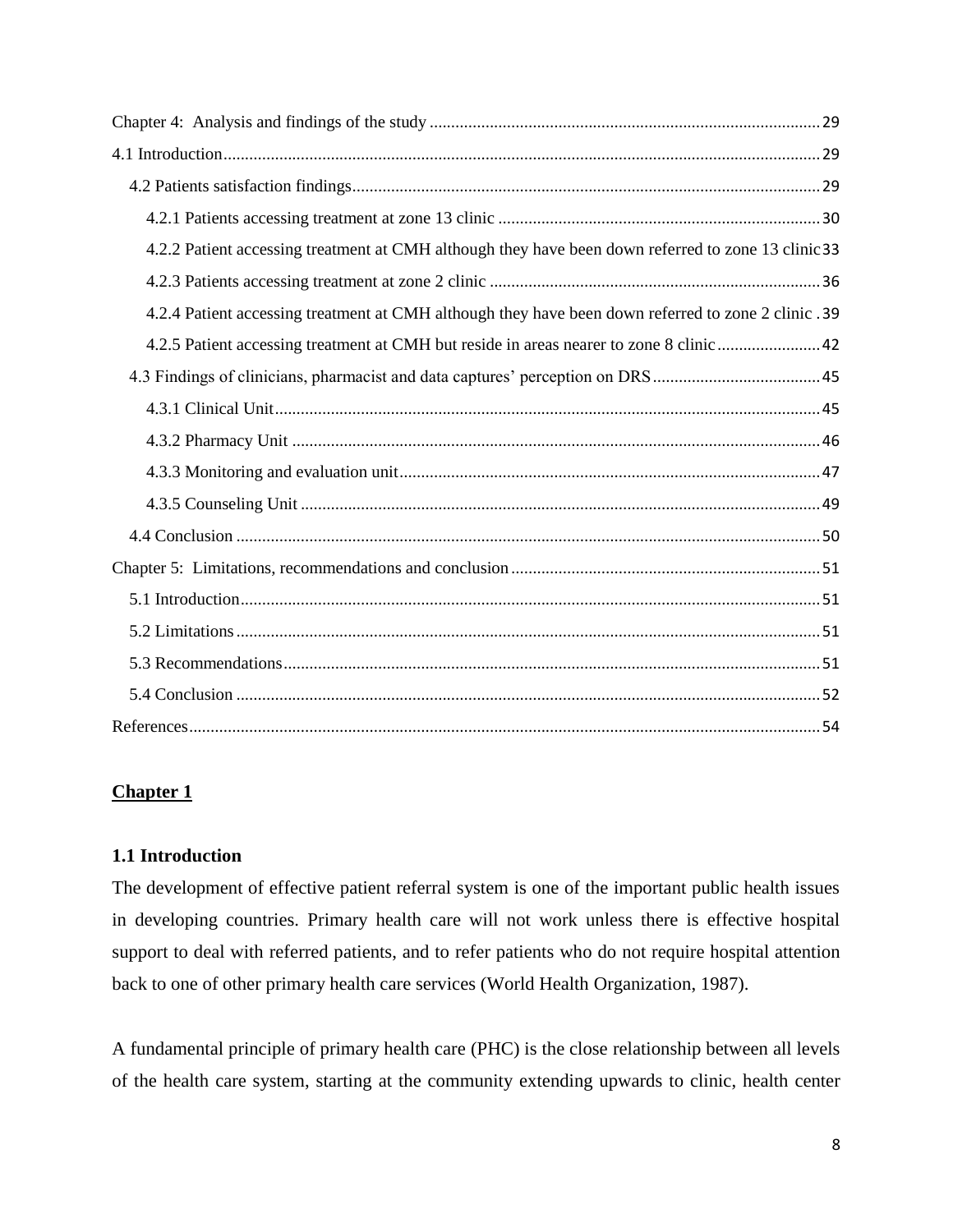Chapter 4: Analysis and findings of the study ........ 29

4.1 Introduction ........ 29

4.2 Patients satisfaction findings ........ 29

4.2.1 Patients accessing treatment at zone 13 clinic ........ 30

4.2.2 Patient accessing treatment at CMH although they have been down referred to zone 13 clinic ........ 33

4.2.3 Patients accessing treatment at zone 2 clinic ........ 36

4.2.4 Patient accessing treatment at CMH although they have been down referred to zone 2 clinic ........ 39

4.2.5 Patient accessing treatment at CMH but reside in areas nearer to zone 8 clinic ........ 42

4.3 Findings of clinicians, pharmacist and data captures' perception on DRS ........ 45

4.3.1 Clinical Unit ........ 45

4.3.2 Pharmacy Unit ........ 46

4.3.3 Monitoring and evaluation unit ........ 47

4.3.5 Counseling Unit ........ 49

4.4 Conclusion ........ 50

Chapter 5: Limitations, recommendations and conclusion ........ 51

5.1 Introduction ........ 51

5.2 Limitations ........ 51

5.3 Recommendations ........ 51

5.4 Conclusion ........ 52

References ........ 54

# Chapter 1

## 1.1 Introduction

The development of effective patient referral system is one of the important public health issues in developing countries. Primary health care will not work unless there is effective hospital support to deal with referred patients, and to refer patients who do not require hospital attention back to one of other primary health care services (World Health Organization, 1987).

A fundamental principle of primary health care (PHC) is the close relationship between all levels of the health care system, starting at the community extending upwards to clinic, health center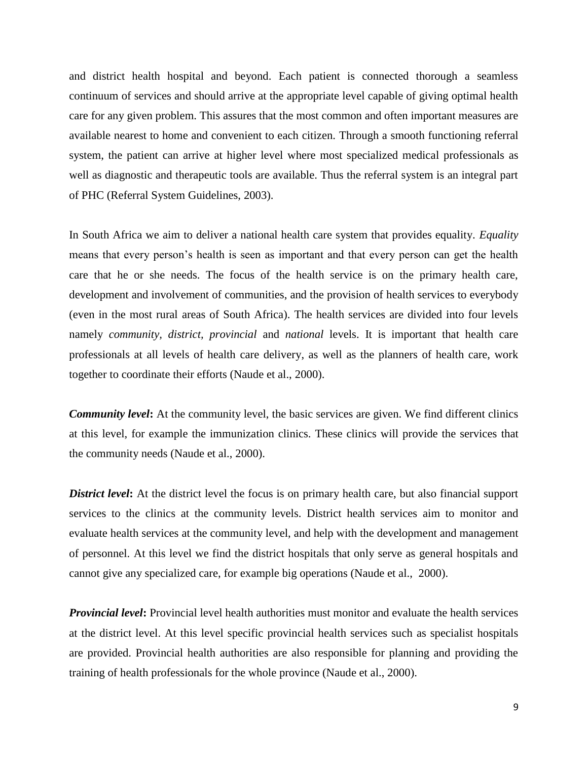and district health hospital and beyond. Each patient is connected thorough a seamless continuum of services and should arrive at the appropriate level capable of giving optimal health care for any given problem. This assures that the most common and often important measures are available nearest to home and convenient to each citizen. Through a smooth functioning referral system, the patient can arrive at higher level where most specialized medical professionals as well as diagnostic and therapeutic tools are available. Thus the referral system is an integral part of PHC (Referral System Guidelines, 2003).

In South Africa we aim to deliver a national health care system that provides equality. *Equality* means that every person's health is seen as important and that every person can get the health care that he or she needs. The focus of the health service is on the primary health care, development and involvement of communities, and the provision of health services to everybody (even in the most rural areas of South Africa). The health services are divided into four levels namely *community, district, provincial* and *national* levels. It is important that health care professionals at all levels of health care delivery, as well as the planners of health care, work together to coordinate their efforts (Naude et al., 2000).

***Community level*:** At the community level, the basic services are given. We find different clinics at this level, for example the immunization clinics. These clinics will provide the services that the community needs (Naude et al., 2000).

***District level*:** At the district level the focus is on primary health care, but also financial support services to the clinics at the community levels. District health services aim to monitor and evaluate health services at the community level, and help with the development and management of personnel. At this level we find the district hospitals that only serve as general hospitals and cannot give any specialized care, for example big operations (Naude et al., 2000).

***Provincial level*:** Provincial level health authorities must monitor and evaluate the health services at the district level. At this level specific provincial health services such as specialist hospitals are provided. Provincial health authorities are also responsible for planning and providing the training of health professionals for the whole province (Naude et al., 2000).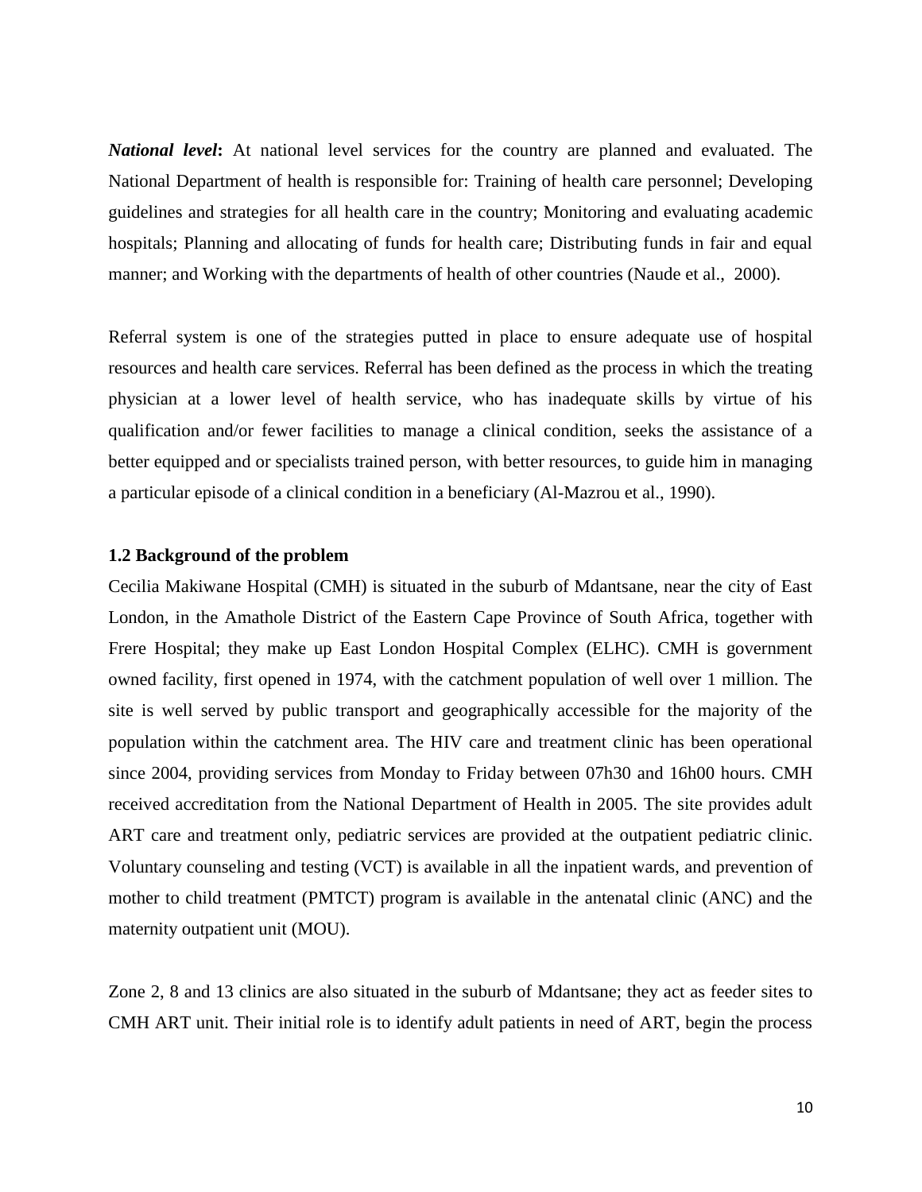***National level*****:** At national level services for the country are planned and evaluated. The National Department of health is responsible for: Training of health care personnel; Developing guidelines and strategies for all health care in the country; Monitoring and evaluating academic hospitals; Planning and allocating of funds for health care; Distributing funds in fair and equal manner; and Working with the departments of health of other countries (Naude et al., 2000).

Referral system is one of the strategies putted in place to ensure adequate use of hospital resources and health care services. Referral has been defined as the process in which the treating physician at a lower level of health service, who has inadequate skills by virtue of his qualification and/or fewer facilities to manage a clinical condition, seeks the assistance of a better equipped and or specialists trained person, with better resources, to guide him in managing a particular episode of a clinical condition in a beneficiary (Al-Mazrou et al., 1990).

### 1.2 Background of the problem

Cecilia Makiwane Hospital (CMH) is situated in the suburb of Mdantsane, near the city of East London, in the Amathole District of the Eastern Cape Province of South Africa, together with Frere Hospital; they make up East London Hospital Complex (ELHC). CMH is government owned facility, first opened in 1974, with the catchment population of well over 1 million. The site is well served by public transport and geographically accessible for the majority of the population within the catchment area. The HIV care and treatment clinic has been operational since 2004, providing services from Monday to Friday between 07h30 and 16h00 hours. CMH received accreditation from the National Department of Health in 2005. The site provides adult ART care and treatment only, pediatric services are provided at the outpatient pediatric clinic. Voluntary counseling and testing (VCT) is available in all the inpatient wards, and prevention of mother to child treatment (PMTCT) program is available in the antenatal clinic (ANC) and the maternity outpatient unit (MOU).

Zone 2, 8 and 13 clinics are also situated in the suburb of Mdantsane; they act as feeder sites to CMH ART unit. Their initial role is to identify adult patients in need of ART, begin the process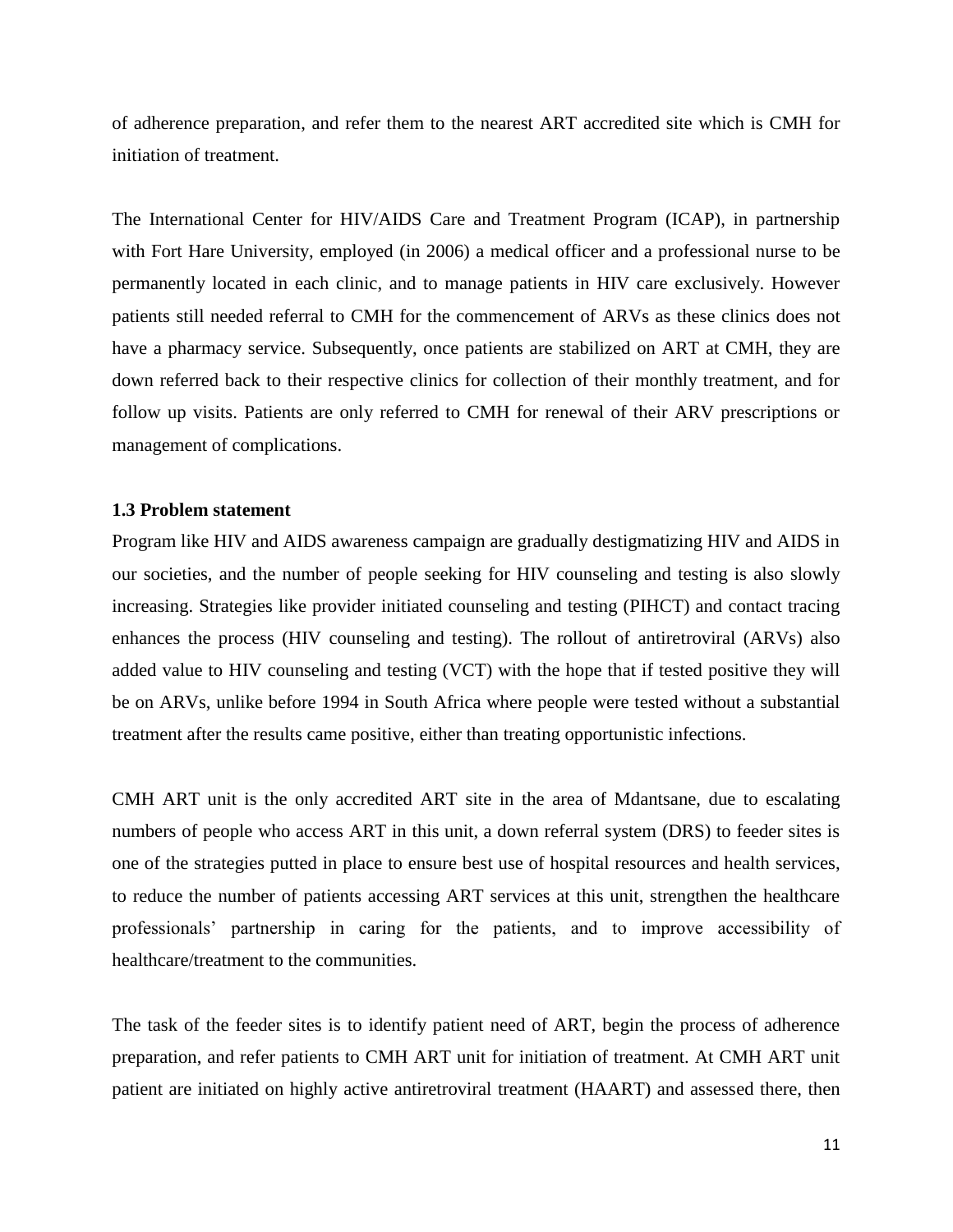of adherence preparation, and refer them to the nearest ART accredited site which is CMH for initiation of treatment.

The International Center for HIV/AIDS Care and Treatment Program (ICAP), in partnership with Fort Hare University, employed (in 2006) a medical officer and a professional nurse to be permanently located in each clinic, and to manage patients in HIV care exclusively. However patients still needed referral to CMH for the commencement of ARVs as these clinics does not have a pharmacy service. Subsequently, once patients are stabilized on ART at CMH, they are down referred back to their respective clinics for collection of their monthly treatment, and for follow up visits. Patients are only referred to CMH for renewal of their ARV prescriptions or management of complications.

### 1.3 Problem statement

Program like HIV and AIDS awareness campaign are gradually destigmatizing HIV and AIDS in our societies, and the number of people seeking for HIV counseling and testing is also slowly increasing. Strategies like provider initiated counseling and testing (PIHCT) and contact tracing enhances the process (HIV counseling and testing). The rollout of antiretroviral (ARVs) also added value to HIV counseling and testing (VCT) with the hope that if tested positive they will be on ARVs, unlike before 1994 in South Africa where people were tested without a substantial treatment after the results came positive, either than treating opportunistic infections.

CMH ART unit is the only accredited ART site in the area of Mdantsane, due to escalating numbers of people who access ART in this unit, a down referral system (DRS) to feeder sites is one of the strategies putted in place to ensure best use of hospital resources and health services, to reduce the number of patients accessing ART services at this unit, strengthen the healthcare professionals' partnership in caring for the patients, and to improve accessibility of healthcare/treatment to the communities.

The task of the feeder sites is to identify patient need of ART, begin the process of adherence preparation, and refer patients to CMH ART unit for initiation of treatment. At CMH ART unit patient are initiated on highly active antiretroviral treatment (HAART) and assessed there, then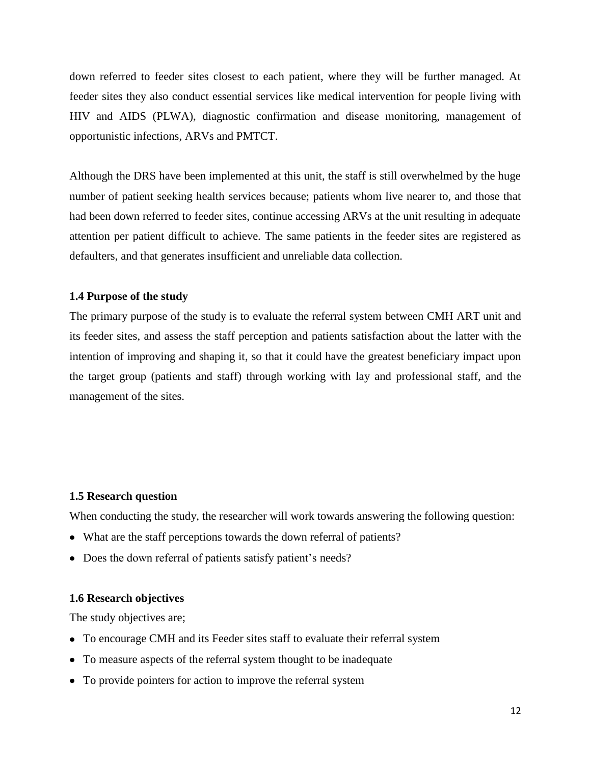down referred to feeder sites closest to each patient, where they will be further managed. At feeder sites they also conduct essential services like medical intervention for people living with HIV and AIDS (PLWA), diagnostic confirmation and disease monitoring, management of opportunistic infections, ARVs and PMTCT.

Although the DRS have been implemented at this unit, the staff is still overwhelmed by the huge number of patient seeking health services because; patients whom live nearer to, and those that had been down referred to feeder sites, continue accessing ARVs at the unit resulting in adequate attention per patient difficult to achieve. The same patients in the feeder sites are registered as defaulters, and that generates insufficient and unreliable data collection.

### 1.4 Purpose of the study

The primary purpose of the study is to evaluate the referral system between CMH ART unit and its feeder sites, and assess the staff perception and patients satisfaction about the latter with the intention of improving and shaping it, so that it could have the greatest beneficiary impact upon the target group (patients and staff) through working with lay and professional staff, and the management of the sites.

### 1.5 Research question

When conducting the study, the researcher will work towards answering the following question:

- What are the staff perceptions towards the down referral of patients?
- Does the down referral of patients satisfy patient's needs?

### 1.6 Research objectives

The study objectives are;

- To encourage CMH and its Feeder sites staff to evaluate their referral system
- To measure aspects of the referral system thought to be inadequate
- To provide pointers for action to improve the referral system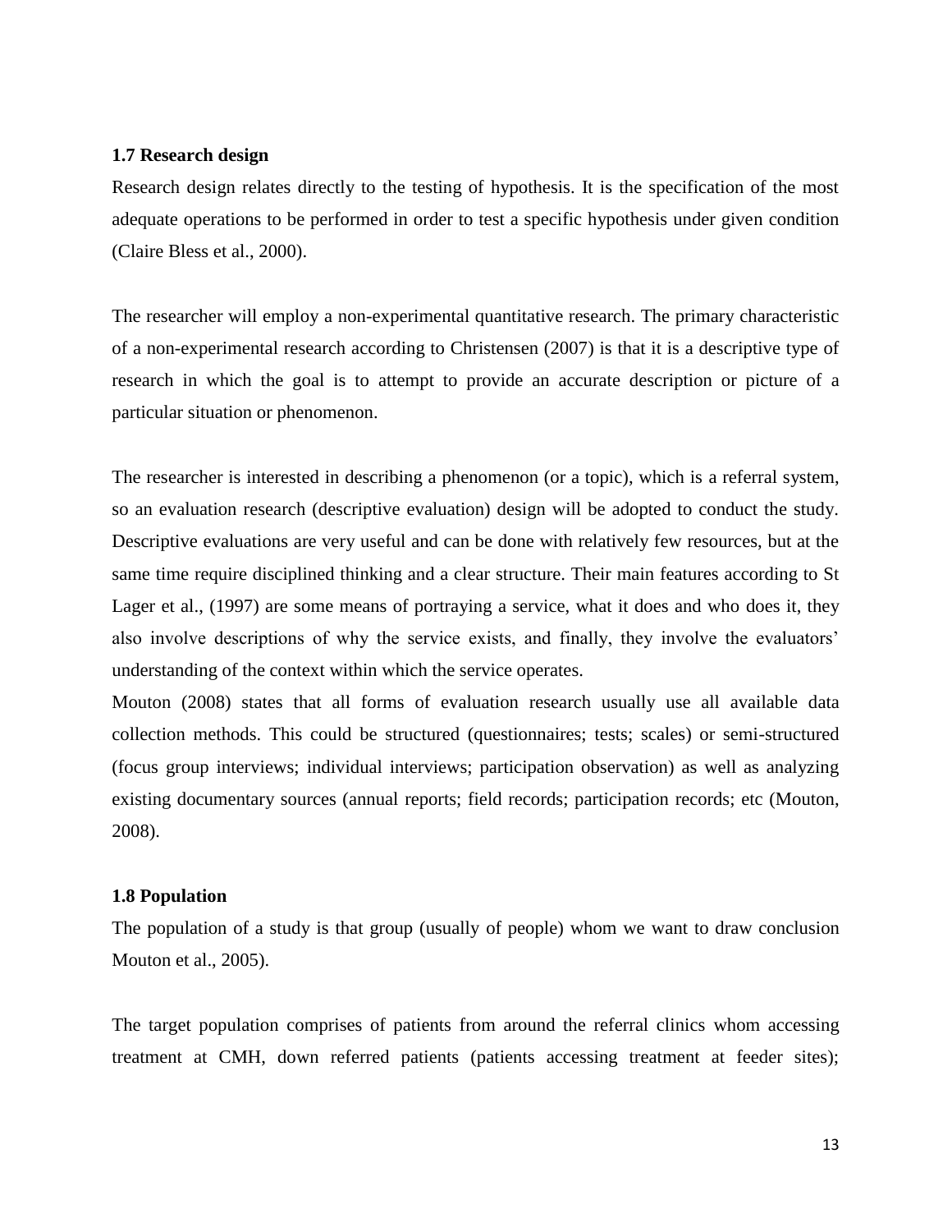**1.7 Research design**

Research design relates directly to the testing of hypothesis. It is the specification of the most adequate operations to be performed in order to test a specific hypothesis under given condition (Claire Bless et al., 2000).

The researcher will employ a non-experimental quantitative research. The primary characteristic of a non-experimental research according to Christensen (2007) is that it is a descriptive type of research in which the goal is to attempt to provide an accurate description or picture of a particular situation or phenomenon.

The researcher is interested in describing a phenomenon (or a topic), which is a referral system, so an evaluation research (descriptive evaluation) design will be adopted to conduct the study. Descriptive evaluations are very useful and can be done with relatively few resources, but at the same time require disciplined thinking and a clear structure. Their main features according to St Lager et al., (1997) are some means of portraying a service, what it does and who does it, they also involve descriptions of why the service exists, and finally, they involve the evaluators' understanding of the context within which the service operates.
Mouton (2008) states that all forms of evaluation research usually use all available data collection methods. This could be structured (questionnaires; tests; scales) or semi-structured (focus group interviews; individual interviews; participation observation) as well as analyzing existing documentary sources (annual reports; field records; participation records; etc (Mouton, 2008).

**1.8 Population**

The population of a study is that group (usually of people) whom we want to draw conclusion Mouton et al., 2005).

The target population comprises of patients from around the referral clinics whom accessing treatment at CMH, down referred patients (patients accessing treatment at feeder sites);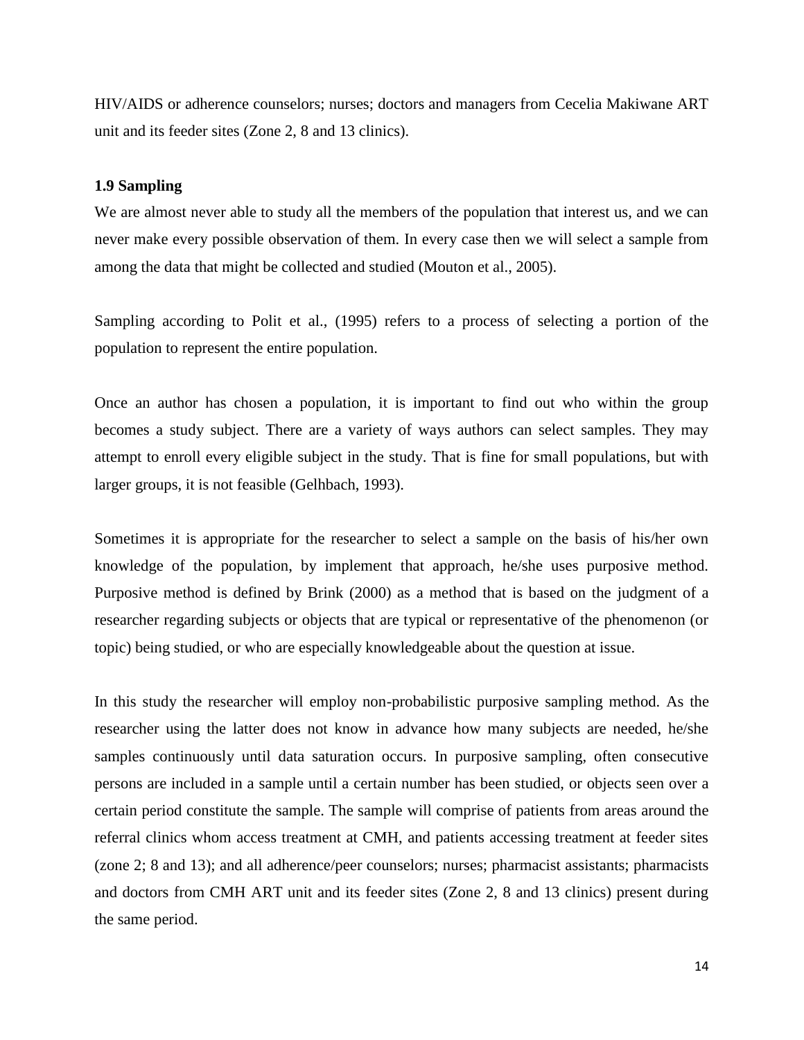HIV/AIDS or adherence counselors; nurses; doctors and managers from Cecelia Makiwane ART unit and its feeder sites (Zone 2, 8 and 13 clinics).

### 1.9 Sampling

We are almost never able to study all the members of the population that interest us, and we can never make every possible observation of them. In every case then we will select a sample from among the data that might be collected and studied (Mouton et al., 2005).

Sampling according to Polit et al., (1995) refers to a process of selecting a portion of the population to represent the entire population.

Once an author has chosen a population, it is important to find out who within the group becomes a study subject. There are a variety of ways authors can select samples. They may attempt to enroll every eligible subject in the study. That is fine for small populations, but with larger groups, it is not feasible (Gelhbach, 1993).

Sometimes it is appropriate for the researcher to select a sample on the basis of his/her own knowledge of the population, by implement that approach, he/she uses purposive method. Purposive method is defined by Brink (2000) as a method that is based on the judgment of a researcher regarding subjects or objects that are typical or representative of the phenomenon (or topic) being studied, or who are especially knowledgeable about the question at issue.

In this study the researcher will employ non-probabilistic purposive sampling method. As the researcher using the latter does not know in advance how many subjects are needed, he/she samples continuously until data saturation occurs. In purposive sampling, often consecutive persons are included in a sample until a certain number has been studied, or objects seen over a certain period constitute the sample. The sample will comprise of patients from areas around the referral clinics whom access treatment at CMH, and patients accessing treatment at feeder sites (zone 2; 8 and 13); and all adherence/peer counselors; nurses; pharmacist assistants; pharmacists and doctors from CMH ART unit and its feeder sites (Zone 2, 8 and 13 clinics) present during the same period.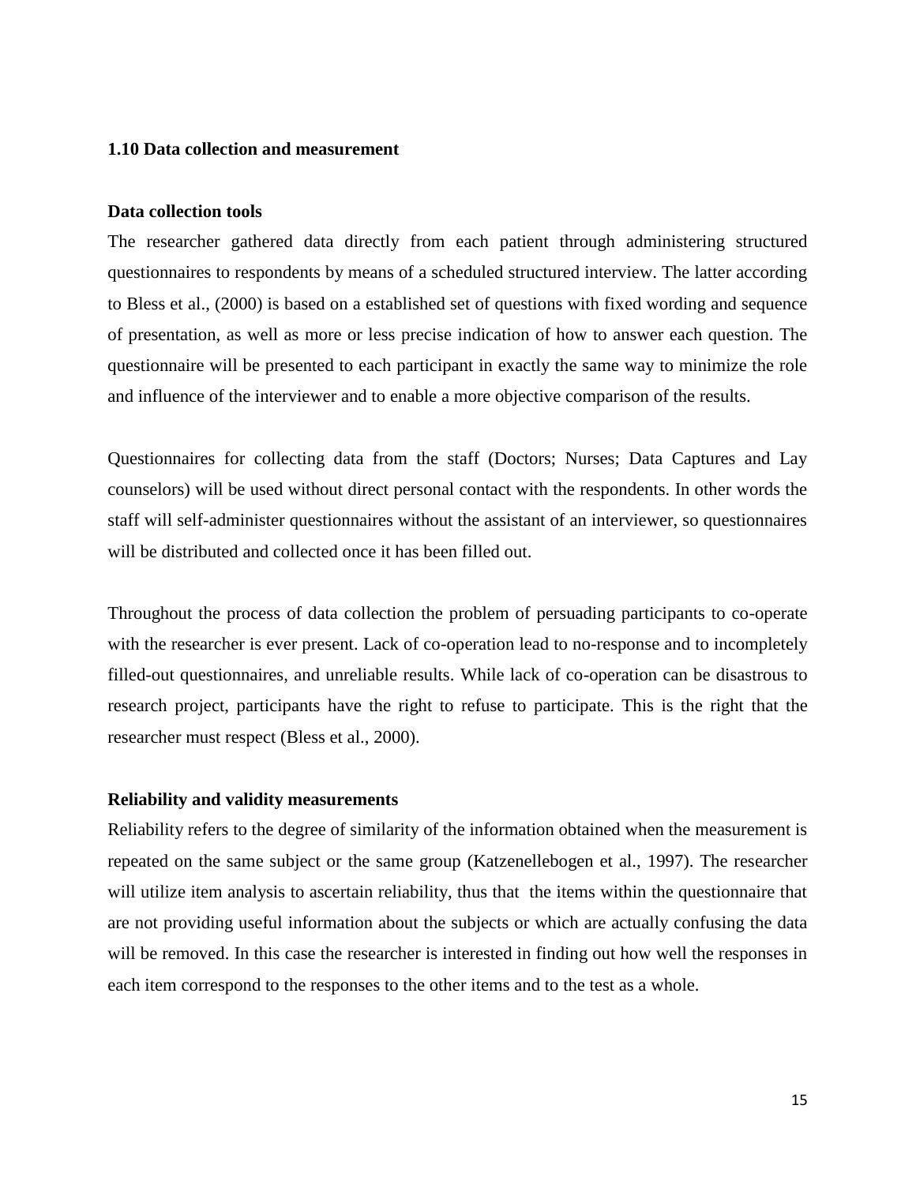### 1.10 Data collection and measurement

**Data collection tools**

The researcher gathered data directly from each patient through administering structured questionnaires to respondents by means of a scheduled structured interview. The latter according to Bless et al., (2000) is based on a established set of questions with fixed wording and sequence of presentation, as well as more or less precise indication of how to answer each question. The questionnaire will be presented to each participant in exactly the same way to minimize the role and influence of the interviewer and to enable a more objective comparison of the results.

Questionnaires for collecting data from the staff (Doctors; Nurses; Data Captures and Lay counselors) will be used without direct personal contact with the respondents. In other words the staff will self-administer questionnaires without the assistant of an interviewer, so questionnaires will be distributed and collected once it has been filled out.

Throughout the process of data collection the problem of persuading participants to co-operate with the researcher is ever present. Lack of co-operation lead to no-response and to incompletely filled-out questionnaires, and unreliable results. While lack of co-operation can be disastrous to research project, participants have the right to refuse to participate. This is the right that the researcher must respect (Bless et al., 2000).

**Reliability and validity measurements**

Reliability refers to the degree of similarity of the information obtained when the measurement is repeated on the same subject or the same group (Katzenellebogen et al., 1997). The researcher will utilize item analysis to ascertain reliability, thus that the items within the questionnaire that are not providing useful information about the subjects or which are actually confusing the data will be removed. In this case the researcher is interested in finding out how well the responses in each item correspond to the responses to the other items and to the test as a whole.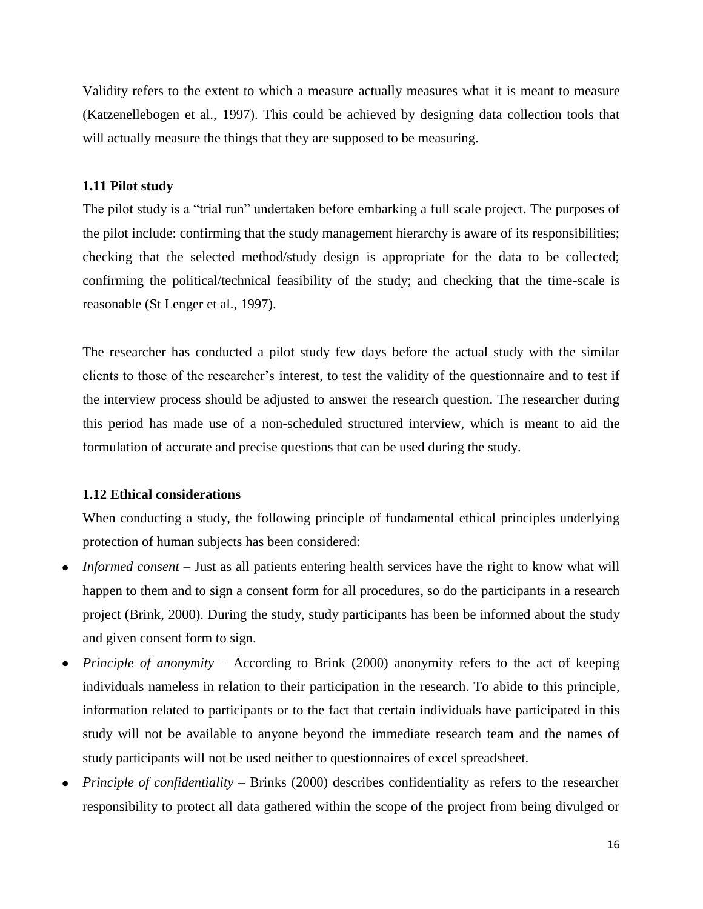Validity refers to the extent to which a measure actually measures what it is meant to measure (Katzenellebogen et al., 1997). This could be achieved by designing data collection tools that will actually measure the things that they are supposed to be measuring.

### 1.11 Pilot study

The pilot study is a "trial run" undertaken before embarking a full scale project. The purposes of the pilot include: confirming that the study management hierarchy is aware of its responsibilities; checking that the selected method/study design is appropriate for the data to be collected; confirming the political/technical feasibility of the study; and checking that the time-scale is reasonable (St Lenger et al., 1997).

The researcher has conducted a pilot study few days before the actual study with the similar clients to those of the researcher's interest, to test the validity of the questionnaire and to test if the interview process should be adjusted to answer the research question. The researcher during this period has made use of a non-scheduled structured interview, which is meant to aid the formulation of accurate and precise questions that can be used during the study.

### 1.12 Ethical considerations

When conducting a study, the following principle of fundamental ethical principles underlying protection of human subjects has been considered:

- *Informed consent* – Just as all patients entering health services have the right to know what will happen to them and to sign a consent form for all procedures, so do the participants in a research project (Brink, 2000). During the study, study participants has been be informed about the study and given consent form to sign.
- *Principle of anonymity* – According to Brink (2000) anonymity refers to the act of keeping individuals nameless in relation to their participation in the research. To abide to this principle, information related to participants or to the fact that certain individuals have participated in this study will not be available to anyone beyond the immediate research team and the names of study participants will not be used neither to questionnaires of excel spreadsheet.
- *Principle of confidentiality* – Brinks (2000) describes confidentiality as refers to the researcher responsibility to protect all data gathered within the scope of the project from being divulged or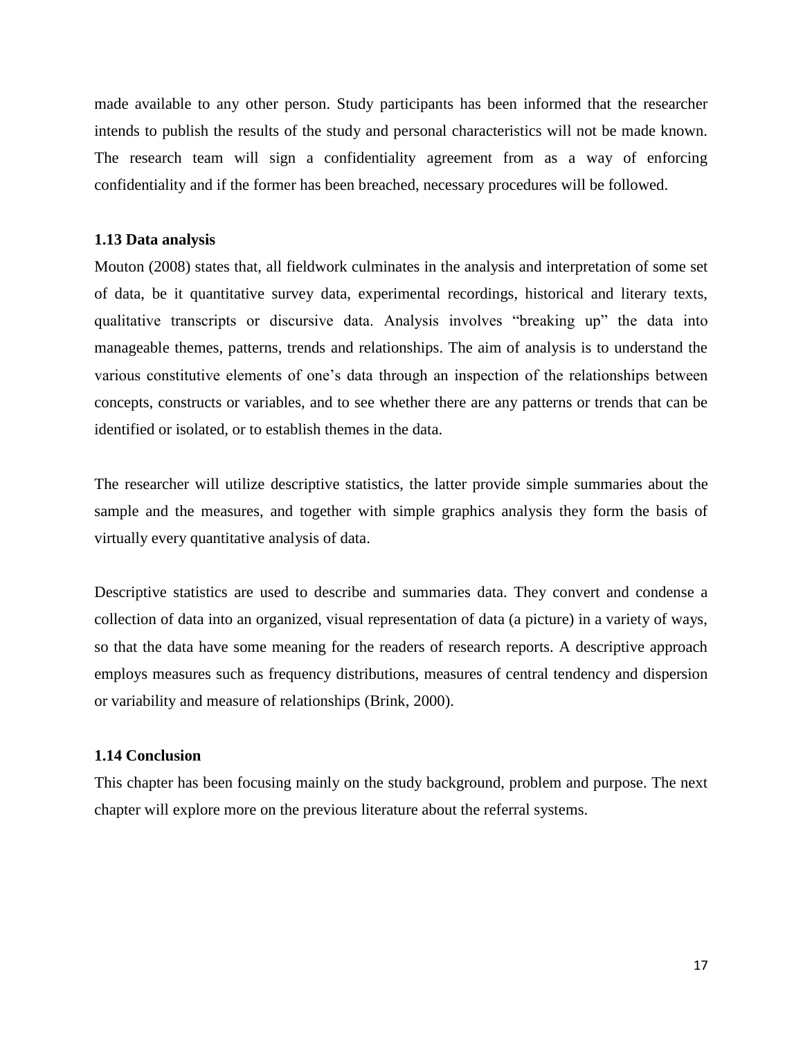made available to any other person. Study participants has been informed that the researcher intends to publish the results of the study and personal characteristics will not be made known. The research team will sign a confidentiality agreement from as a way of enforcing confidentiality and if the former has been breached, necessary procedures will be followed.

### 1.13 Data analysis

Mouton (2008) states that, all fieldwork culminates in the analysis and interpretation of some set of data, be it quantitative survey data, experimental recordings, historical and literary texts, qualitative transcripts or discursive data. Analysis involves "breaking up" the data into manageable themes, patterns, trends and relationships. The aim of analysis is to understand the various constitutive elements of one's data through an inspection of the relationships between concepts, constructs or variables, and to see whether there are any patterns or trends that can be identified or isolated, or to establish themes in the data.

The researcher will utilize descriptive statistics, the latter provide simple summaries about the sample and the measures, and together with simple graphics analysis they form the basis of virtually every quantitative analysis of data.

Descriptive statistics are used to describe and summaries data. They convert and condense a collection of data into an organized, visual representation of data (a picture) in a variety of ways, so that the data have some meaning for the readers of research reports. A descriptive approach employs measures such as frequency distributions, measures of central tendency and dispersion or variability and measure of relationships (Brink, 2000).

### 1.14 Conclusion

This chapter has been focusing mainly on the study background, problem and purpose. The next chapter will explore more on the previous literature about the referral systems.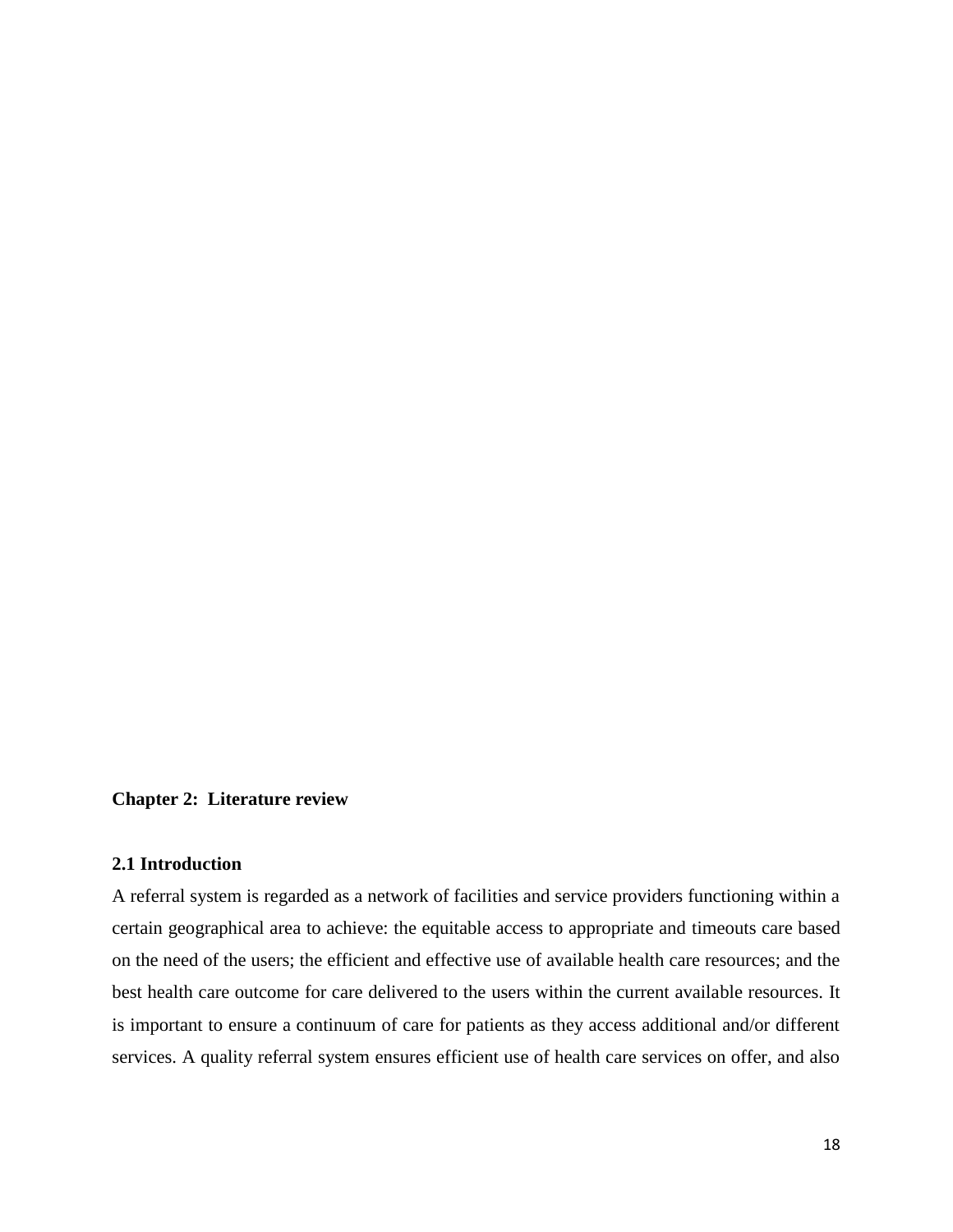# Chapter 2: Literature review

## 2.1 Introduction

A referral system is regarded as a network of facilities and service providers functioning within a certain geographical area to achieve: the equitable access to appropriate and timeouts care based on the need of the users; the efficient and effective use of available health care resources; and the best health care outcome for care delivered to the users within the current available resources. It is important to ensure a continuum of care for patients as they access additional and/or different services. A quality referral system ensures efficient use of health care services on offer, and also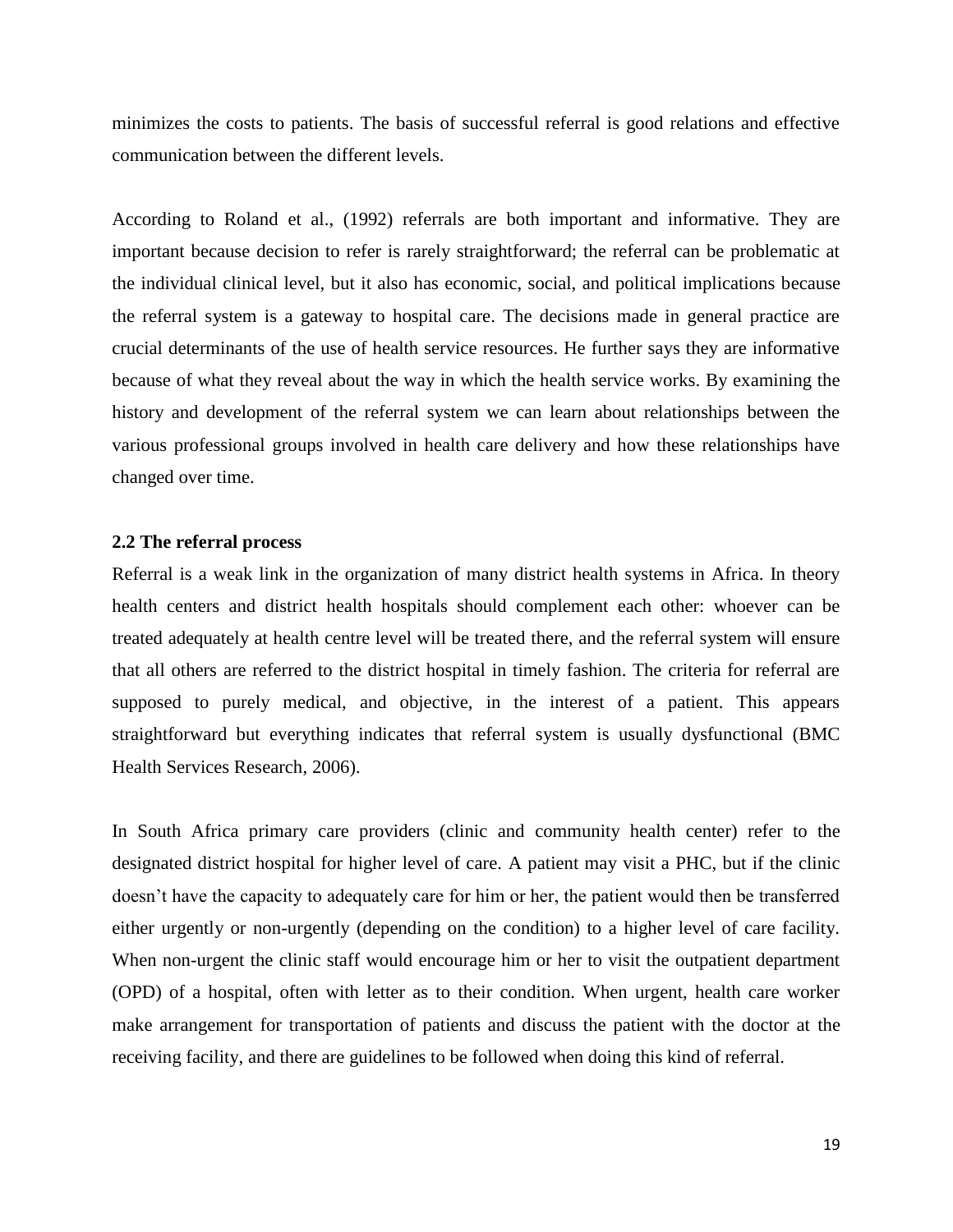minimizes the costs to patients. The basis of successful referral is good relations and effective communication between the different levels.

According to Roland et al., (1992) referrals are both important and informative. They are important because decision to refer is rarely straightforward; the referral can be problematic at the individual clinical level, but it also has economic, social, and political implications because the referral system is a gateway to hospital care. The decisions made in general practice are crucial determinants of the use of health service resources. He further says they are informative because of what they reveal about the way in which the health service works. By examining the history and development of the referral system we can learn about relationships between the various professional groups involved in health care delivery and how these relationships have changed over time.

### 2.2 The referral process

Referral is a weak link in the organization of many district health systems in Africa. In theory health centers and district health hospitals should complement each other: whoever can be treated adequately at health centre level will be treated there, and the referral system will ensure that all others are referred to the district hospital in timely fashion. The criteria for referral are supposed to purely medical, and objective, in the interest of a patient. This appears straightforward but everything indicates that referral system is usually dysfunctional (BMC Health Services Research, 2006).

In South Africa primary care providers (clinic and community health center) refer to the designated district hospital for higher level of care. A patient may visit a PHC, but if the clinic doesn't have the capacity to adequately care for him or her, the patient would then be transferred either urgently or non-urgently (depending on the condition) to a higher level of care facility. When non-urgent the clinic staff would encourage him or her to visit the outpatient department (OPD) of a hospital, often with letter as to their condition. When urgent, health care worker make arrangement for transportation of patients and discuss the patient with the doctor at the receiving facility, and there are guidelines to be followed when doing this kind of referral.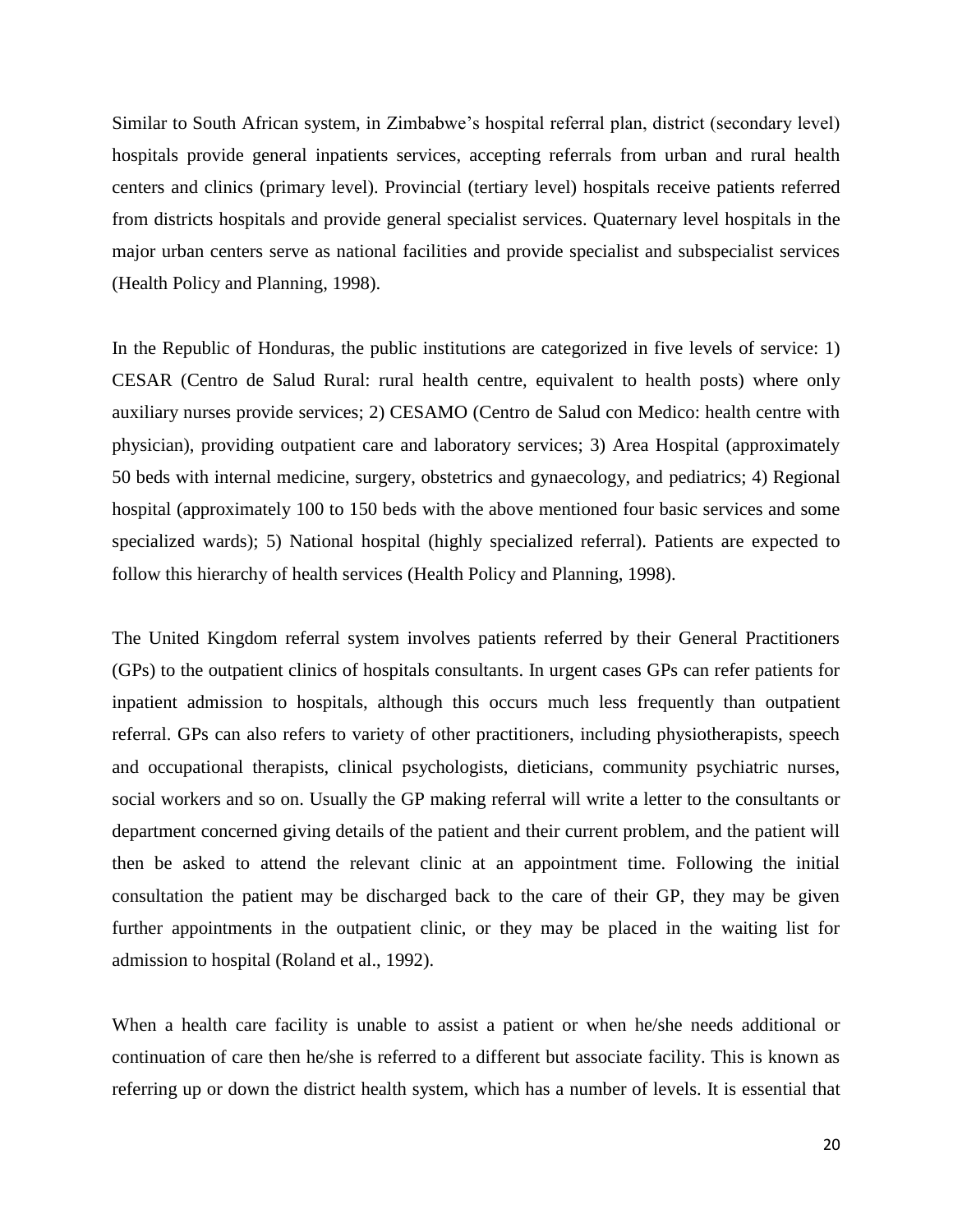Similar to South African system, in Zimbabwe's hospital referral plan, district (secondary level) hospitals provide general inpatients services, accepting referrals from urban and rural health centers and clinics (primary level). Provincial (tertiary level) hospitals receive patients referred from districts hospitals and provide general specialist services. Quaternary level hospitals in the major urban centers serve as national facilities and provide specialist and subspecialist services (Health Policy and Planning, 1998).

In the Republic of Honduras, the public institutions are categorized in five levels of service: 1) CESAR (Centro de Salud Rural: rural health centre, equivalent to health posts) where only auxiliary nurses provide services; 2) CESAMO (Centro de Salud con Medico: health centre with physician), providing outpatient care and laboratory services; 3) Area Hospital (approximately 50 beds with internal medicine, surgery, obstetrics and gynaecology, and pediatrics; 4) Regional hospital (approximately 100 to 150 beds with the above mentioned four basic services and some specialized wards); 5) National hospital (highly specialized referral). Patients are expected to follow this hierarchy of health services (Health Policy and Planning, 1998).

The United Kingdom referral system involves patients referred by their General Practitioners (GPs) to the outpatient clinics of hospitals consultants. In urgent cases GPs can refer patients for inpatient admission to hospitals, although this occurs much less frequently than outpatient referral. GPs can also refers to variety of other practitioners, including physiotherapists, speech and occupational therapists, clinical psychologists, dieticians, community psychiatric nurses, social workers and so on. Usually the GP making referral will write a letter to the consultants or department concerned giving details of the patient and their current problem, and the patient will then be asked to attend the relevant clinic at an appointment time. Following the initial consultation the patient may be discharged back to the care of their GP, they may be given further appointments in the outpatient clinic, or they may be placed in the waiting list for admission to hospital (Roland et al., 1992).

When a health care facility is unable to assist a patient or when he/she needs additional or continuation of care then he/she is referred to a different but associate facility. This is known as referring up or down the district health system, which has a number of levels. It is essential that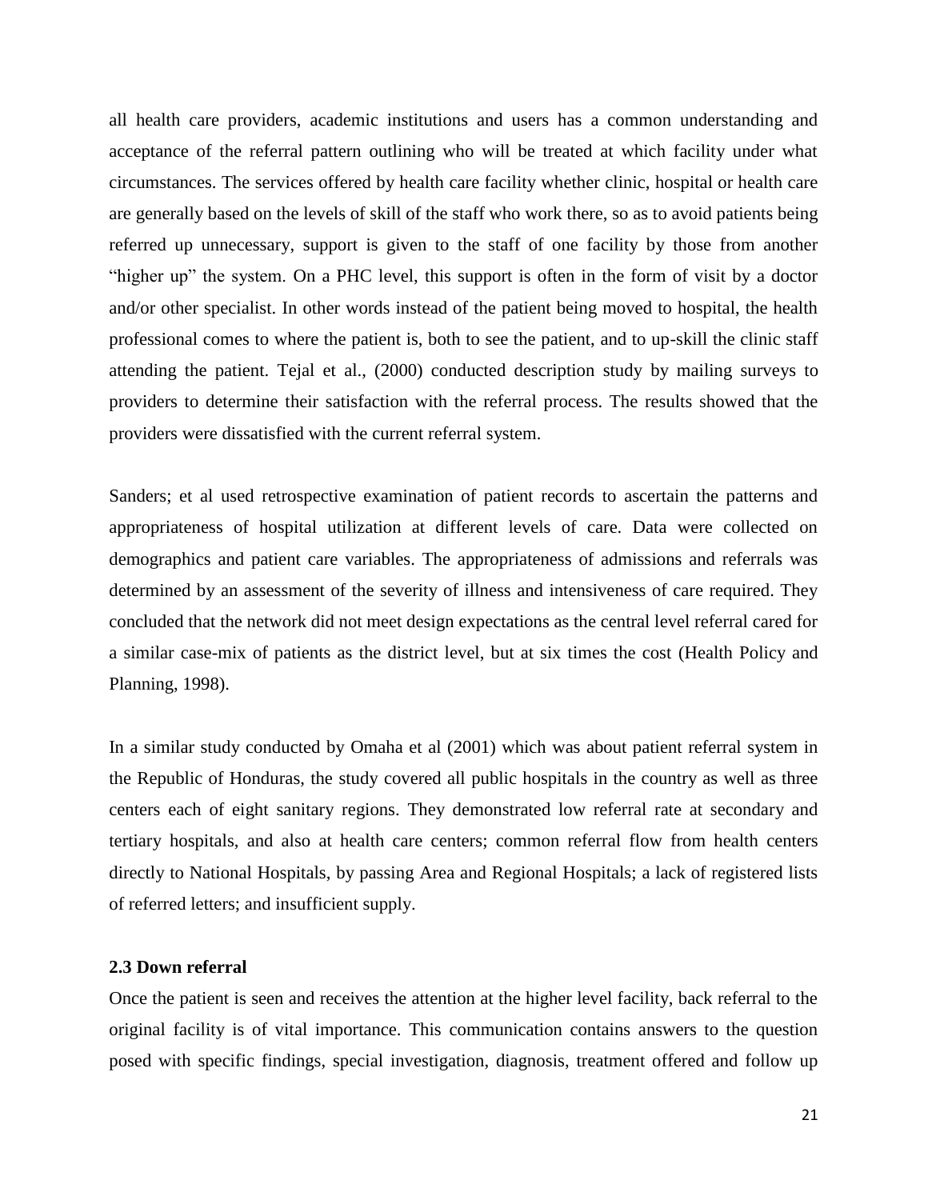all health care providers, academic institutions and users has a common understanding and acceptance of the referral pattern outlining who will be treated at which facility under what circumstances. The services offered by health care facility whether clinic, hospital or health care are generally based on the levels of skill of the staff who work there, so as to avoid patients being referred up unnecessary, support is given to the staff of one facility by those from another "higher up" the system. On a PHC level, this support is often in the form of visit by a doctor and/or other specialist. In other words instead of the patient being moved to hospital, the health professional comes to where the patient is, both to see the patient, and to up-skill the clinic staff attending the patient. Tejal et al., (2000) conducted description study by mailing surveys to providers to determine their satisfaction with the referral process. The results showed that the providers were dissatisfied with the current referral system.

Sanders; et al used retrospective examination of patient records to ascertain the patterns and appropriateness of hospital utilization at different levels of care. Data were collected on demographics and patient care variables. The appropriateness of admissions and referrals was determined by an assessment of the severity of illness and intensiveness of care required. They concluded that the network did not meet design expectations as the central level referral cared for a similar case-mix of patients as the district level, but at six times the cost (Health Policy and Planning, 1998).

In a similar study conducted by Omaha et al (2001) which was about patient referral system in the Republic of Honduras, the study covered all public hospitals in the country as well as three centers each of eight sanitary regions. They demonstrated low referral rate at secondary and tertiary hospitals, and also at health care centers; common referral flow from health centers directly to National Hospitals, by passing Area and Regional Hospitals; a lack of registered lists of referred letters; and insufficient supply.

### 2.3 Down referral

Once the patient is seen and receives the attention at the higher level facility, back referral to the original facility is of vital importance. This communication contains answers to the question posed with specific findings, special investigation, diagnosis, treatment offered and follow up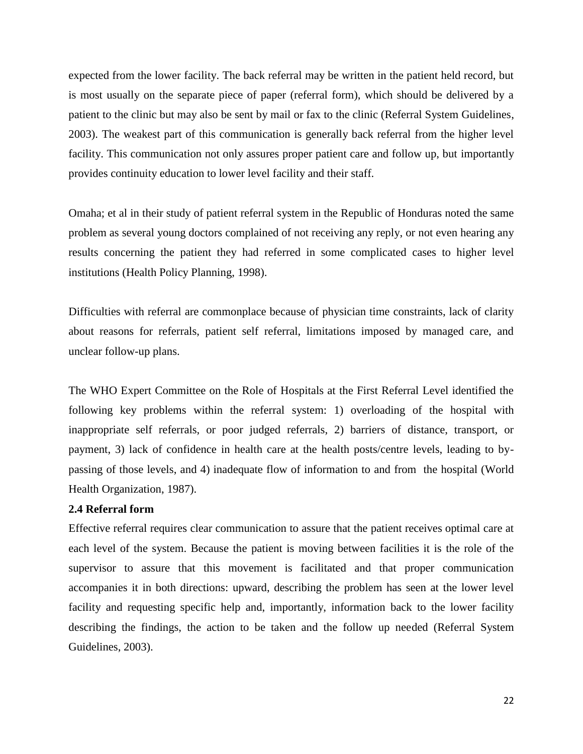expected from the lower facility. The back referral may be written in the patient held record, but is most usually on the separate piece of paper (referral form), which should be delivered by a patient to the clinic but may also be sent by mail or fax to the clinic (Referral System Guidelines, 2003). The weakest part of this communication is generally back referral from the higher level facility. This communication not only assures proper patient care and follow up, but importantly provides continuity education to lower level facility and their staff.

Omaha; et al in their study of patient referral system in the Republic of Honduras noted the same problem as several young doctors complained of not receiving any reply, or not even hearing any results concerning the patient they had referred in some complicated cases to higher level institutions (Health Policy Planning, 1998).

Difficulties with referral are commonplace because of physician time constraints, lack of clarity about reasons for referrals, patient self referral, limitations imposed by managed care, and unclear follow-up plans.

The WHO Expert Committee on the Role of Hospitals at the First Referral Level identified the following key problems within the referral system: 1) overloading of the hospital with inappropriate self referrals, or poor judged referrals, 2) barriers of distance, transport, or payment, 3) lack of confidence in health care at the health posts/centre levels, leading to by-passing of those levels, and 4) inadequate flow of information to and from the hospital (World Health Organization, 1987).

### 2.4 Referral form

Effective referral requires clear communication to assure that the patient receives optimal care at each level of the system. Because the patient is moving between facilities it is the role of the supervisor to assure that this movement is facilitated and that proper communication accompanies it in both directions: upward, describing the problem has seen at the lower level facility and requesting specific help and, importantly, information back to the lower facility describing the findings, the action to be taken and the follow up needed (Referral System Guidelines, 2003).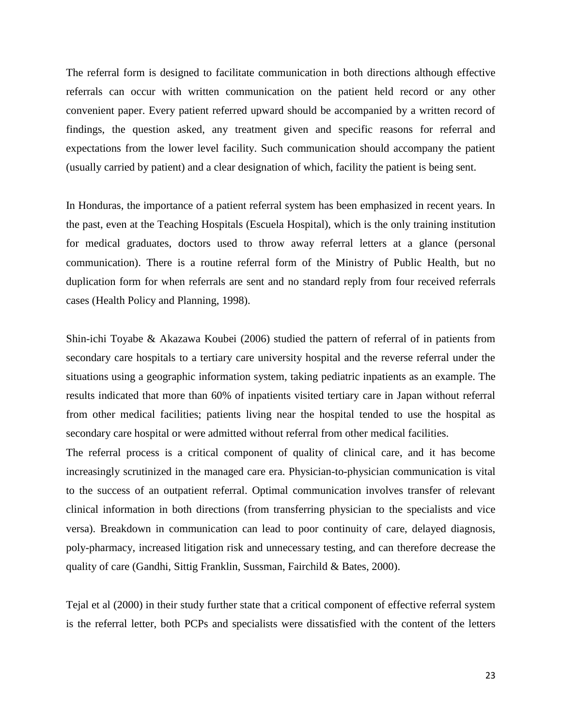The referral form is designed to facilitate communication in both directions although effective referrals can occur with written communication on the patient held record or any other convenient paper. Every patient referred upward should be accompanied by a written record of findings, the question asked, any treatment given and specific reasons for referral and expectations from the lower level facility. Such communication should accompany the patient (usually carried by patient) and a clear designation of which, facility the patient is being sent.

In Honduras, the importance of a patient referral system has been emphasized in recent years. In the past, even at the Teaching Hospitals (Escuela Hospital), which is the only training institution for medical graduates, doctors used to throw away referral letters at a glance (personal communication). There is a routine referral form of the Ministry of Public Health, but no duplication form for when referrals are sent and no standard reply from four received referrals cases (Health Policy and Planning, 1998).

Shin-ichi Toyabe & Akazawa Koubei (2006) studied the pattern of referral of in patients from secondary care hospitals to a tertiary care university hospital and the reverse referral under the situations using a geographic information system, taking pediatric inpatients as an example. The results indicated that more than 60% of inpatients visited tertiary care in Japan without referral from other medical facilities; patients living near the hospital tended to use the hospital as secondary care hospital or were admitted without referral from other medical facilities.

The referral process is a critical component of quality of clinical care, and it has become increasingly scrutinized in the managed care era. Physician-to-physician communication is vital to the success of an outpatient referral. Optimal communication involves transfer of relevant clinical information in both directions (from transferring physician to the specialists and vice versa). Breakdown in communication can lead to poor continuity of care, delayed diagnosis, poly-pharmacy, increased litigation risk and unnecessary testing, and can therefore decrease the quality of care (Gandhi, Sittig Franklin, Sussman, Fairchild & Bates, 2000).

Tejal et al (2000) in their study further state that a critical component of effective referral system is the referral letter, both PCPs and specialists were dissatisfied with the content of the letters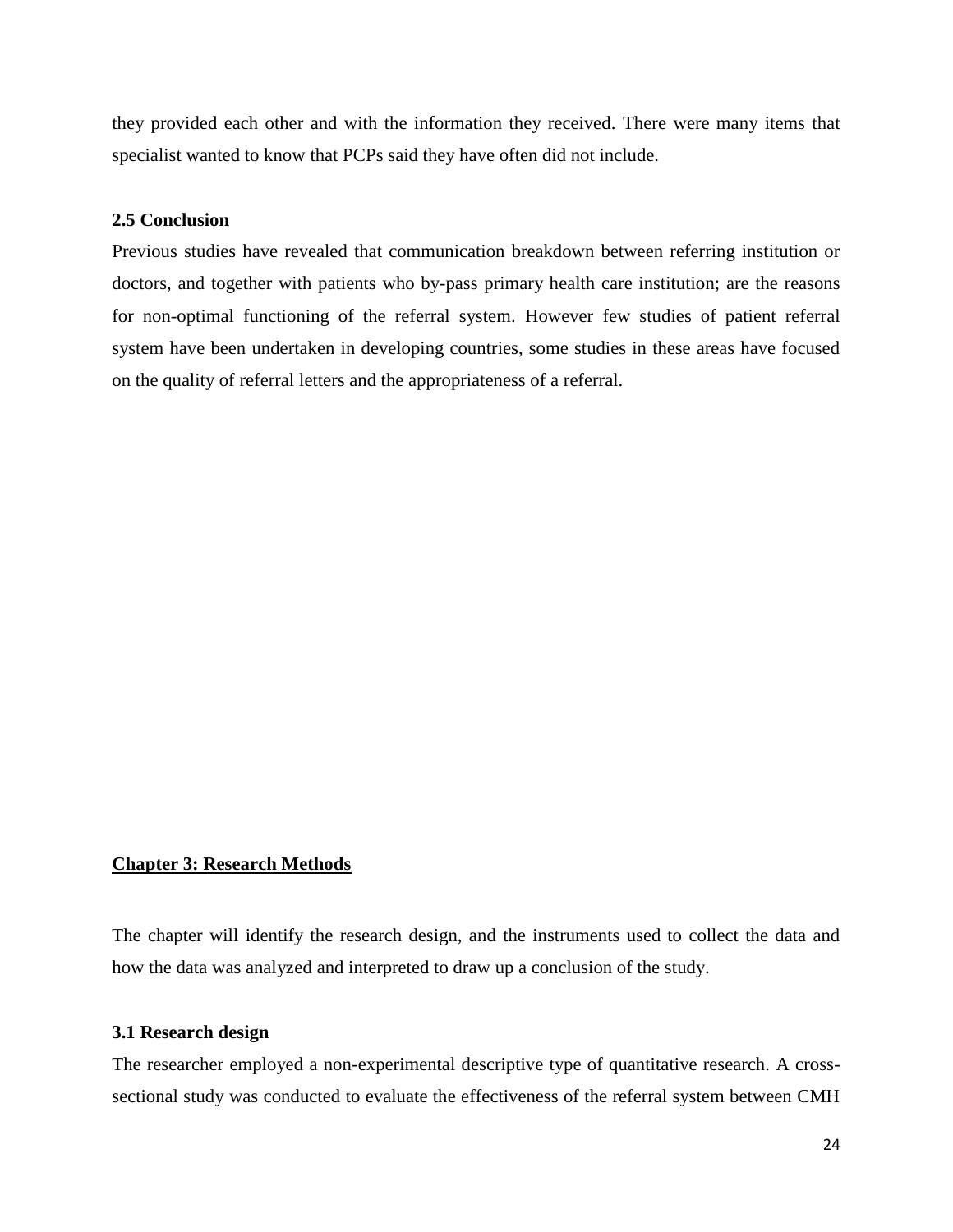they provided each other and with the information they received. There were many items that specialist wanted to know that PCPs said they have often did not include.

### 2.5 Conclusion

Previous studies have revealed that communication breakdown between referring institution or doctors, and together with patients who by-pass primary health care institution; are the reasons for non-optimal functioning of the referral system. However few studies of patient referral system have been undertaken in developing countries, some studies in these areas have focused on the quality of referral letters and the appropriateness of a referral.

## Chapter 3: Research Methods

The chapter will identify the research design, and the instruments used to collect the data and how the data was analyzed and interpreted to draw up a conclusion of the study.

### 3.1 Research design

The researcher employed a non-experimental descriptive type of quantitative research. A cross-sectional study was conducted to evaluate the effectiveness of the referral system between CMH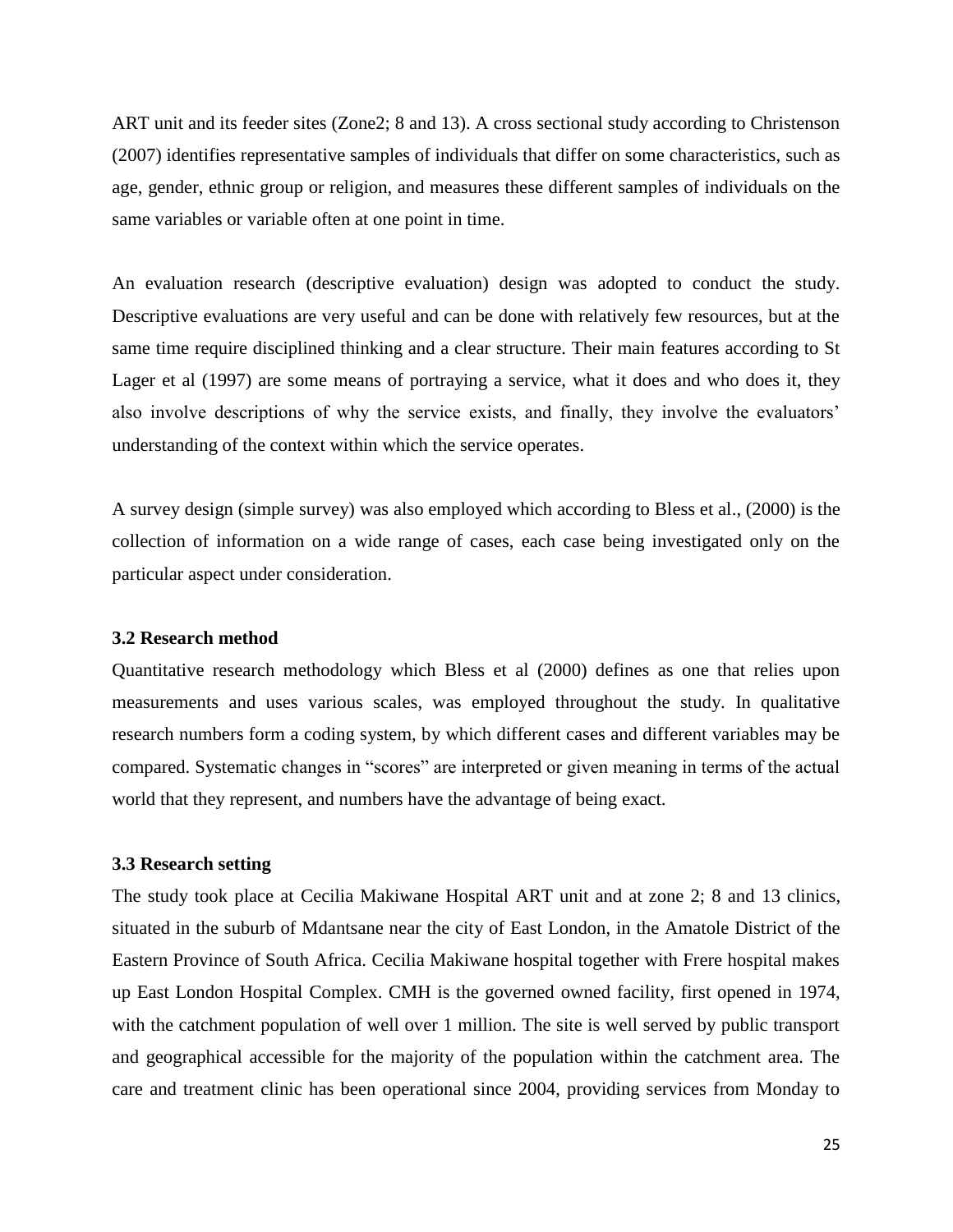ART unit and its feeder sites (Zone2; 8 and 13). A cross sectional study according to Christenson (2007) identifies representative samples of individuals that differ on some characteristics, such as age, gender, ethnic group or religion, and measures these different samples of individuals on the same variables or variable often at one point in time.

An evaluation research (descriptive evaluation) design was adopted to conduct the study. Descriptive evaluations are very useful and can be done with relatively few resources, but at the same time require disciplined thinking and a clear structure. Their main features according to St Lager et al (1997) are some means of portraying a service, what it does and who does it, they also involve descriptions of why the service exists, and finally, they involve the evaluators' understanding of the context within which the service operates.

A survey design (simple survey) was also employed which according to Bless et al., (2000) is the collection of information on a wide range of cases, each case being investigated only on the particular aspect under consideration.

### 3.2 Research method

Quantitative research methodology which Bless et al (2000) defines as one that relies upon measurements and uses various scales, was employed throughout the study. In qualitative research numbers form a coding system, by which different cases and different variables may be compared. Systematic changes in "scores" are interpreted or given meaning in terms of the actual world that they represent, and numbers have the advantage of being exact.

### 3.3 Research setting

The study took place at Cecilia Makiwane Hospital ART unit and at zone 2; 8 and 13 clinics, situated in the suburb of Mdantsane near the city of East London, in the Amatole District of the Eastern Province of South Africa. Cecilia Makiwane hospital together with Frere hospital makes up East London Hospital Complex. CMH is the governed owned facility, first opened in 1974, with the catchment population of well over 1 million. The site is well served by public transport and geographical accessible for the majority of the population within the catchment area. The care and treatment clinic has been operational since 2004, providing services from Monday to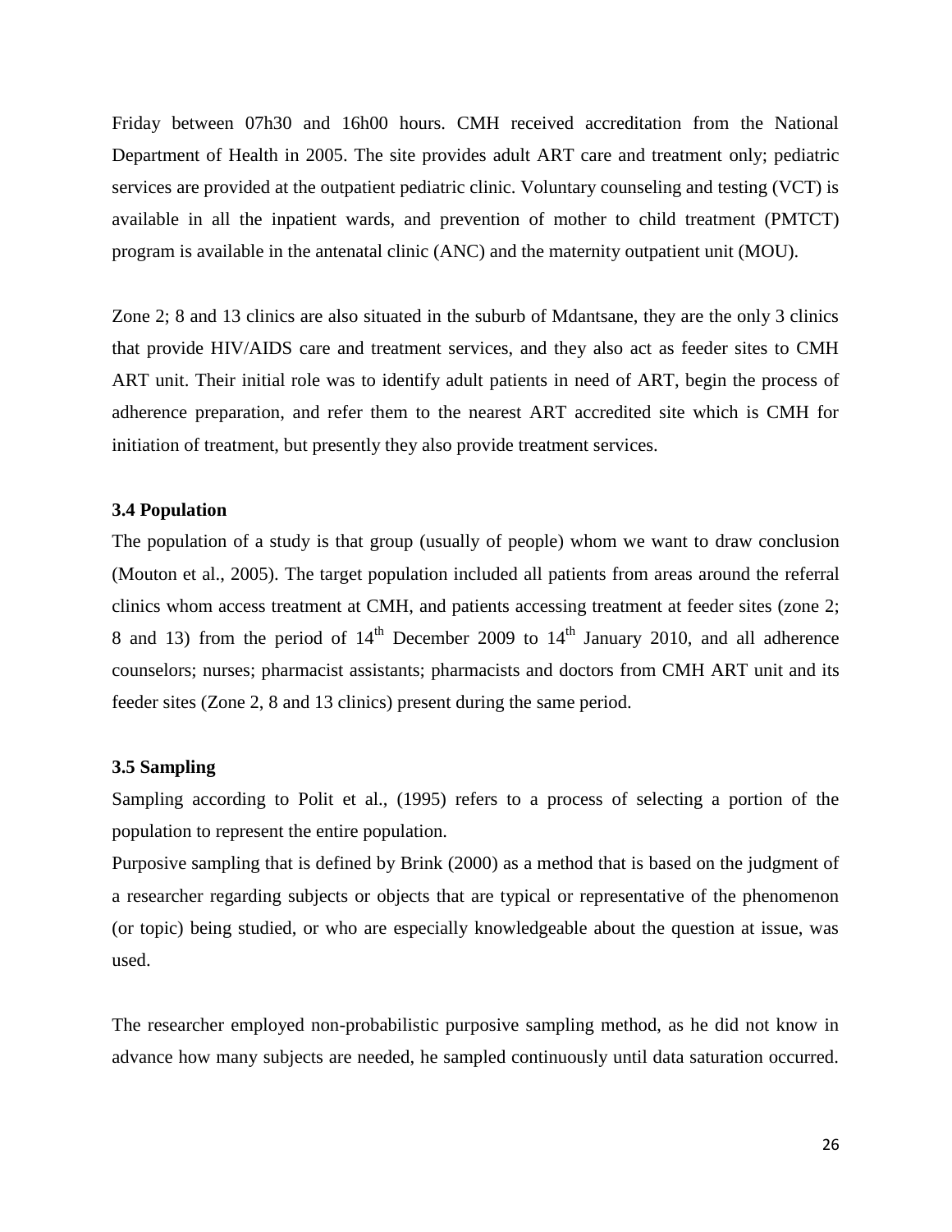Friday between 07h30 and 16h00 hours. CMH received accreditation from the National Department of Health in 2005. The site provides adult ART care and treatment only; pediatric services are provided at the outpatient pediatric clinic. Voluntary counseling and testing (VCT) is available in all the inpatient wards, and prevention of mother to child treatment (PMTCT) program is available in the antenatal clinic (ANC) and the maternity outpatient unit (MOU).

Zone 2; 8 and 13 clinics are also situated in the suburb of Mdantsane, they are the only 3 clinics that provide HIV/AIDS care and treatment services, and they also act as feeder sites to CMH ART unit. Their initial role was to identify adult patients in need of ART, begin the process of adherence preparation, and refer them to the nearest ART accredited site which is CMH for initiation of treatment, but presently they also provide treatment services.

### 3.4 Population

The population of a study is that group (usually of people) whom we want to draw conclusion (Mouton et al., 2005). The target population included all patients from areas around the referral clinics whom access treatment at CMH, and patients accessing treatment at feeder sites (zone 2; 8 and 13) from the period of 14th December 2009 to 14th January 2010, and all adherence counselors; nurses; pharmacist assistants; pharmacists and doctors from CMH ART unit and its feeder sites (Zone 2, 8 and 13 clinics) present during the same period.

### 3.5 Sampling

Sampling according to Polit et al., (1995) refers to a process of selecting a portion of the population to represent the entire population.

Purposive sampling that is defined by Brink (2000) as a method that is based on the judgment of a researcher regarding subjects or objects that are typical or representative of the phenomenon (or topic) being studied, or who are especially knowledgeable about the question at issue, was used.

The researcher employed non-probabilistic purposive sampling method, as he did not know in advance how many subjects are needed, he sampled continuously until data saturation occurred.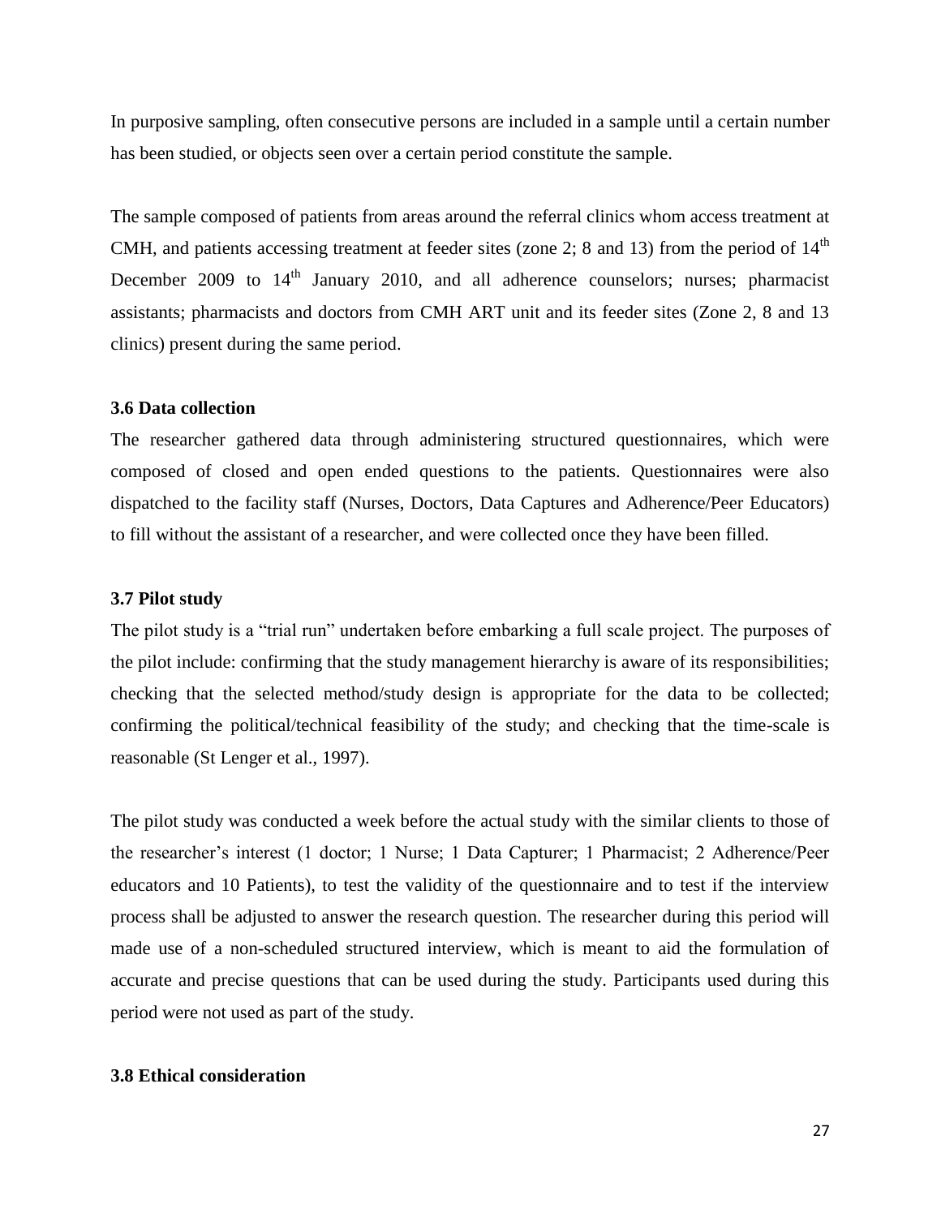In purposive sampling, often consecutive persons are included in a sample until a certain number has been studied, or objects seen over a certain period constitute the sample.

The sample composed of patients from areas around the referral clinics whom access treatment at CMH, and patients accessing treatment at feeder sites (zone 2; 8 and 13) from the period of 14th December 2009 to 14th January 2010, and all adherence counselors; nurses; pharmacist assistants; pharmacists and doctors from CMH ART unit and its feeder sites (Zone 2, 8 and 13 clinics) present during the same period.

### 3.6 Data collection

The researcher gathered data through administering structured questionnaires, which were composed of closed and open ended questions to the patients. Questionnaires were also dispatched to the facility staff (Nurses, Doctors, Data Captures and Adherence/Peer Educators) to fill without the assistant of a researcher, and were collected once they have been filled.

### 3.7 Pilot study

The pilot study is a "trial run" undertaken before embarking a full scale project. The purposes of the pilot include: confirming that the study management hierarchy is aware of its responsibilities; checking that the selected method/study design is appropriate for the data to be collected; confirming the political/technical feasibility of the study; and checking that the time-scale is reasonable (St Lenger et al., 1997).

The pilot study was conducted a week before the actual study with the similar clients to those of the researcher's interest (1 doctor; 1 Nurse; 1 Data Capturer; 1 Pharmacist; 2 Adherence/Peer educators and 10 Patients), to test the validity of the questionnaire and to test if the interview process shall be adjusted to answer the research question. The researcher during this period will made use of a non-scheduled structured interview, which is meant to aid the formulation of accurate and precise questions that can be used during the study. Participants used during this period were not used as part of the study.

### 3.8 Ethical consideration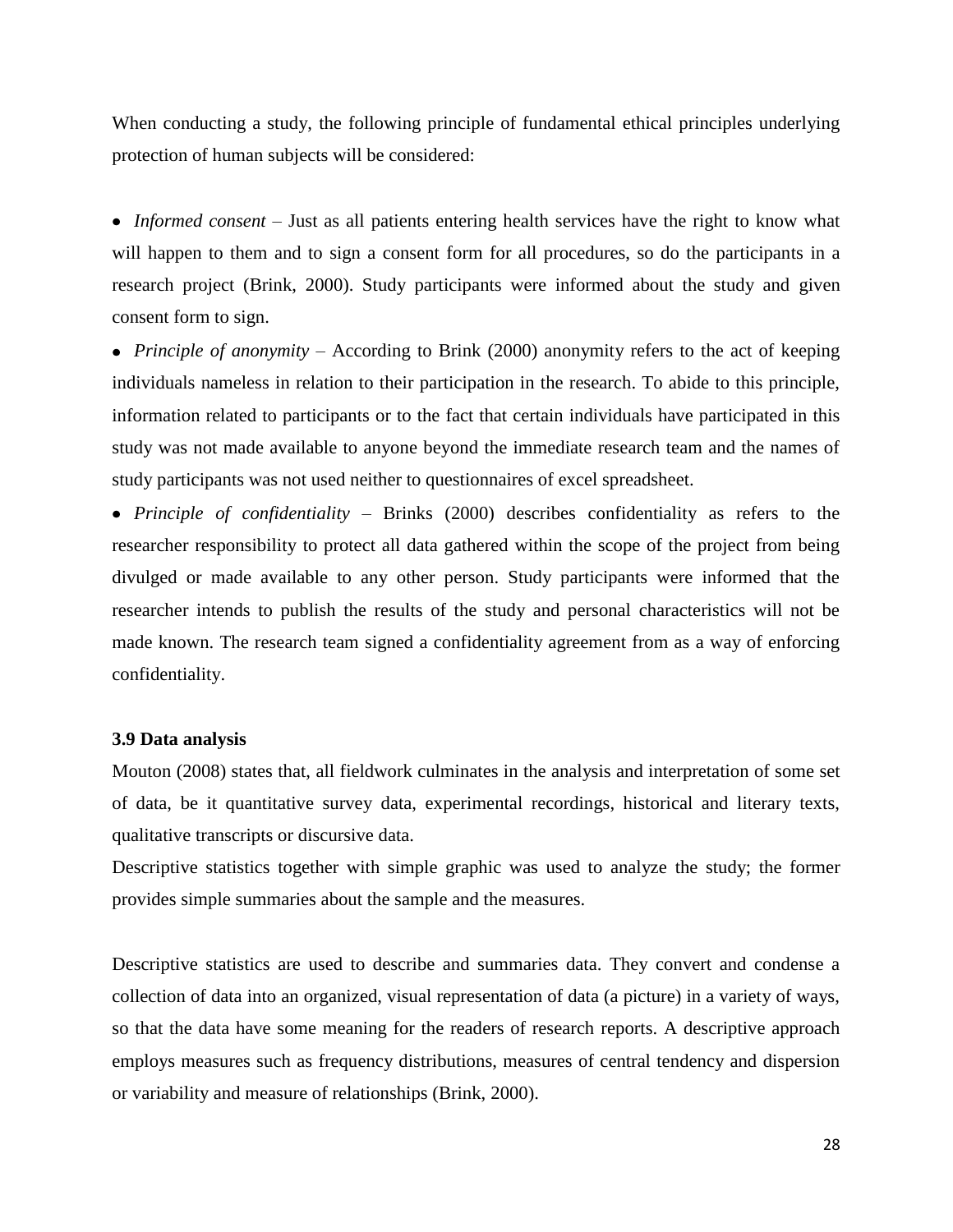When conducting a study, the following principle of fundamental ethical principles underlying protection of human subjects will be considered:

- *Informed consent* – Just as all patients entering health services have the right to know what will happen to them and to sign a consent form for all procedures, so do the participants in a research project (Brink, 2000). Study participants were informed about the study and given consent form to sign.
- *Principle of anonymity* – According to Brink (2000) anonymity refers to the act of keeping individuals nameless in relation to their participation in the research. To abide to this principle, information related to participants or to the fact that certain individuals have participated in this study was not made available to anyone beyond the immediate research team and the names of study participants was not used neither to questionnaires of excel spreadsheet.
- *Principle of confidentiality* – Brinks (2000) describes confidentiality as refers to the researcher responsibility to protect all data gathered within the scope of the project from being divulged or made available to any other person. Study participants were informed that the researcher intends to publish the results of the study and personal characteristics will not be made known. The research team signed a confidentiality agreement from as a way of enforcing confidentiality.

**3.9 Data analysis**

Mouton (2008) states that, all fieldwork culminates in the analysis and interpretation of some set of data, be it quantitative survey data, experimental recordings, historical and literary texts, qualitative transcripts or discursive data.

Descriptive statistics together with simple graphic was used to analyze the study; the former provides simple summaries about the sample and the measures.

Descriptive statistics are used to describe and summaries data. They convert and condense a collection of data into an organized, visual representation of data (a picture) in a variety of ways, so that the data have some meaning for the readers of research reports. A descriptive approach employs measures such as frequency distributions, measures of central tendency and dispersion or variability and measure of relationships (Brink, 2000).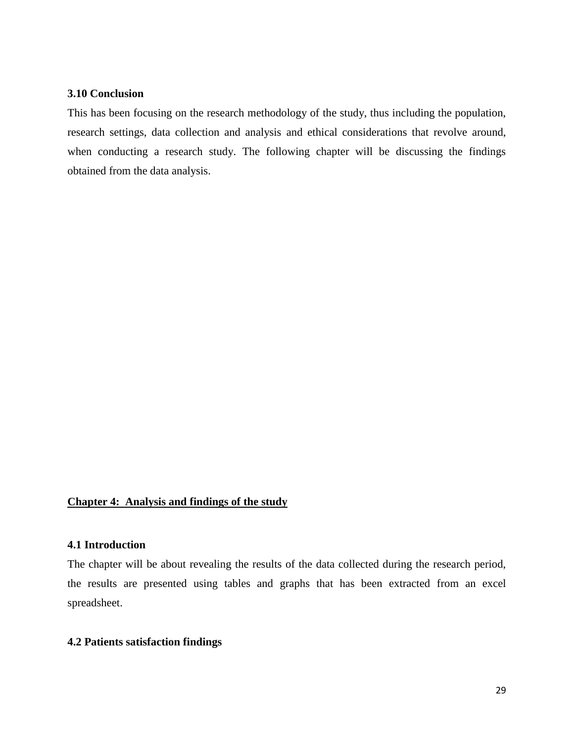### 3.10 Conclusion

This has been focusing on the research methodology of the study, thus including the population, research settings, data collection and analysis and ethical considerations that revolve around, when conducting a research study. The following chapter will be discussing the findings obtained from the data analysis.

## Chapter 4: Analysis and findings of the study

### 4.1 Introduction

The chapter will be about revealing the results of the data collected during the research period, the results are presented using tables and graphs that has been extracted from an excel spreadsheet.

### 4.2 Patients satisfaction findings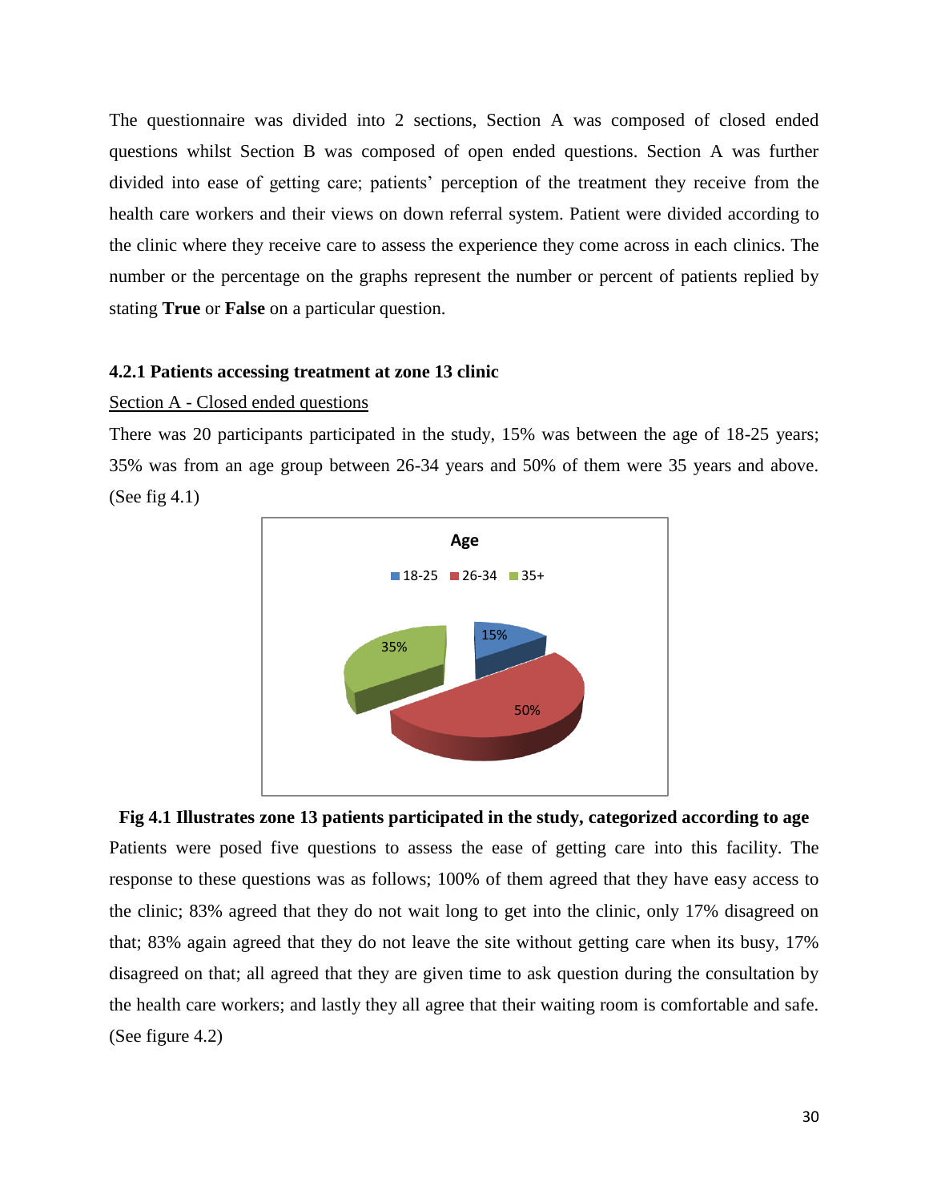The questionnaire was divided into 2 sections, Section A was composed of closed ended questions whilst Section B was composed of open ended questions. Section A was further divided into ease of getting care; patients' perception of the treatment they receive from the health care workers and their views on down referral system. Patient were divided according to the clinic where they receive care to assess the experience they come across in each clinics. The number or the percentage on the graphs represent the number or percent of patients replied by stating **True** or **False** on a particular question.

### 4.2.1 Patients accessing treatment at zone 13 clinic

Section A - Closed ended questions

There was 20 participants participated in the study, 15% was between the age of 18-25 years; 35% was from an age group between 26-34 years and 50% of them were 35 years and above. (See fig 4.1)

**Fig 4.1 Illustrates zone 13 patients participated in the study, categorized according to age**

Patients were posed five questions to assess the ease of getting care into this facility. The response to these questions was as follows; 100% of them agreed that they have easy access to the clinic; 83% agreed that they do not wait long to get into the clinic, only 17% disagreed on that; 83% again agreed that they do not leave the site without getting care when its busy, 17% disagreed on that; all agreed that they are given time to ask question during the consultation by the health care workers; and lastly they all agree that their waiting room is comfortable and safe. (See figure 4.2)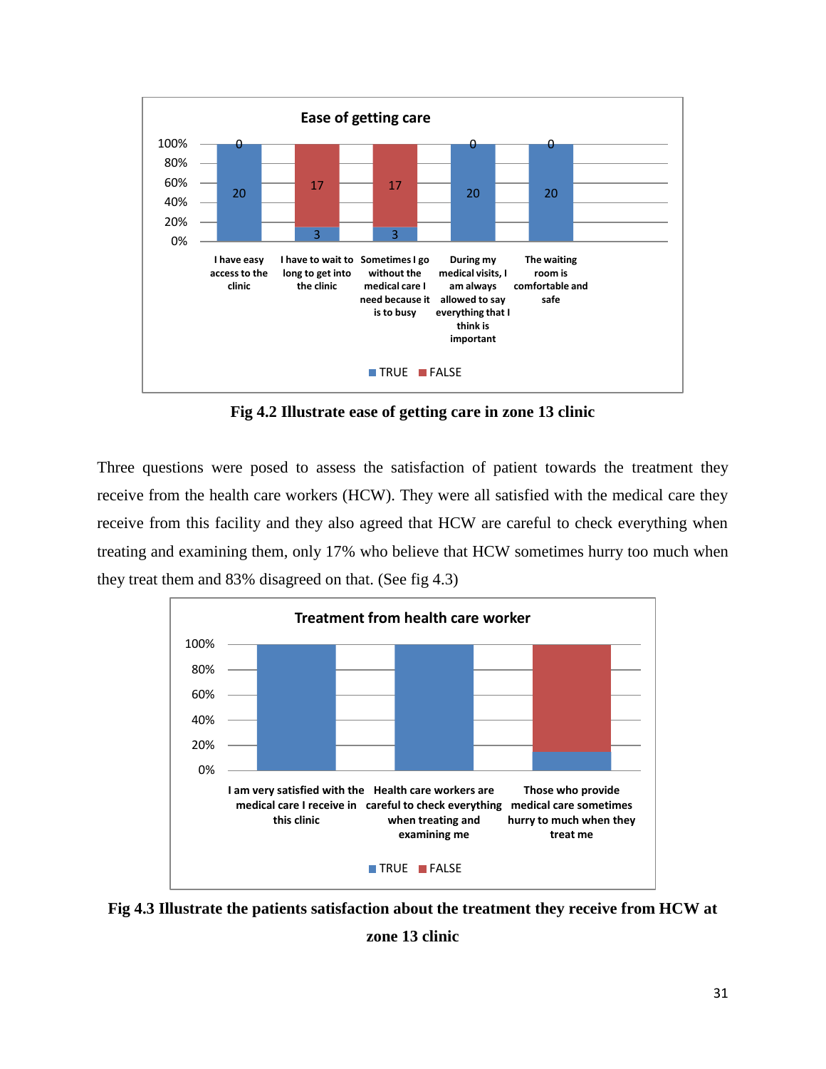**Ease of getting care**

| | TRUE | FALSE |
|---|---|---|
| I have easy access to the clinic | 20 | 0 |
| I have to wait to long to get into the clinic | 3 | 17 |
| Sometimes I go without the medical care I need because it is to busy | 3 | 17 |
| During my medical visits, I am always allowed to say everything that I think is important | 20 | 0 |
| The waiting room is comfortable and safe | 20 | 0 |

**Fig 4.2 Illustrate ease of getting care in zone 13 clinic**

Three questions were posed to assess the satisfaction of patient towards the treatment they receive from the health care workers (HCW). They were all satisfied with the medical care they receive from this facility and they also agreed that HCW are careful to check everything when treating and examining them, only 17% who believe that HCW sometimes hurry too much when they treat them and 83% disagreed on that. (See fig 4.3)

**Treatment from health care worker**

| | TRUE | FALSE |
|---|---|---|
| I am very satisfied with the medical care I receive in this clinic | 100% | |
| Health care workers are careful to check everything when treating and examining me | 100% | |
| Those who provide medical care sometimes hurry to much when they treat me | ~15% | ~85% |

**Fig 4.3 Illustrate the patients satisfaction about the treatment they receive from HCW at zone 13 clinic**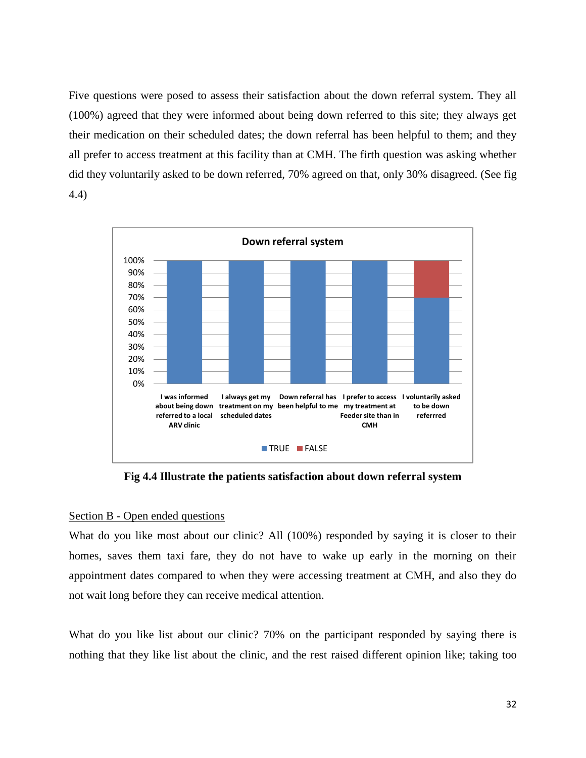Five questions were posed to assess their satisfaction about the down referral system. They all (100%) agreed that they were informed about being down referred to this site; they always get their medication on their scheduled dates; the down referral has been helpful to them; and they all prefer to access treatment at this facility than at CMH. The firth question was asking whether did they voluntarily asked to be down referred, 70% agreed on that, only 30% disagreed. (See fig 4.4)

**Fig 4.4 Illustrate the patients satisfaction about down referral system**

Section B - Open ended questions

What do you like most about our clinic? All (100%) responded by saying it is closer to their homes, saves them taxi fare, they do not have to wake up early in the morning on their appointment dates compared to when they were accessing treatment at CMH, and also they do not wait long before they can receive medical attention.

What do you like list about our clinic? 70% on the participant responded by saying there is nothing that they like list about the clinic, and the rest raised different opinion like; taking too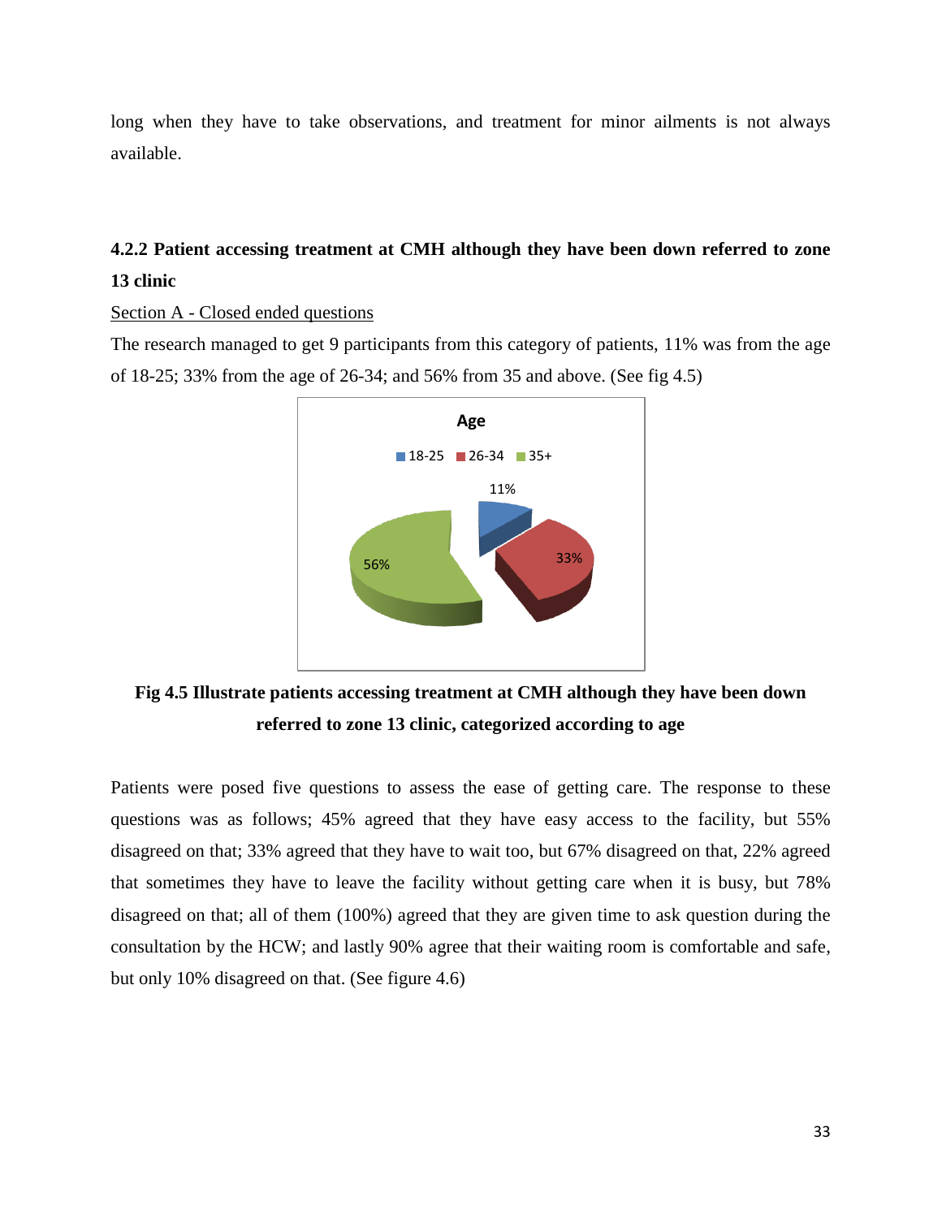long when they have to take observations, and treatment for minor ailments is not always available.

### 4.2.2 Patient accessing treatment at CMH although they have been down referred to zone 13 clinic

<u>Section A - Closed ended questions</u>

The research managed to get 9 participants from this category of patients, 11% was from the age of 18-25; 33% from the age of 26-34; and 56% from 35 and above. (See fig 4.5)

**Fig 4.5 Illustrate patients accessing treatment at CMH although they have been down referred to zone 13 clinic, categorized according to age**

Patients were posed five questions to assess the ease of getting care. The response to these questions was as follows; 45% agreed that they have easy access to the facility, but 55% disagreed on that; 33% agreed that they have to wait too, but 67% disagreed on that, 22% agreed that sometimes they have to leave the facility without getting care when it is busy, but 78% disagreed on that; all of them (100%) agreed that they are given time to ask question during the consultation by the HCW; and lastly 90% agree that their waiting room is comfortable and safe, but only 10% disagreed on that. (See figure 4.6)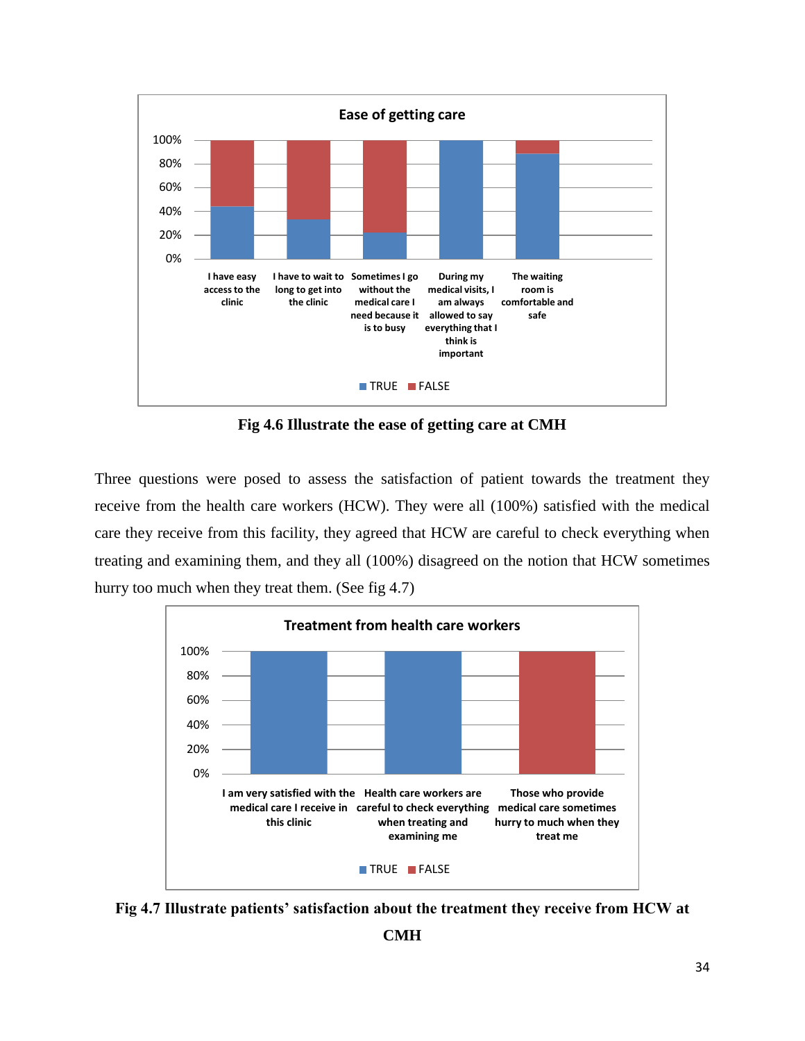**Ease of getting care**

100%
80%
60%
40%
20%
0%

I have easy access to the clinic | I have to wait to long to get into the clinic | Sometimes I go without the medical care I need because it is to busy | During my medical visits, I am always allowed to say everything that I think is important | The waiting room is comfortable and safe

TRUE FALSE

**Fig 4.6 Illustrate the ease of getting care at CMH**

Three questions were posed to assess the satisfaction of patient towards the treatment they receive from the health care workers (HCW). They were all (100%) satisfied with the medical care they receive from this facility, they agreed that HCW are careful to check everything when treating and examining them, and they all (100%) disagreed on the notion that HCW sometimes hurry too much when they treat them. (See fig 4.7)

**Treatment from health care workers**

100%
80%
60%
40%
20%
0%

I am very satisfied with the medical care I receive in this clinic | Health care workers are careful to check everything when treating and examining me | Those who provide medical care sometimes hurry to much when they treat me

TRUE FALSE

**Fig 4.7 Illustrate patients' satisfaction about the treatment they receive from HCW at CMH**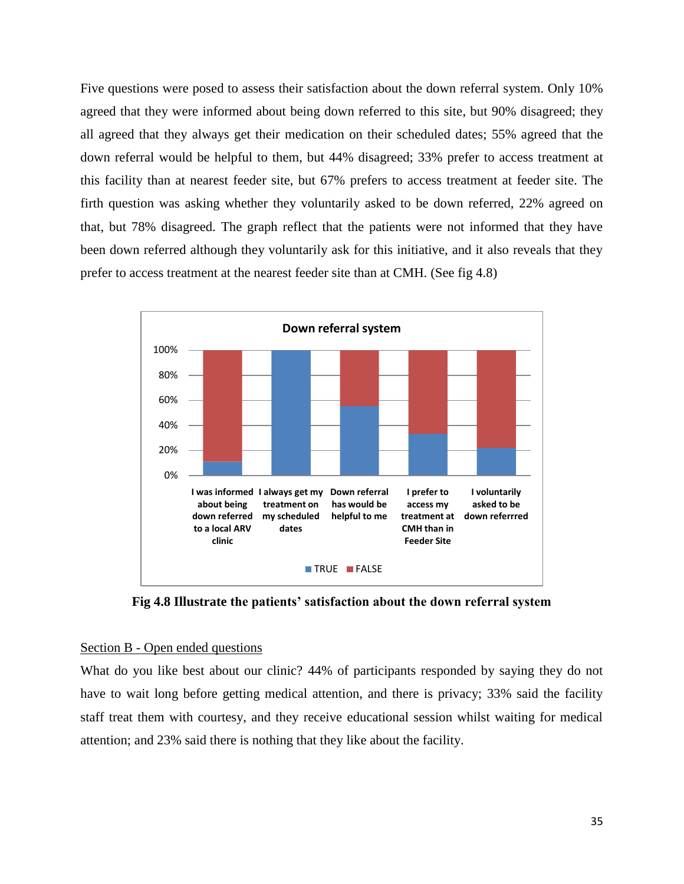Five questions were posed to assess their satisfaction about the down referral system. Only 10% agreed that they were informed about being down referred to this site, but 90% disagreed; they all agreed that they always get their medication on their scheduled dates; 55% agreed that the down referral would be helpful to them, but 44% disagreed; 33% prefer to access treatment at this facility than at nearest feeder site, but 67% prefers to access treatment at feeder site. The firth question was asking whether they voluntarily asked to be down referred, 22% agreed on that, but 78% disagreed. The graph reflect that the patients were not informed that they have been down referred although they voluntarily ask for this initiative, and it also reveals that they prefer to access treatment at the nearest feeder site than at CMH. (See fig 4.8)

**Fig 4.8 Illustrate the patients' satisfaction about the down referral system**

Section B - Open ended questions

What do you like best about our clinic? 44% of participants responded by saying they do not have to wait long before getting medical attention, and there is privacy; 33% said the facility staff treat them with courtesy, and they receive educational session whilst waiting for medical attention; and 23% said there is nothing that they like about the facility.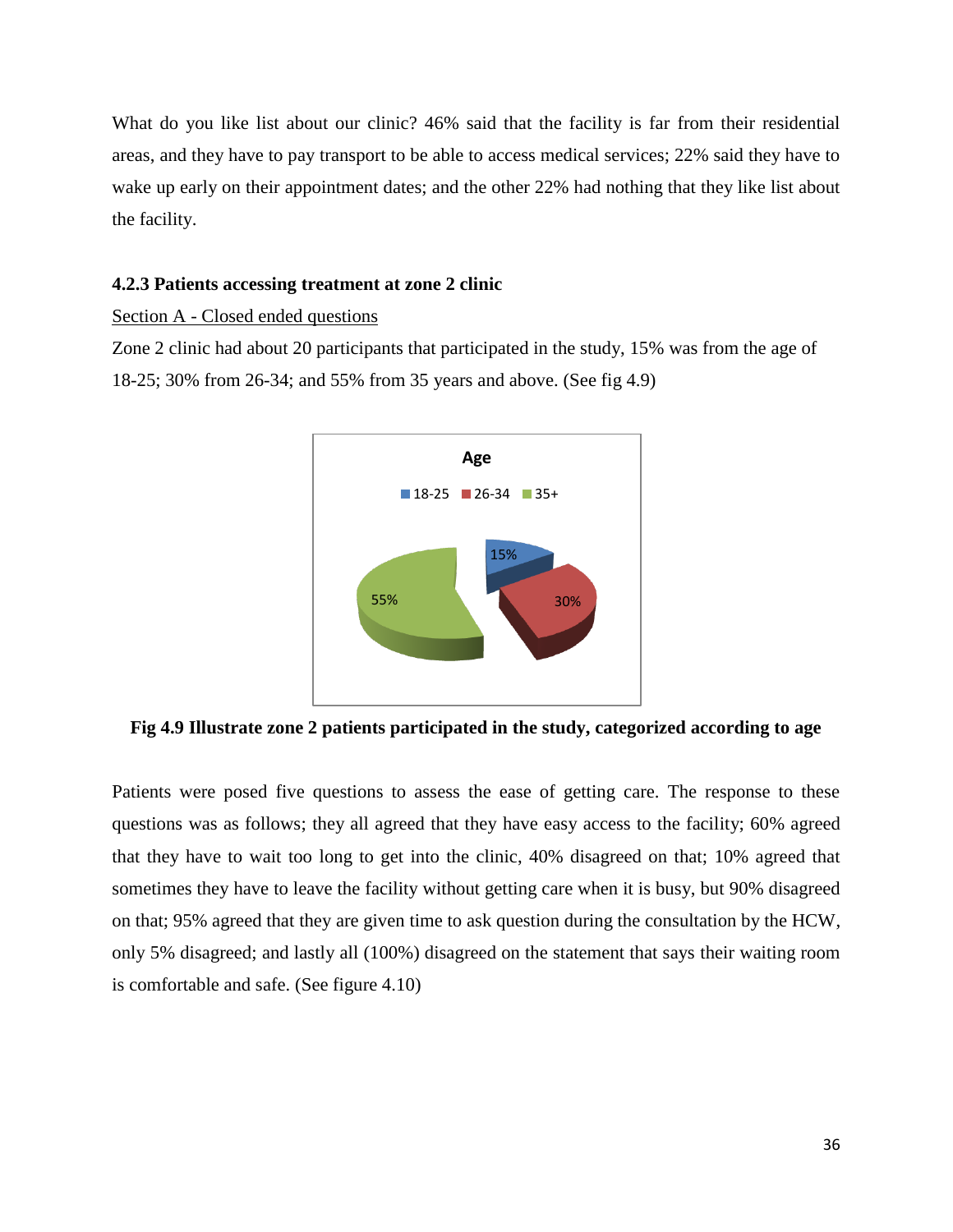What do you like list about our clinic? 46% said that the facility is far from their residential areas, and they have to pay transport to be able to access medical services; 22% said they have to wake up early on their appointment dates; and the other 22% had nothing that they like list about the facility.

### 4.2.3 Patients accessing treatment at zone 2 clinic

<u>Section A - Closed ended questions</u>

Zone 2 clinic had about 20 participants that participated in the study, 15% was from the age of 18-25; 30% from 26-34; and 55% from 35 years and above. (See fig 4.9)

**Fig 4.9 Illustrate zone 2 patients participated in the study, categorized according to age**

Patients were posed five questions to assess the ease of getting care. The response to these questions was as follows; they all agreed that they have easy access to the facility; 60% agreed that they have to wait too long to get into the clinic, 40% disagreed on that; 10% agreed that sometimes they have to leave the facility without getting care when it is busy, but 90% disagreed on that; 95% agreed that they are given time to ask question during the consultation by the HCW, only 5% disagreed; and lastly all (100%) disagreed on the statement that says their waiting room is comfortable and safe. (See figure 4.10)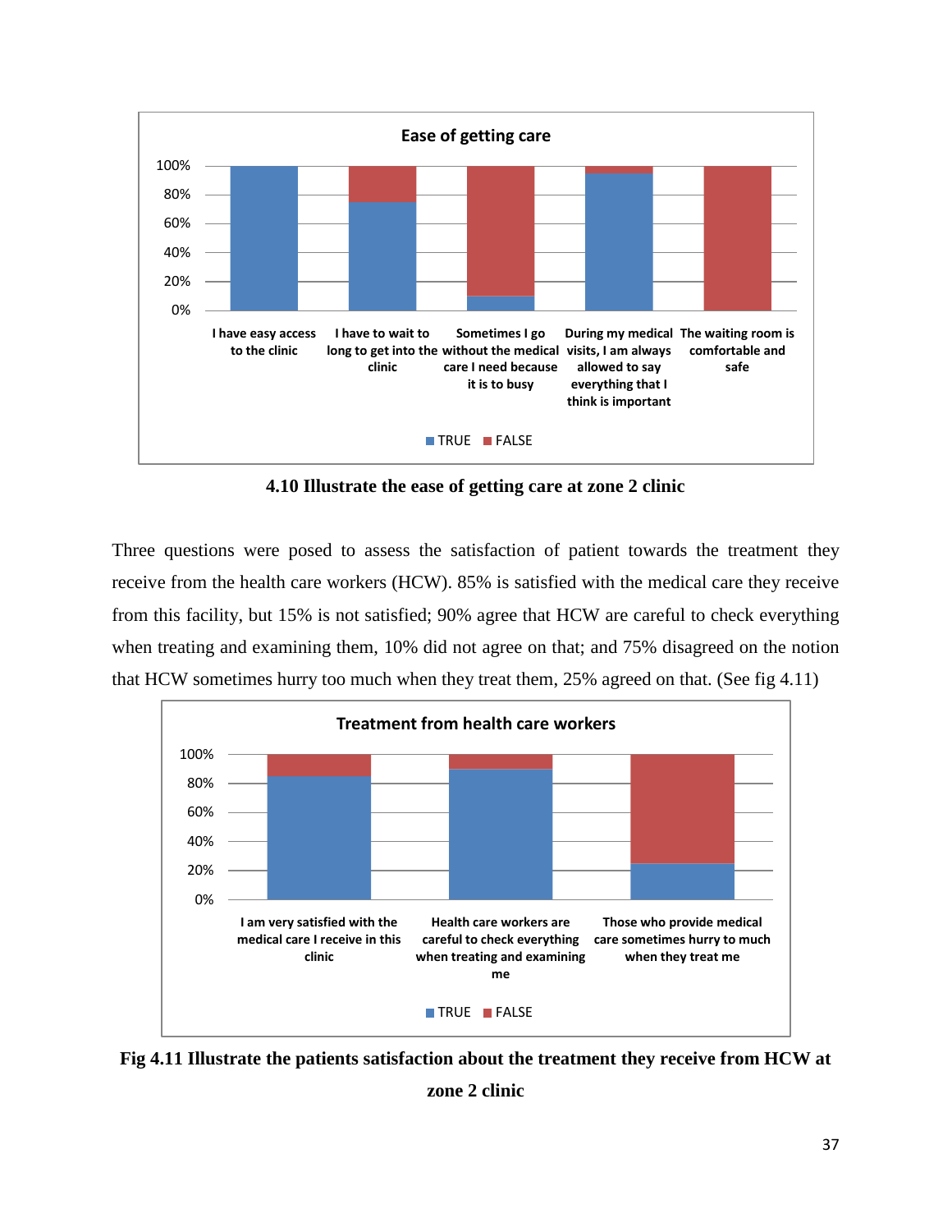**4.10 Illustrate the ease of getting care at zone 2 clinic**

Three questions were posed to assess the satisfaction of patient towards the treatment they receive from the health care workers (HCW). 85% is satisfied with the medical care they receive from this facility, but 15% is not satisfied; 90% agree that HCW are careful to check everything when treating and examining them, 10% did not agree on that; and 75% disagreed on the notion that HCW sometimes hurry too much when they treat them, 25% agreed on that. (See fig 4.11)

**Fig 4.11 Illustrate the patients satisfaction about the treatment they receive from HCW at zone 2 clinic**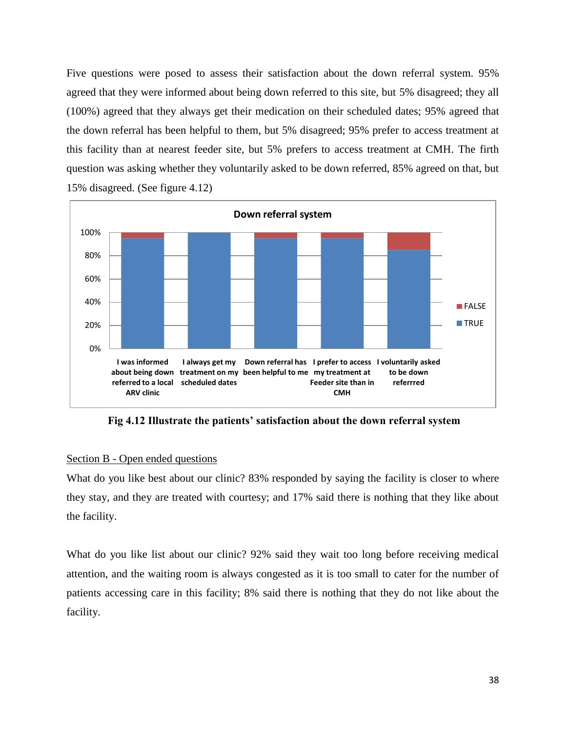Five questions were posed to assess their satisfaction about the down referral system. 95% agreed that they were informed about being down referred to this site, but 5% disagreed; they all (100%) agreed that they always get their medication on their scheduled dates; 95% agreed that the down referral has been helpful to them, but 5% disagreed; 95% prefer to access treatment at this facility than at nearest feeder site, but 5% prefers to access treatment at CMH. The firth question was asking whether they voluntarily asked to be down referred, 85% agreed on that, but 15% disagreed. (See figure 4.12)

**Fig 4.12 Illustrate the patients' satisfaction about the down referral system**

Section B - Open ended questions

What do you like best about our clinic? 83% responded by saying the facility is closer to where they stay, and they are treated with courtesy; and 17% said there is nothing that they like about the facility.

What do you like list about our clinic? 92% said they wait too long before receiving medical attention, and the waiting room is always congested as it is too small to cater for the number of patients accessing care in this facility; 8% said there is nothing that they do not like about the facility.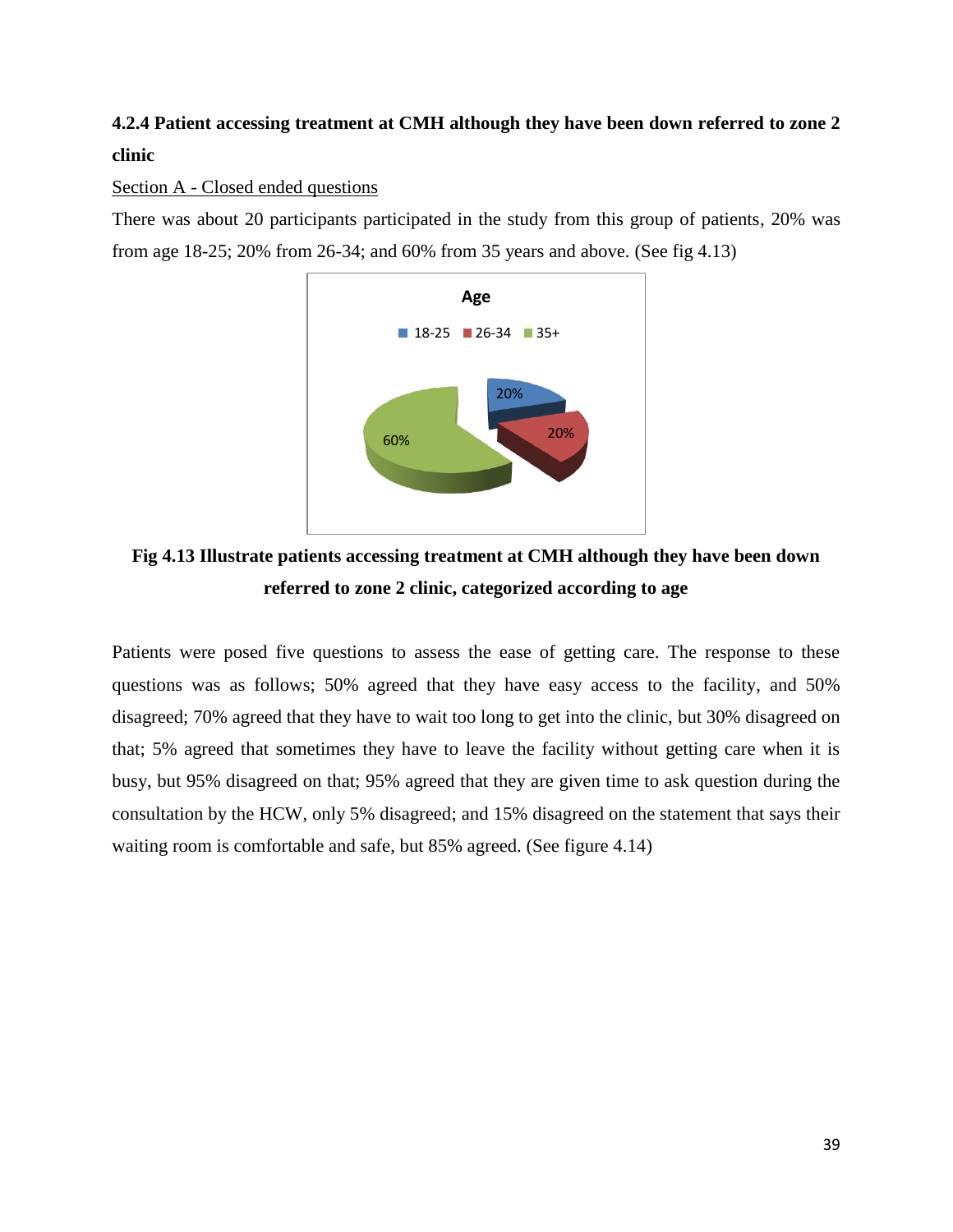### 4.2.4 Patient accessing treatment at CMH although they have been down referred to zone 2 clinic

<u>Section A - Closed ended questions</u>

There was about 20 participants participated in the study from this group of patients, 20% was from age 18-25; 20% from 26-34; and 60% from 35 years and above. (See fig 4.13)

**Fig 4.13 Illustrate patients accessing treatment at CMH although they have been down referred to zone 2 clinic, categorized according to age**

Patients were posed five questions to assess the ease of getting care. The response to these questions was as follows; 50% agreed that they have easy access to the facility, and 50% disagreed; 70% agreed that they have to wait too long to get into the clinic, but 30% disagreed on that; 5% agreed that sometimes they have to leave the facility without getting care when it is busy, but 95% disagreed on that; 95% agreed that they are given time to ask question during the consultation by the HCW, only 5% disagreed; and 15% disagreed on the statement that says their waiting room is comfortable and safe, but 85% agreed. (See figure 4.14)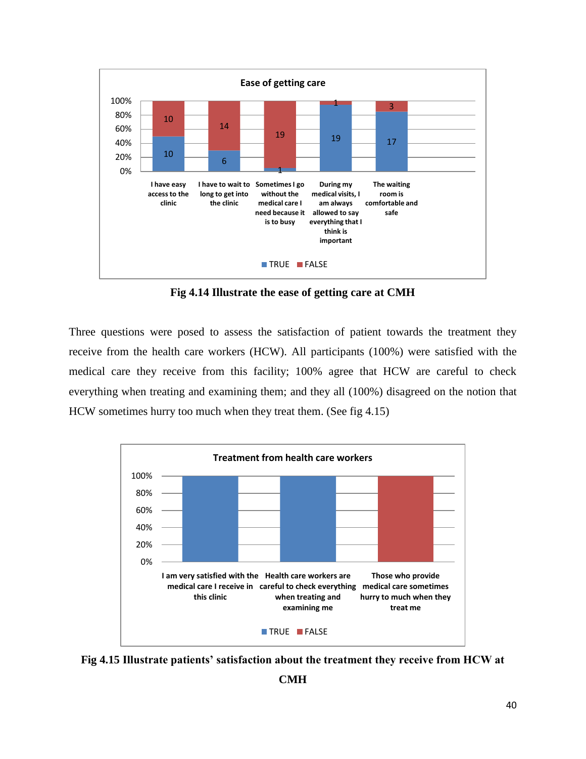**Ease of getting care**

| | TRUE | FALSE |
|---|---|---|
| I have easy access to the clinic | 10 | 10 |
| I have to wait to long to get into the clinic | 6 | 14 |
| Sometimes I go without the medical care I need because it is to busy | 1 | 19 |
| During my medical visits, I am always allowed to say everything that I think is important | 19 | 1 |
| The waiting room is comfortable and safe | 17 | 3 |

**Fig 4.14 Illustrate the ease of getting care at CMH**

Three questions were posed to assess the satisfaction of patient towards the treatment they receive from the health care workers (HCW). All participants (100%) were satisfied with the medical care they receive from this facility; 100% agree that HCW are careful to check everything when treating and examining them; and they all (100%) disagreed on the notion that HCW sometimes hurry too much when they treat them. (See fig 4.15)

**Treatment from health care workers**

| | TRUE | FALSE |
|---|---|---|
| I am very satisfied with the medical care I receive in this clinic | 100% | |
| Health care workers are careful to check everything when treating and examining me | 100% | |
| Those who provide medical care sometimes hurry to much when they treat me | | 100% |

**Fig 4.15 Illustrate patients' satisfaction about the treatment they receive from HCW at CMH**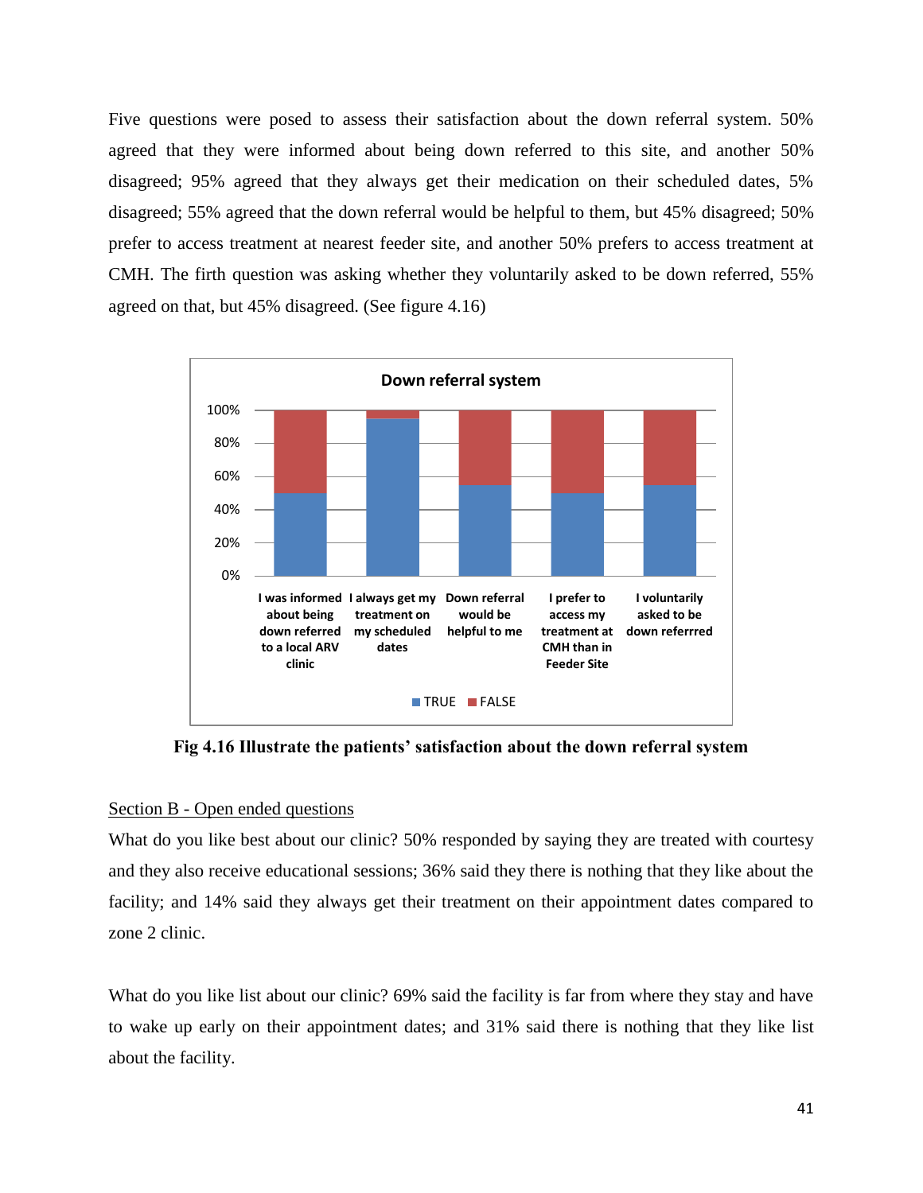Five questions were posed to assess their satisfaction about the down referral system. 50% agreed that they were informed about being down referred to this site, and another 50% disagreed; 95% agreed that they always get their medication on their scheduled dates, 5% disagreed; 55% agreed that the down referral would be helpful to them, but 45% disagreed; 50% prefer to access treatment at nearest feeder site, and another 50% prefers to access treatment at CMH. The firth question was asking whether they voluntarily asked to be down referred, 55% agreed on that, but 45% disagreed. (See figure 4.16)

**Fig 4.16 Illustrate the patients' satisfaction about the down referral system**

Section B - Open ended questions

What do you like best about our clinic? 50% responded by saying they are treated with courtesy and they also receive educational sessions; 36% said they there is nothing that they like about the facility; and 14% said they always get their treatment on their appointment dates compared to zone 2 clinic.

What do you like list about our clinic? 69% said the facility is far from where they stay and have to wake up early on their appointment dates; and 31% said there is nothing that they like list about the facility.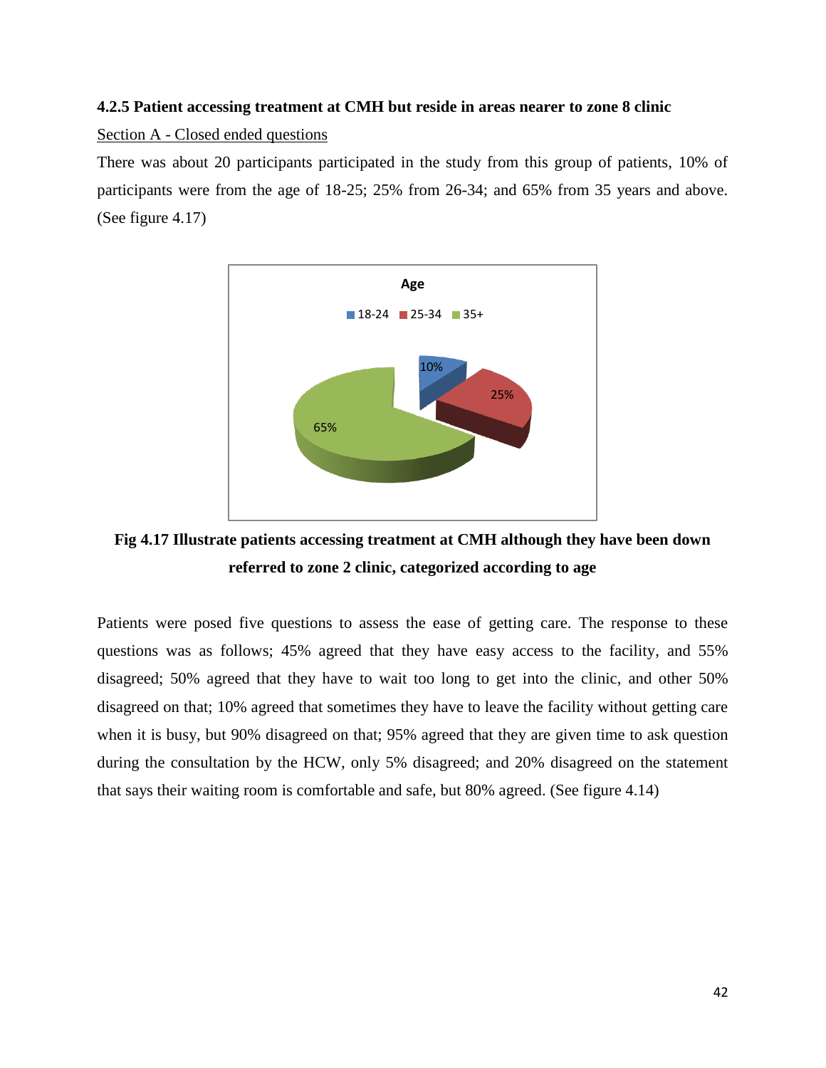### 4.2.5 Patient accessing treatment at CMH but reside in areas nearer to zone 8 clinic

<u>Section A - Closed ended questions</u>

There was about 20 participants participated in the study from this group of patients, 10% of participants were from the age of 18-25; 25% from 26-34; and 65% from 35 years and above. (See figure 4.17)

**Fig 4.17 Illustrate patients accessing treatment at CMH although they have been down referred to zone 2 clinic, categorized according to age**

Patients were posed five questions to assess the ease of getting care. The response to these questions was as follows; 45% agreed that they have easy access to the facility, and 55% disagreed; 50% agreed that they have to wait too long to get into the clinic, and other 50% disagreed on that; 10% agreed that sometimes they have to leave the facility without getting care when it is busy, but 90% disagreed on that; 95% agreed that they are given time to ask question during the consultation by the HCW, only 5% disagreed; and 20% disagreed on the statement that says their waiting room is comfortable and safe, but 80% agreed. (See figure 4.14)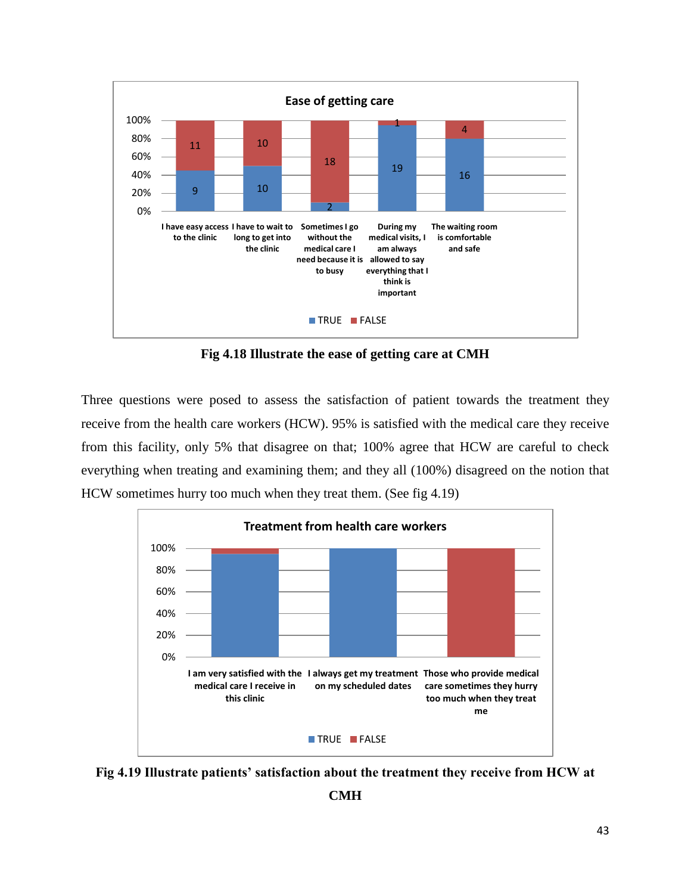**Ease of getting care**

| | TRUE | FALSE |
|---|---|---|
| I have easy access to the clinic | 9 | 11 |
| I have to wait to long to get into the clinic | 10 | 10 |
| Sometimes I go without the medical care I need because it is to busy | 2 | 18 |
| During my medical visits, I am always allowed to say everything that I think is important | 19 | 1 |
| The waiting room is comfortable and safe | 16 | 4 |

**Fig 4.18 Illustrate the ease of getting care at CMH**

Three questions were posed to assess the satisfaction of patient towards the treatment they receive from the health care workers (HCW). 95% is satisfied with the medical care they receive from this facility, only 5% that disagree on that; 100% agree that HCW are careful to check everything when treating and examining them; and they all (100%) disagreed on the notion that HCW sometimes hurry too much when they treat them. (See fig 4.19)

**Treatment from health care workers**

(Chart categories: I am very satisfied with the medical care I receive in this clinic; I always get my treatment on my scheduled dates; Those who provide medical care sometimes they hurry too much when they treat me. Legend: TRUE, FALSE)

**Fig 4.19 Illustrate patients' satisfaction about the treatment they receive from HCW at CMH**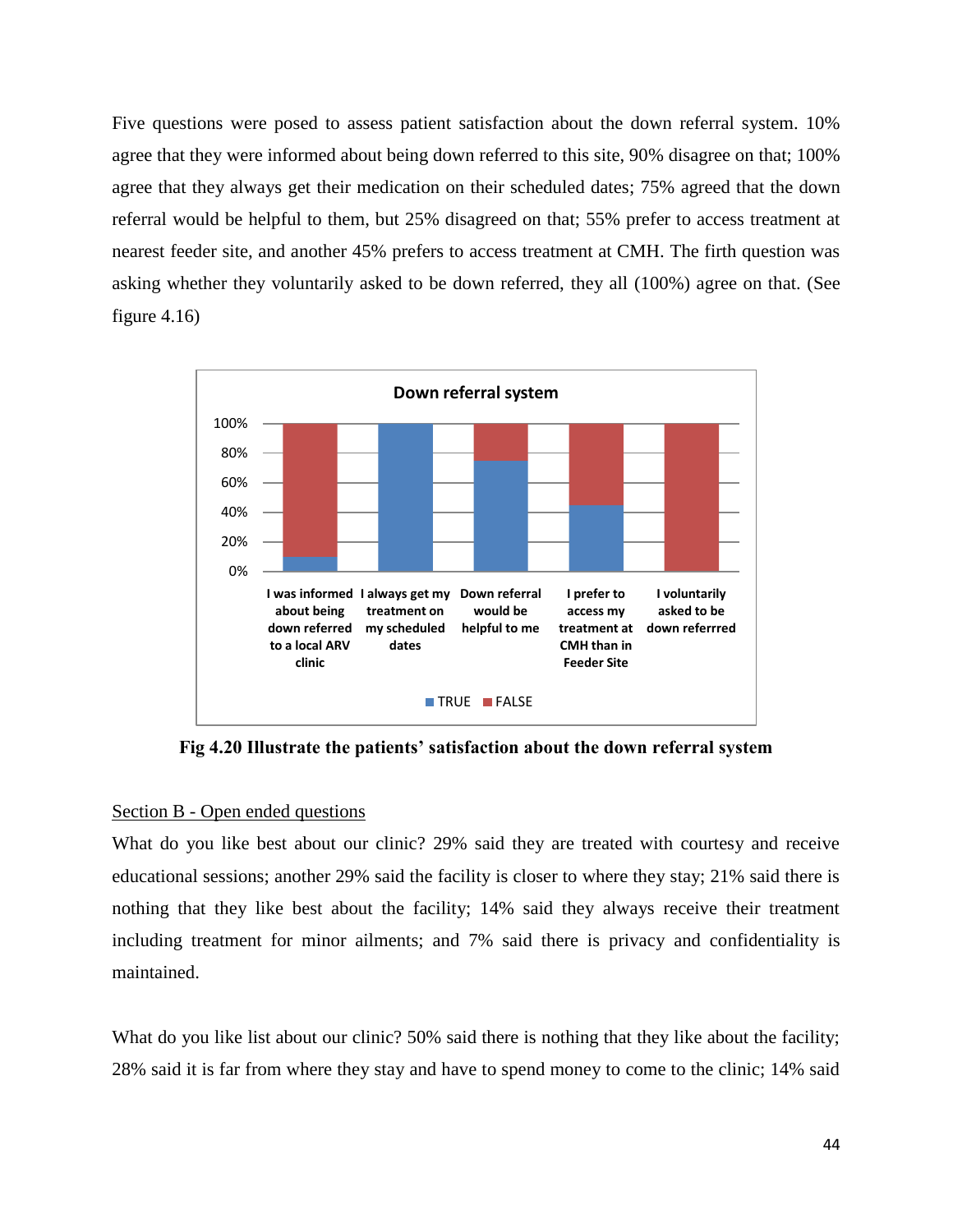Five questions were posed to assess patient satisfaction about the down referral system. 10% agree that they were informed about being down referred to this site, 90% disagree on that; 100% agree that they always get their medication on their scheduled dates; 75% agreed that the down referral would be helpful to them, but 25% disagreed on that; 55% prefer to access treatment at nearest feeder site, and another 45% prefers to access treatment at CMH. The firth question was asking whether they voluntarily asked to be down referred, they all (100%) agree on that. (See figure 4.16)

**Fig 4.20 Illustrate the patients' satisfaction about the down referral system**

Section B - Open ended questions

What do you like best about our clinic? 29% said they are treated with courtesy and receive educational sessions; another 29% said the facility is closer to where they stay; 21% said there is nothing that they like best about the facility; 14% said they always receive their treatment including treatment for minor ailments; and 7% said there is privacy and confidentiality is maintained.

What do you like list about our clinic? 50% said there is nothing that they like about the facility; 28% said it is far from where they stay and have to spend money to come to the clinic; 14% said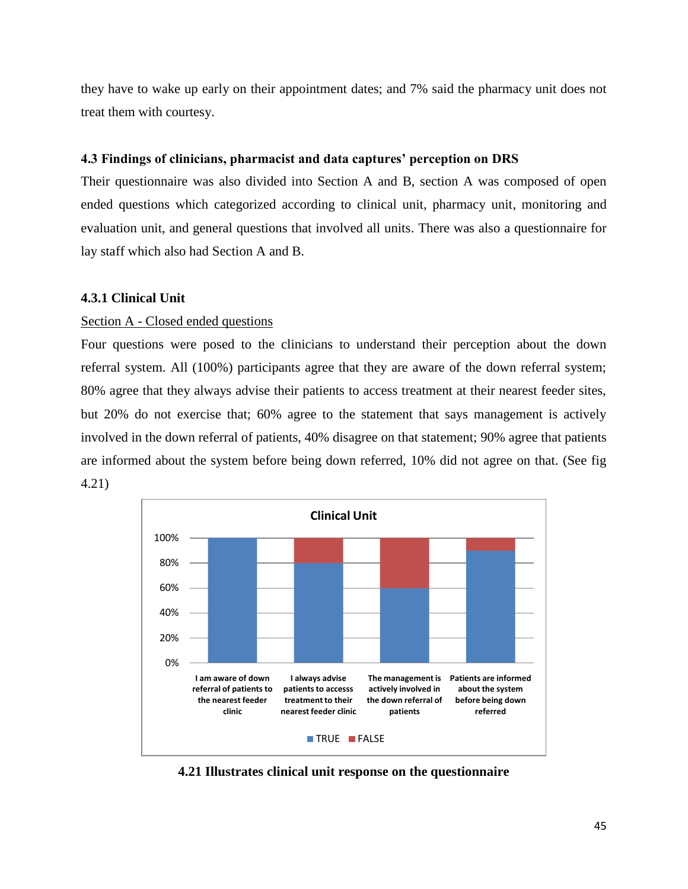they have to wake up early on their appointment dates; and 7% said the pharmacy unit does not treat them with courtesy.

### 4.3 Findings of clinicians, pharmacist and data captures' perception on DRS

Their questionnaire was also divided into Section A and B, section A was composed of open ended questions which categorized according to clinical unit, pharmacy unit, monitoring and evaluation unit, and general questions that involved all units. There was also a questionnaire for lay staff which also had Section A and B.

#### 4.3.1 Clinical Unit

Section A - Closed ended questions

Four questions were posed to the clinicians to understand their perception about the down referral system. All (100%) participants agree that they are aware of the down referral system; 80% agree that they always advise their patients to access treatment at their nearest feeder sites, but 20% do not exercise that; 60% agree to the statement that says management is actively involved in the down referral of patients, 40% disagree on that statement; 90% agree that patients are informed about the system before being down referred, 10% did not agree on that. (See fig 4.21)

**Clinical Unit**

| | TRUE | FALSE |
|---|---|---|
| I am aware of down referral of patients to the nearest feeder clinic | 100% | 0% |
| I always advise patients to accesss treatment to their nearest feeder clinic | 80% | 20% |
| The management is actively involved in the down referral of patients | 60% | 40% |
| Patients are informed about the system before being down referred | 90% | 10% |

**4.21 Illustrates clinical unit response on the questionnaire**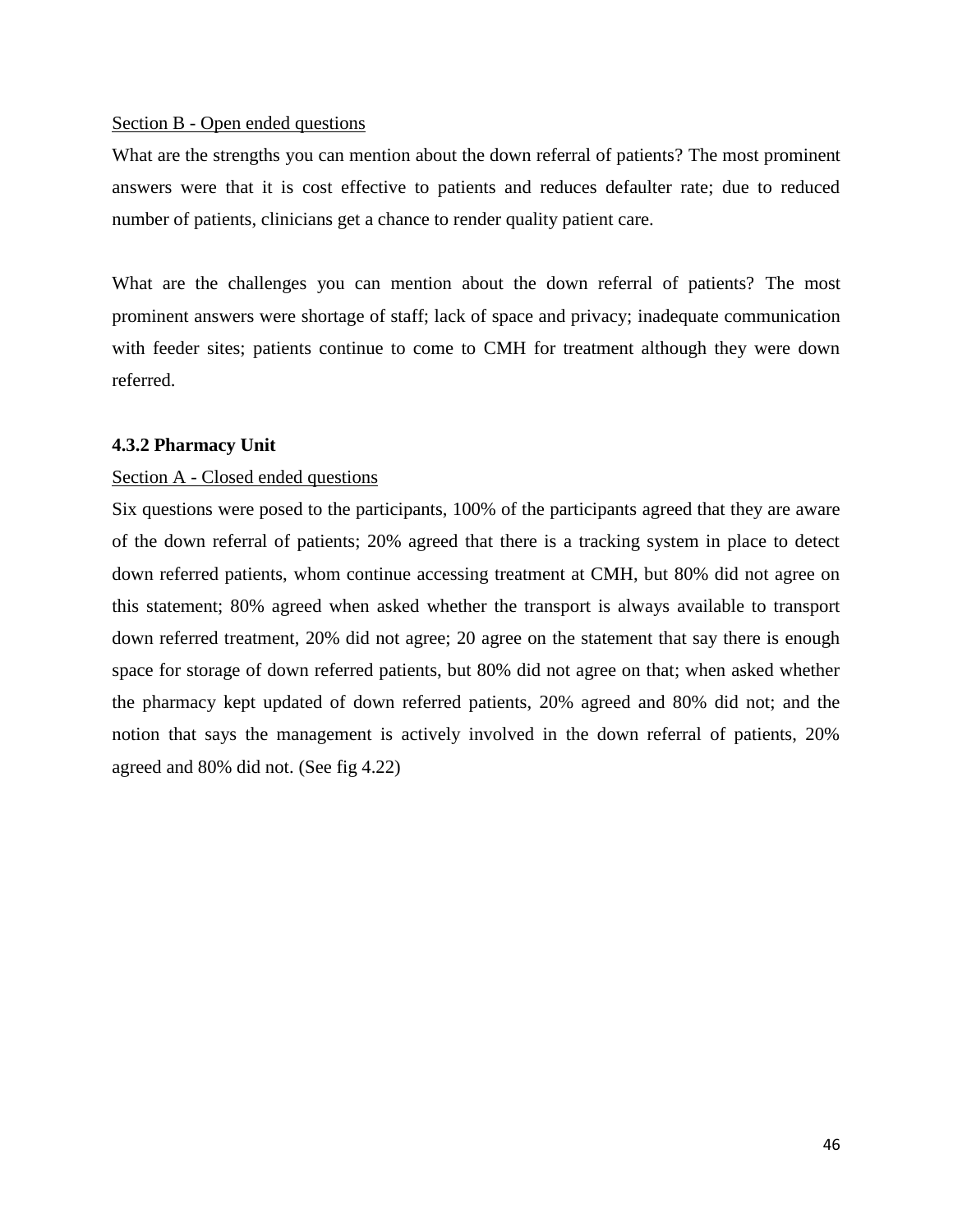<u>Section B - Open ended questions</u>

What are the strengths you can mention about the down referral of patients? The most prominent answers were that it is cost effective to patients and reduces defaulter rate; due to reduced number of patients, clinicians get a chance to render quality patient care.

What are the challenges you can mention about the down referral of patients? The most prominent answers were shortage of staff; lack of space and privacy; inadequate communication with feeder sites; patients continue to come to CMH for treatment although they were down referred.

### 4.3.2 Pharmacy Unit

<u>Section A - Closed ended questions</u>

Six questions were posed to the participants, 100% of the participants agreed that they are aware of the down referral of patients; 20% agreed that there is a tracking system in place to detect down referred patients, whom continue accessing treatment at CMH, but 80% did not agree on this statement; 80% agreed when asked whether the transport is always available to transport down referred treatment, 20% did not agree; 20 agree on the statement that say there is enough space for storage of down referred patients, but 80% did not agree on that; when asked whether the pharmacy kept updated of down referred patients, 20% agreed and 80% did not; and the notion that says the management is actively involved in the down referral of patients, 20% agreed and 80% did not. (See fig 4.22)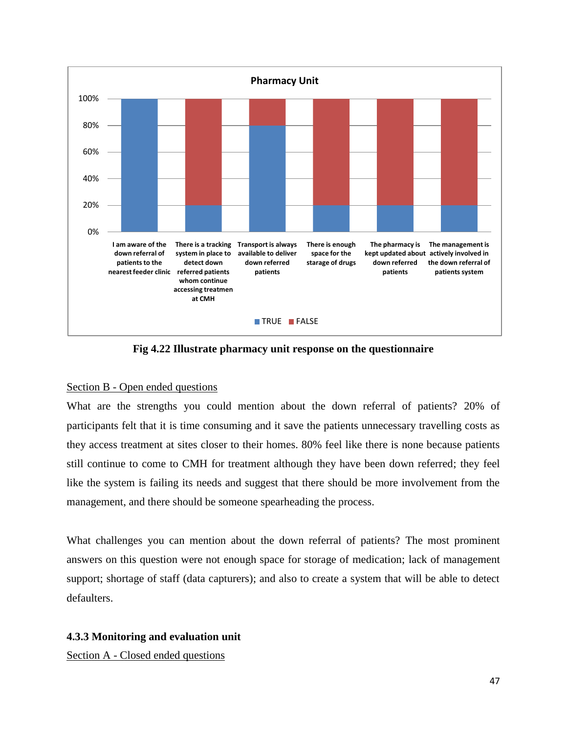**Pharmacy Unit**

| | TRUE | FALSE |
|---|---|---|
| I am aware of the down referral of patients to the nearest feeder clinic | 100% | 0% |
| There is a tracking system in place to detect down referred patients whom continue accessing treatmen at CMH | 20% | 80% |
| Transport is always available to deliver down referred patients | 80% | 20% |
| There is enough space for the starage of drugs | 20% | 80% |
| The pharmacy is kept updated about down referred patients | 20% | 80% |
| The management is actively involved in the down referral of patients system | 20% | 80% |

**Fig 4.22 Illustrate pharmacy unit response on the questionnaire**

<u>Section B - Open ended questions</u>

What are the strengths you could mention about the down referral of patients? 20% of participants felt that it is time consuming and it save the patients unnecessary travelling costs as they access treatment at sites closer to their homes. 80% feel like there is none because patients still continue to come to CMH for treatment although they have been down referred; they feel like the system is failing its needs and suggest that there should be more involvement from the management, and there should be someone spearheading the process.

What challenges you can mention about the down referral of patients? The most prominent answers on this question were not enough space for storage of medication; lack of management support; shortage of staff (data capturers); and also to create a system that will be able to detect defaulters.

### 4.3.3 Monitoring and evaluation unit

<u>Section A - Closed ended questions</u>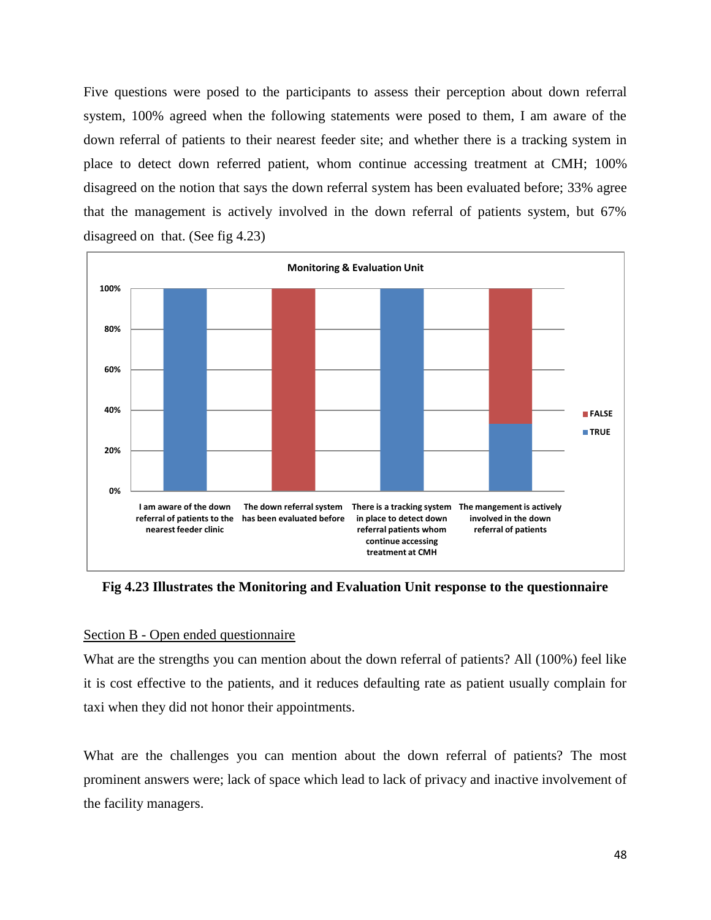Five questions were posed to the participants to assess their perception about down referral system, 100% agreed when the following statements were posed to them, I am aware of the down referral of patients to their nearest feeder site; and whether there is a tracking system in place to detect down referred patient, whom continue accessing treatment at CMH; 100% disagreed on the notion that says the down referral system has been evaluated before; 33% agree that the management is actively involved in the down referral of patients system, but 67% disagreed on that. (See fig 4.23)

**Fig 4.23 Illustrates the Monitoring and Evaluation Unit response to the questionnaire**

Section B - Open ended questionnaire

What are the strengths you can mention about the down referral of patients? All (100%) feel like it is cost effective to the patients, and it reduces defaulting rate as patient usually complain for taxi when they did not honor their appointments.

What are the challenges you can mention about the down referral of patients? The most prominent answers were; lack of space which lead to lack of privacy and inactive involvement of the facility managers.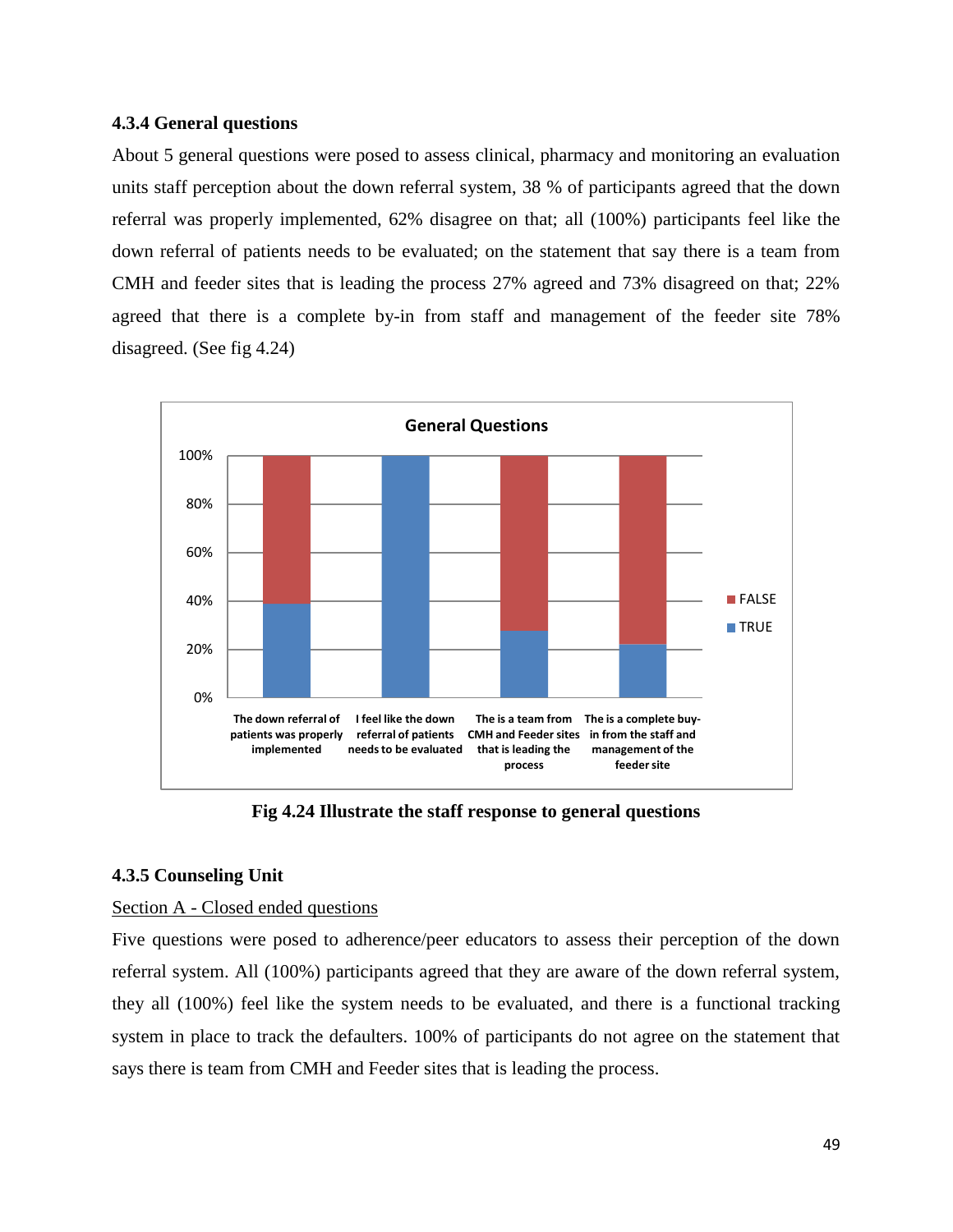### 4.3.4 General questions

About 5 general questions were posed to assess clinical, pharmacy and monitoring an evaluation units staff perception about the down referral system, 38 % of participants agreed that the down referral was properly implemented, 62% disagree on that; all (100%) participants feel like the down referral of patients needs to be evaluated; on the statement that say there is a team from CMH and feeder sites that is leading the process 27% agreed and 73% disagreed on that; 22% agreed that there is a complete by-in from staff and management of the feeder site 78% disagreed. (See fig 4.24)

**Fig 4.24 Illustrate the staff response to general questions**

### 4.3.5 Counseling Unit

Section A - Closed ended questions

Five questions were posed to adherence/peer educators to assess their perception of the down referral system. All (100%) participants agreed that they are aware of the down referral system, they all (100%) feel like the system needs to be evaluated, and there is a functional tracking system in place to track the defaulters. 100% of participants do not agree on the statement that says there is team from CMH and Feeder sites that is leading the process.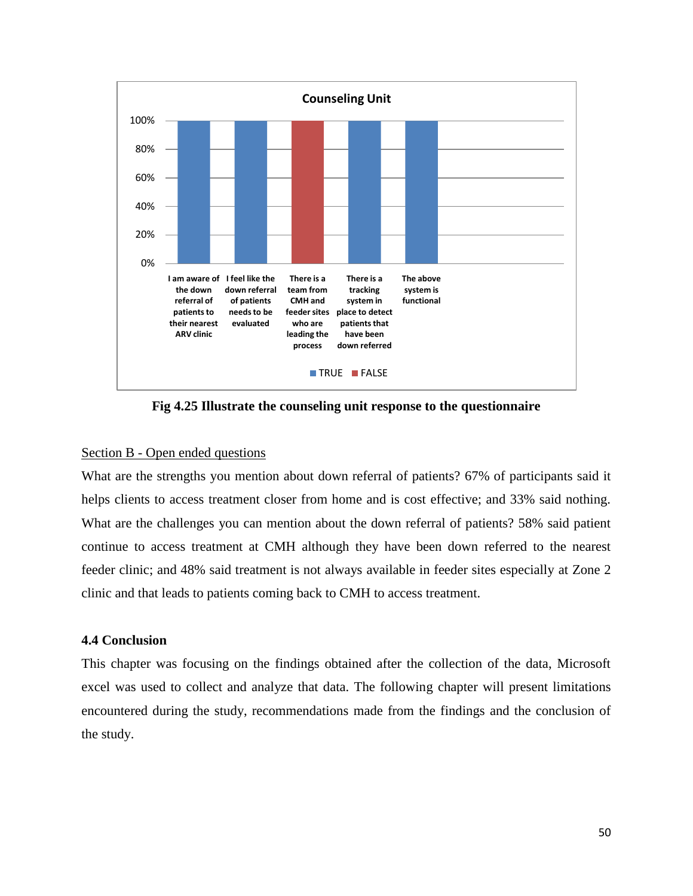**Counseling Unit**

| Statement | TRUE | FALSE |
|---|---|---|
| I am aware of the down referral of patients to their nearest ARV clinic | 100% | |
| I feel like the down referral of patients needs to be evaluated | 100% | |
| There is a team from CMH and feeder sites who are leading the process | | 100% |
| There is a tracking system in place to detect patients that have been down referred | 100% | |
| The above system is functional | 100% | |

**Fig 4.25 Illustrate the counseling unit response to the questionnaire**

Section B - Open ended questions

What are the strengths you mention about down referral of patients? 67% of participants said it helps clients to access treatment closer from home and is cost effective; and 33% said nothing. What are the challenges you can mention about the down referral of patients? 58% said patient continue to access treatment at CMH although they have been down referred to the nearest feeder clinic; and 48% said treatment is not always available in feeder sites especially at Zone 2 clinic and that leads to patients coming back to CMH to access treatment.

### 4.4 Conclusion

This chapter was focusing on the findings obtained after the collection of the data, Microsoft excel was used to collect and analyze that data. The following chapter will present limitations encountered during the study, recommendations made from the findings and the conclusion of the study.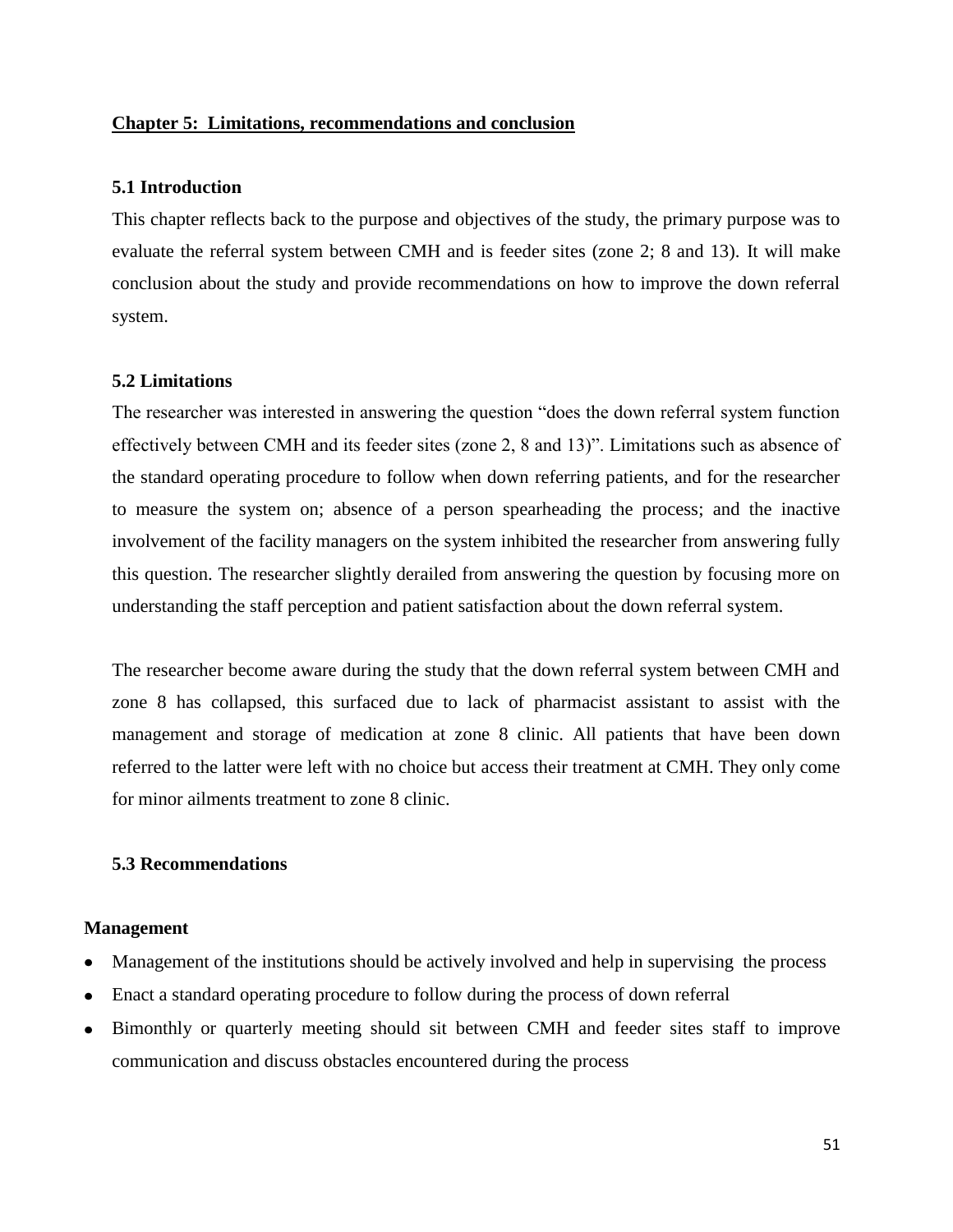## Chapter 5: Limitations, recommendations and conclusion

### 5.1 Introduction

This chapter reflects back to the purpose and objectives of the study, the primary purpose was to evaluate the referral system between CMH and is feeder sites (zone 2; 8 and 13). It will make conclusion about the study and provide recommendations on how to improve the down referral system.

### 5.2 Limitations

The researcher was interested in answering the question "does the down referral system function effectively between CMH and its feeder sites (zone 2, 8 and 13)". Limitations such as absence of the standard operating procedure to follow when down referring patients, and for the researcher to measure the system on; absence of a person spearheading the process; and the inactive involvement of the facility managers on the system inhibited the researcher from answering fully this question. The researcher slightly derailed from answering the question by focusing more on understanding the staff perception and patient satisfaction about the down referral system.

The researcher become aware during the study that the down referral system between CMH and zone 8 has collapsed, this surfaced due to lack of pharmacist assistant to assist with the management and storage of medication at zone 8 clinic. All patients that have been down referred to the latter were left with no choice but access their treatment at CMH. They only come for minor ailments treatment to zone 8 clinic.

### 5.3 Recommendations

**Management**

- Management of the institutions should be actively involved and help in supervising the process
- Enact a standard operating procedure to follow during the process of down referral
- Bimonthly or quarterly meeting should sit between CMH and feeder sites staff to improve communication and discuss obstacles encountered during the process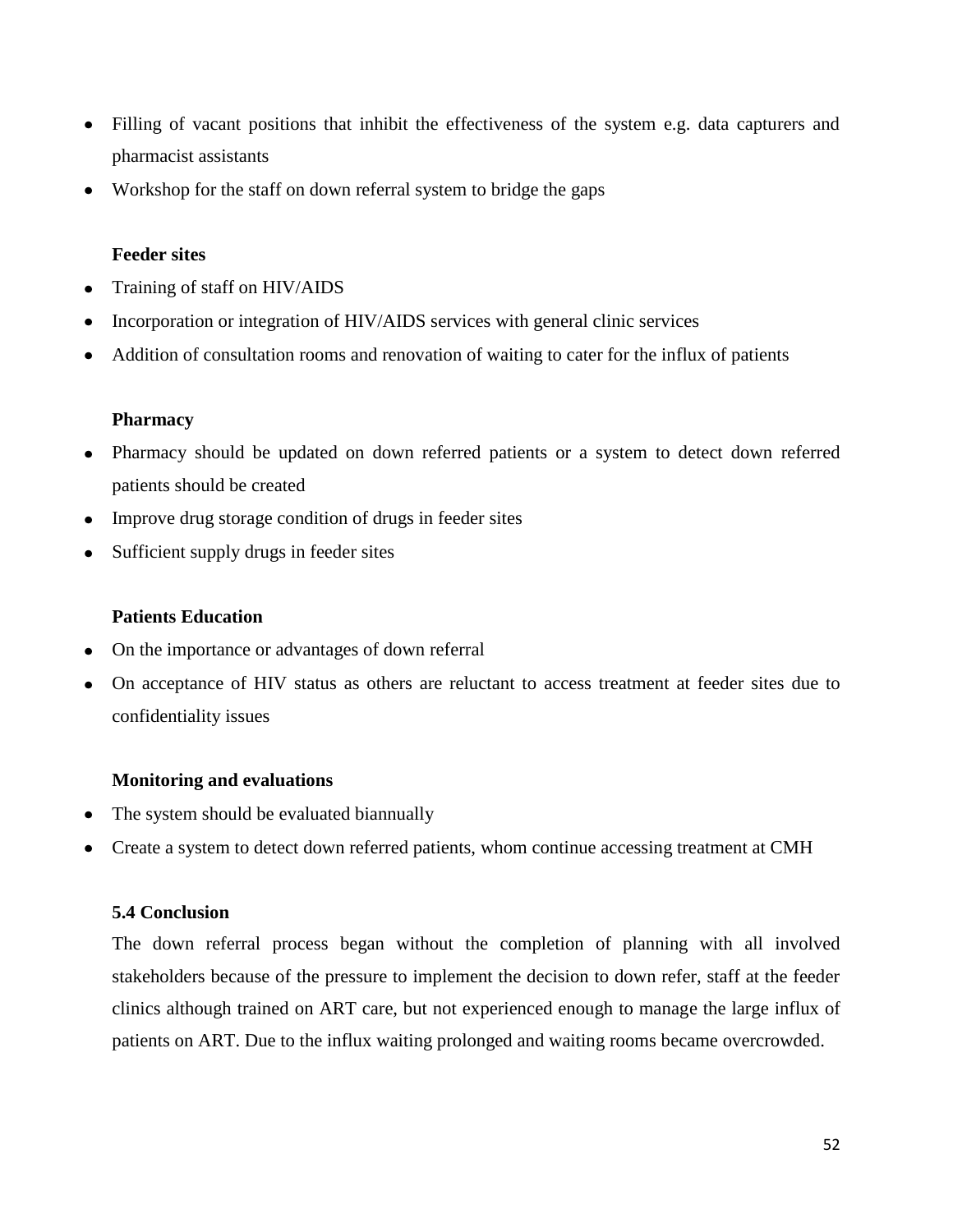- Filling of vacant positions that inhibit the effectiveness of the system e.g. data capturers and pharmacist assistants
- Workshop for the staff on down referral system to bridge the gaps

**Feeder sites**

- Training of staff on HIV/AIDS
- Incorporation or integration of HIV/AIDS services with general clinic services
- Addition of consultation rooms and renovation of waiting to cater for the influx of patients

**Pharmacy**

- Pharmacy should be updated on down referred patients or a system to detect down referred patients should be created
- Improve drug storage condition of drugs in feeder sites
- Sufficient supply drugs in feeder sites

**Patients Education**

- On the importance or advantages of down referral
- On acceptance of HIV status as others are reluctant to access treatment at feeder sites due to confidentiality issues

**Monitoring and evaluations**

- The system should be evaluated biannually
- Create a system to detect down referred patients, whom continue accessing treatment at CMH

### 5.4 Conclusion

The down referral process began without the completion of planning with all involved stakeholders because of the pressure to implement the decision to down refer, staff at the feeder clinics although trained on ART care, but not experienced enough to manage the large influx of patients on ART. Due to the influx waiting prolonged and waiting rooms became overcrowded.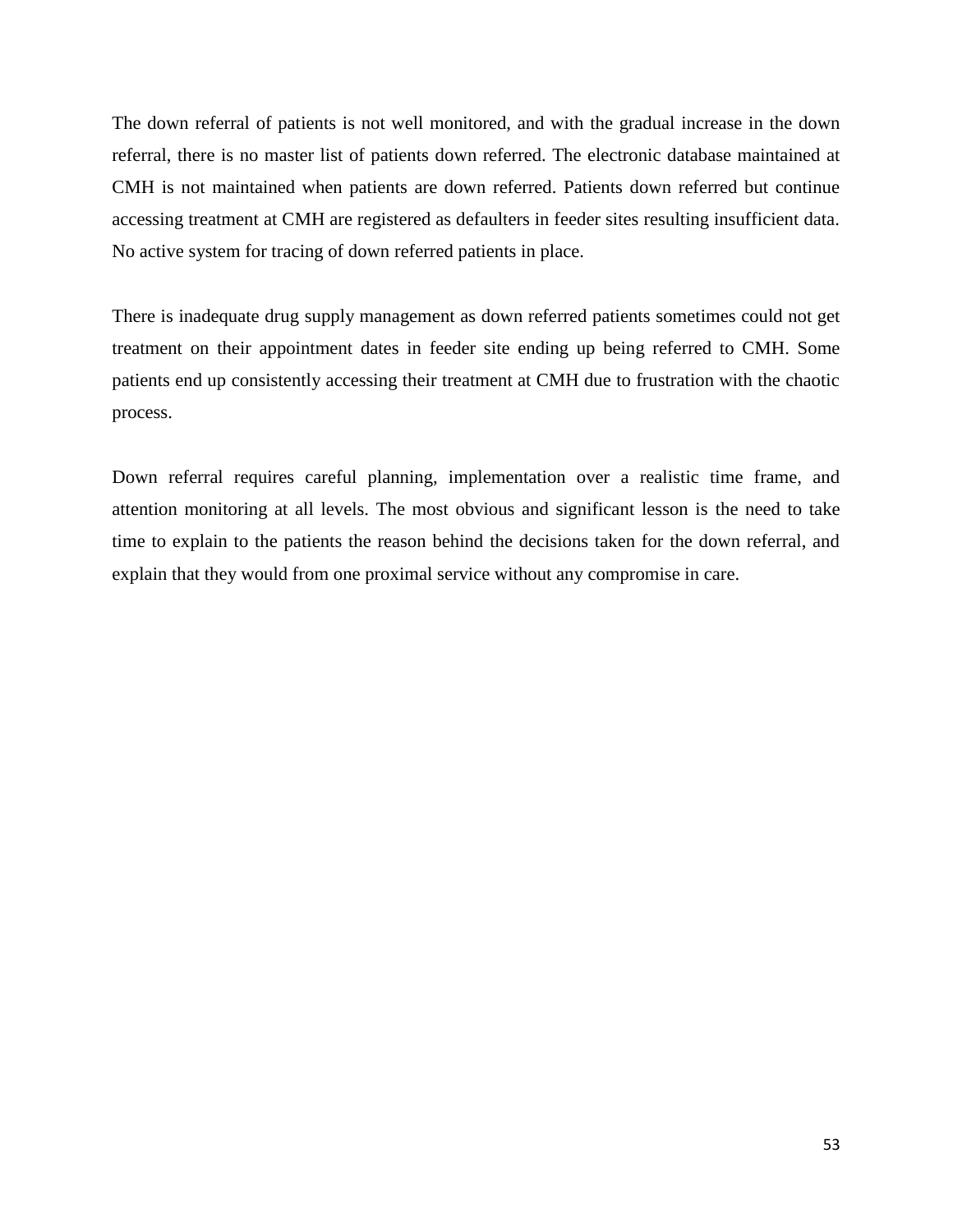The down referral of patients is not well monitored, and with the gradual increase in the down referral, there is no master list of patients down referred. The electronic database maintained at CMH is not maintained when patients are down referred. Patients down referred but continue accessing treatment at CMH are registered as defaulters in feeder sites resulting insufficient data. No active system for tracing of down referred patients in place.

There is inadequate drug supply management as down referred patients sometimes could not get treatment on their appointment dates in feeder site ending up being referred to CMH. Some patients end up consistently accessing their treatment at CMH due to frustration with the chaotic process.

Down referral requires careful planning, implementation over a realistic time frame, and attention monitoring at all levels. The most obvious and significant lesson is the need to take time to explain to the patients the reason behind the decisions taken for the down referral, and explain that they would from one proximal service without any compromise in care.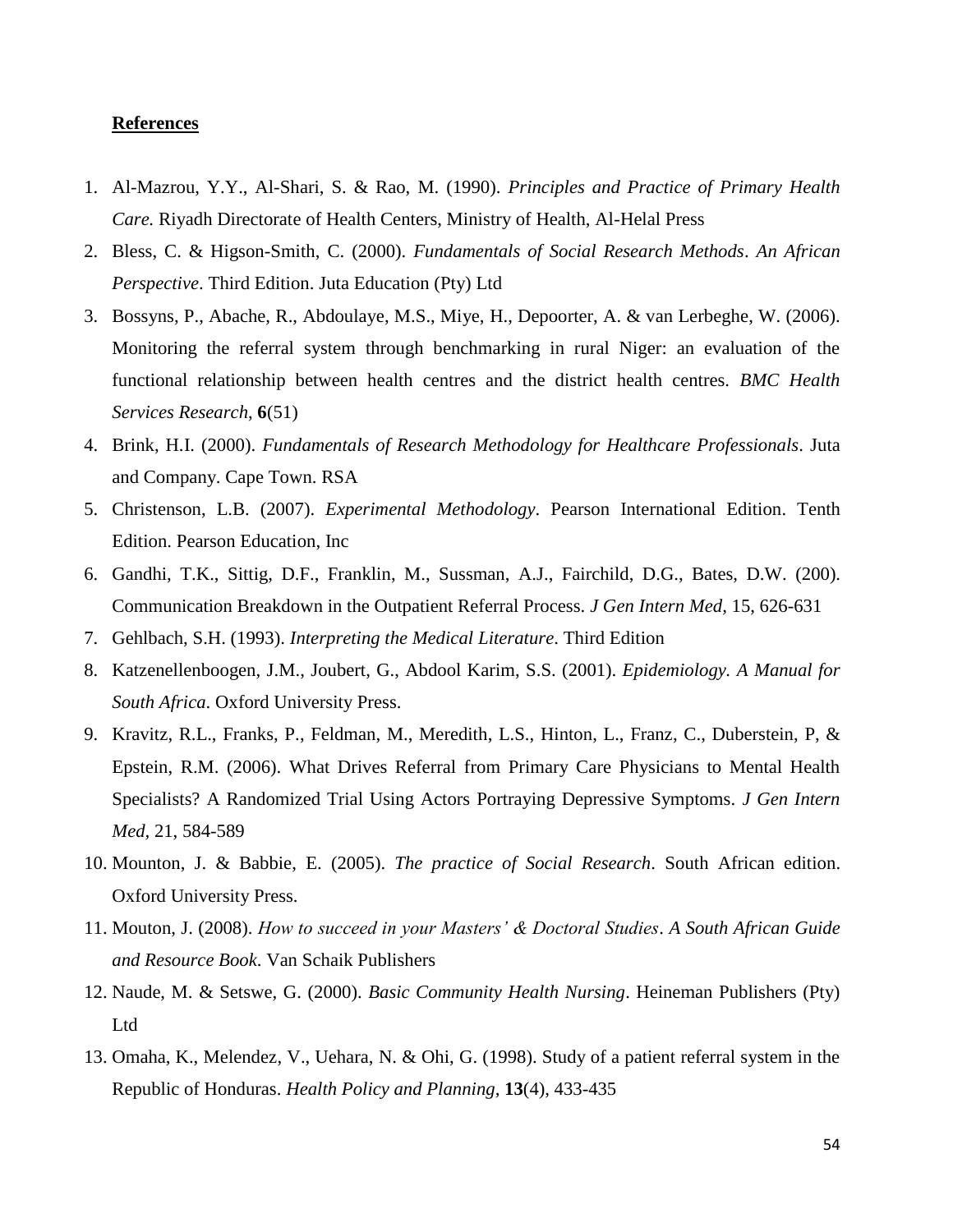**References**

1. Al-Mazrou, Y.Y., Al-Shari, S. & Rao, M. (1990). *Principles and Practice of Primary Health Care.* Riyadh Directorate of Health Centers, Ministry of Health, Al-Helal Press
2. Bless, C. & Higson-Smith, C. (2000). *Fundamentals of Social Research Methods*. *An African Perspective*. Third Edition. Juta Education (Pty) Ltd
3. Bossyns, P., Abache, R., Abdoulaye, M.S., Miye, H., Depoorter, A. & van Lerbeghe, W. (2006). Monitoring the referral system through benchmarking in rural Niger: an evaluation of the functional relationship between health centres and the district health centres. *BMC Health Services Research*, **6**(51)
4. Brink, H.I. (2000). *Fundamentals of Research Methodology for Healthcare Professionals*. Juta and Company. Cape Town. RSA
5. Christenson, L.B. (2007). *Experimental Methodology*. Pearson International Edition. Tenth Edition. Pearson Education, Inc
6. Gandhi, T.K., Sittig, D.F., Franklin, M., Sussman, A.J., Fairchild, D.G., Bates, D.W. (200). Communication Breakdown in the Outpatient Referral Process. *J Gen Intern Med*, 15, 626-631
7. Gehlbach, S.H. (1993). *Interpreting the Medical Literature*. Third Edition
8. Katzenellenboogen, J.M., Joubert, G., Abdool Karim, S.S. (2001). *Epidemiology. A Manual for South Africa*. Oxford University Press.
9. Kravitz, R.L., Franks, P., Feldman, M., Meredith, L.S., Hinton, L., Franz, C., Duberstein, P, & Epstein, R.M. (2006). What Drives Referral from Primary Care Physicians to Mental Health Specialists? A Randomized Trial Using Actors Portraying Depressive Symptoms. *J Gen Intern Med*, 21, 584-589
10. Mounton, J. & Babbie, E. (2005). *The practice of Social Research*. South African edition. Oxford University Press.
11. Mouton, J. (2008). *How to succeed in your Masters' & Doctoral Studies*. *A South African Guide and Resource Book*. Van Schaik Publishers
12. Naude, M. & Setswe, G. (2000). *Basic Community Health Nursing*. Heineman Publishers (Pty) Ltd
13. Omaha, K., Melendez, V., Uehara, N. & Ohi, G. (1998). Study of a patient referral system in the Republic of Honduras. *Health Policy and Planning*, **13**(4), 433-435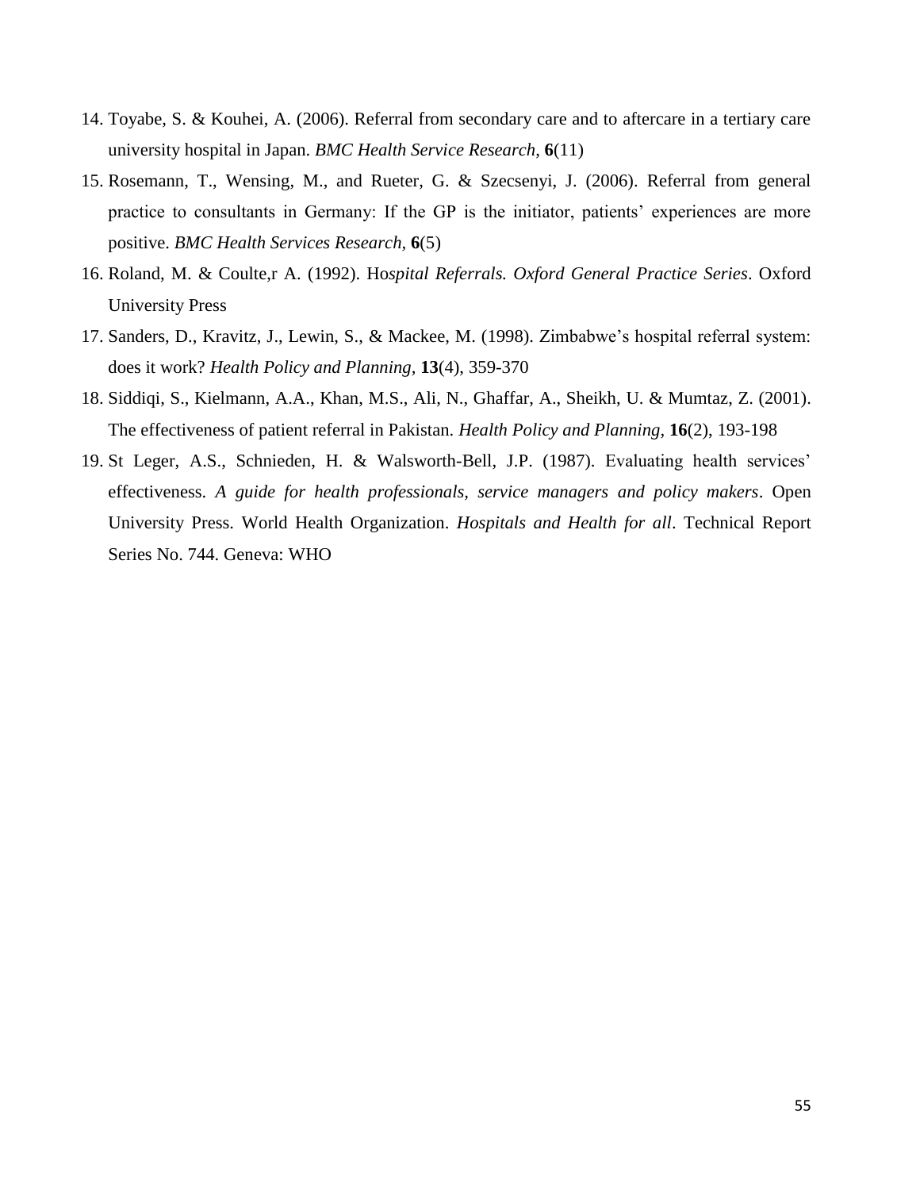14. Toyabe, S. & Kouhei, A. (2006). Referral from secondary care and to aftercare in a tertiary care university hospital in Japan. *BMC Health Service Research,* **6**(11)
15. Rosemann, T., Wensing, M., and Rueter, G. & Szecsenyi, J. (2006). Referral from general practice to consultants in Germany: If the GP is the initiator, patients' experiences are more positive. *BMC Health Services Research,* **6**(5)
16. Roland, M. & Coulte,r A. (1992). Ho*spital Referrals. Oxford General Practice Series*. Oxford University Press
17. Sanders, D., Kravitz, J., Lewin, S., & Mackee, M. (1998). Zimbabwe's hospital referral system: does it work? *Health Policy and Planning,* **13**(4), 359-370
18. Siddiqi, S., Kielmann, A.A., Khan, M.S., Ali, N., Ghaffar, A., Sheikh, U. & Mumtaz, Z. (2001). The effectiveness of patient referral in Pakistan. *Health Policy and Planning,* **16**(2), 193-198
19. St Leger, A.S., Schnieden, H. & Walsworth-Bell, J.P. (1987). Evaluating health services' effectiveness. *A guide for health professionals, service managers and policy makers*. Open University Press. World Health Organization. *Hospitals and Health for all*. Technical Report Series No. 744. Geneva: WHO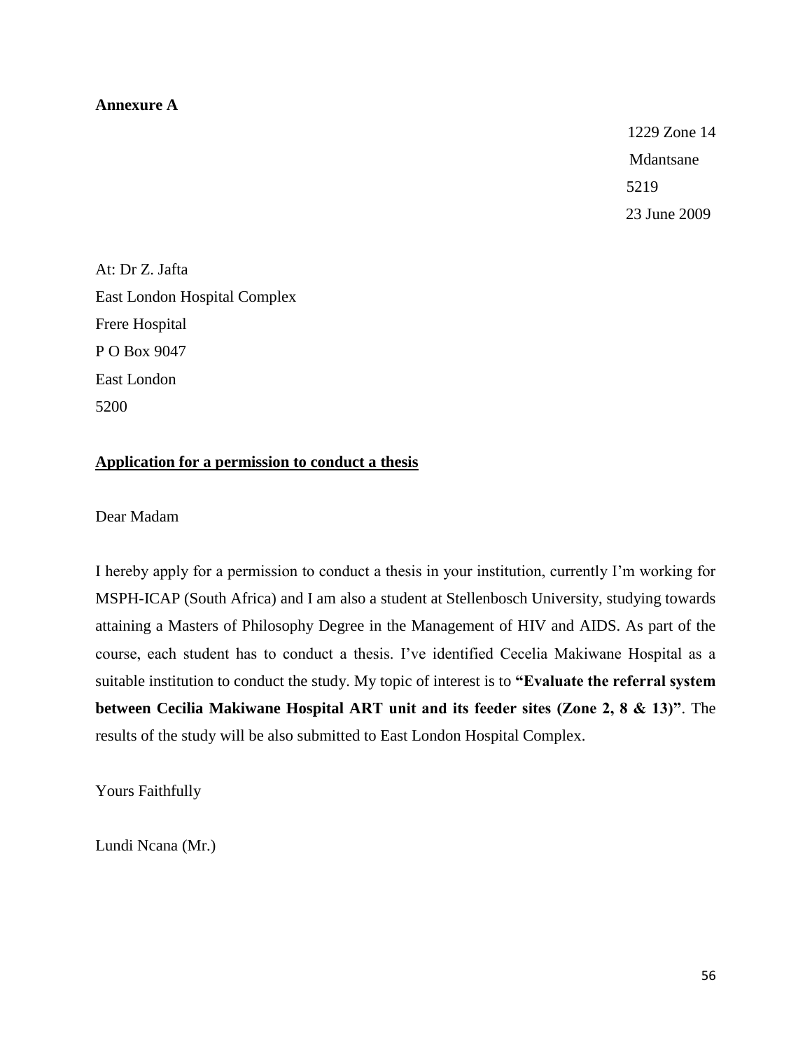**Annexure A**

1229 Zone 14
Mdantsane
5219
23 June 2009

At: Dr Z. Jafta
East London Hospital Complex
Frere Hospital
P O Box 9047
East London
5200

**Application for a permission to conduct a thesis**

Dear Madam

I hereby apply for a permission to conduct a thesis in your institution, currently I'm working for MSPH-ICAP (South Africa) and I am also a student at Stellenbosch University, studying towards attaining a Masters of Philosophy Degree in the Management of HIV and AIDS. As part of the course, each student has to conduct a thesis. I've identified Cecelia Makiwane Hospital as a suitable institution to conduct the study. My topic of interest is to **"Evaluate the referral system between Cecelia Makiwane Hospital ART unit and its feeder sites (Zone 2, 8 & 13)"**. The results of the study will be also submitted to East London Hospital Complex.

Yours Faithfully

Lundi Ncana (Mr.)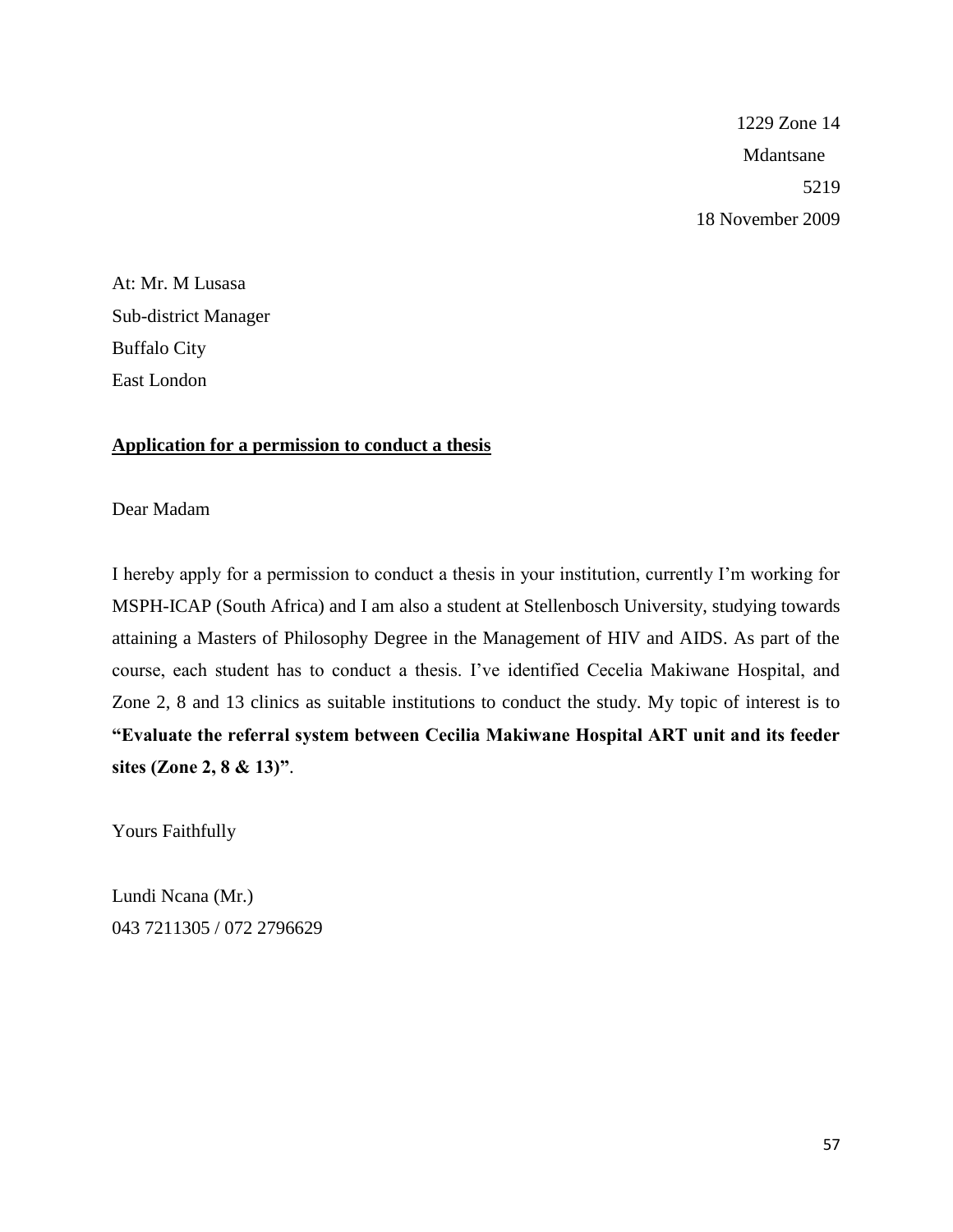1229 Zone 14
Mdantsane
5219
18 November 2009

At: Mr. M Lusasa
Sub-district Manager
Buffalo City
East London

**Application for a permission to conduct a thesis**

Dear Madam

I hereby apply for a permission to conduct a thesis in your institution, currently I'm working for MSPH-ICAP (South Africa) and I am also a student at Stellenbosch University, studying towards attaining a Masters of Philosophy Degree in the Management of HIV and AIDS. As part of the course, each student has to conduct a thesis. I've identified Cecelia Makiwane Hospital, and Zone 2, 8 and 13 clinics as suitable institutions to conduct the study. My topic of interest is to **"Evaluate the referral system between Cecilia Makiwane Hospital ART unit and its feeder sites (Zone 2, 8 & 13)"**.

Yours Faithfully

Lundi Ncana (Mr.)
043 7211305 / 072 2796629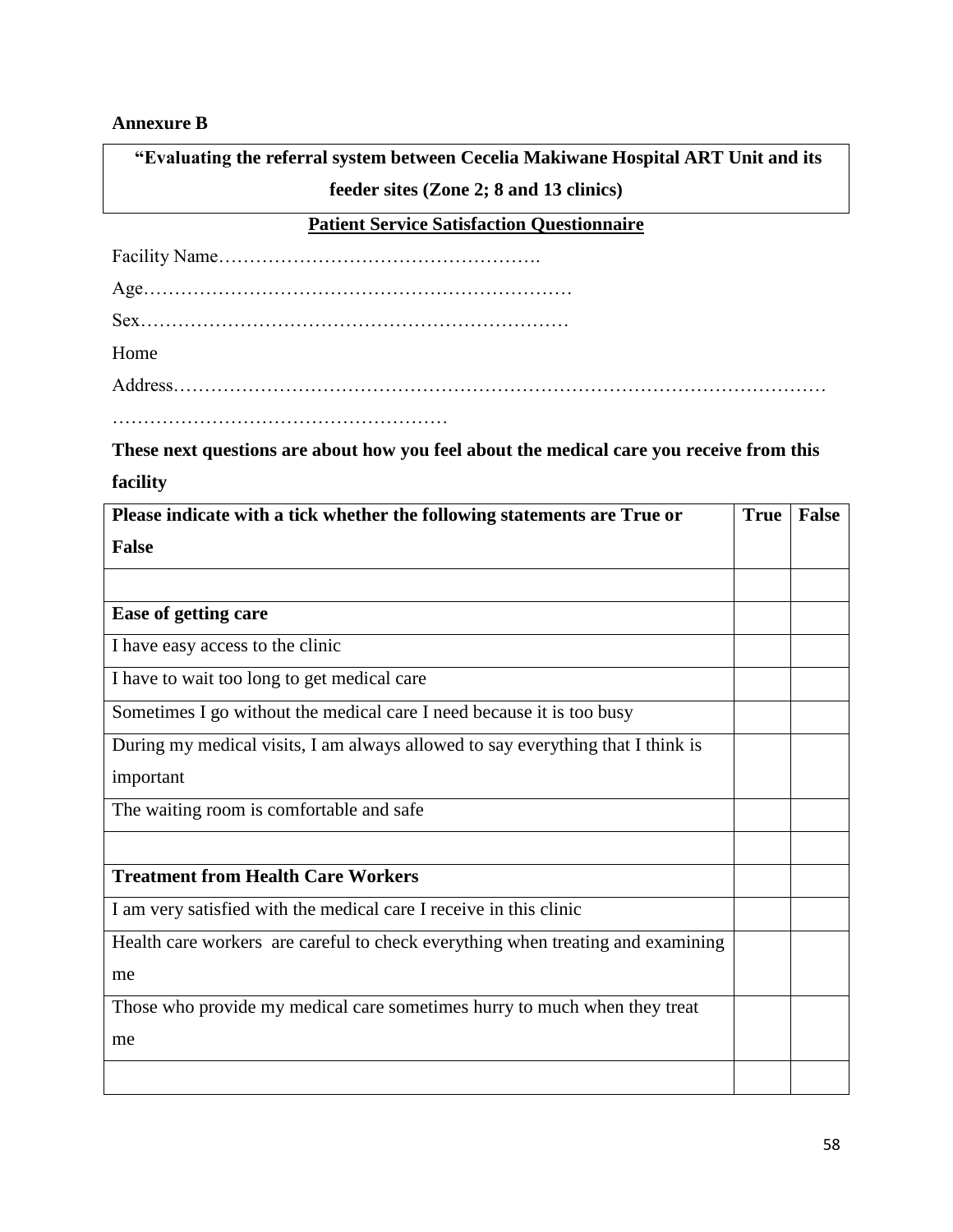**Annexure B**

**"Evaluating the referral system between Cecelia Makiwane Hospital ART Unit and its feeder sites (Zone 2; 8 and 13 clinics)**

**Patient Service Satisfaction Questionnaire**

Facility Name…………………………………………….

Age…………………………………………………………

Sex…………………………………………………………

Home Address………………………………………………………………………………………… ……………………………………………

**These next questions are about how you feel about the medical care you receive from this facility**

| **Please indicate with a tick whether the following statements are True or False** | **True** | **False** |
|---|---|---|
| | | |
| **Ease of getting care** | | |
| I have easy access to the clinic | | |
| I have to wait too long to get medical care | | |
| Sometimes I go without the medical care I need because it is too busy | | |
| During my medical visits, I am always allowed to say everything that I think is important | | |
| The waiting room is comfortable and safe | | |
| | | |
| **Treatment from Health Care Workers** | | |
| I am very satisfied with the medical care I receive in this clinic | | |
| Health care workers are careful to check everything when treating and examining me | | |
| Those who provide my medical care sometimes hurry to much when they treat me | | |
| | | |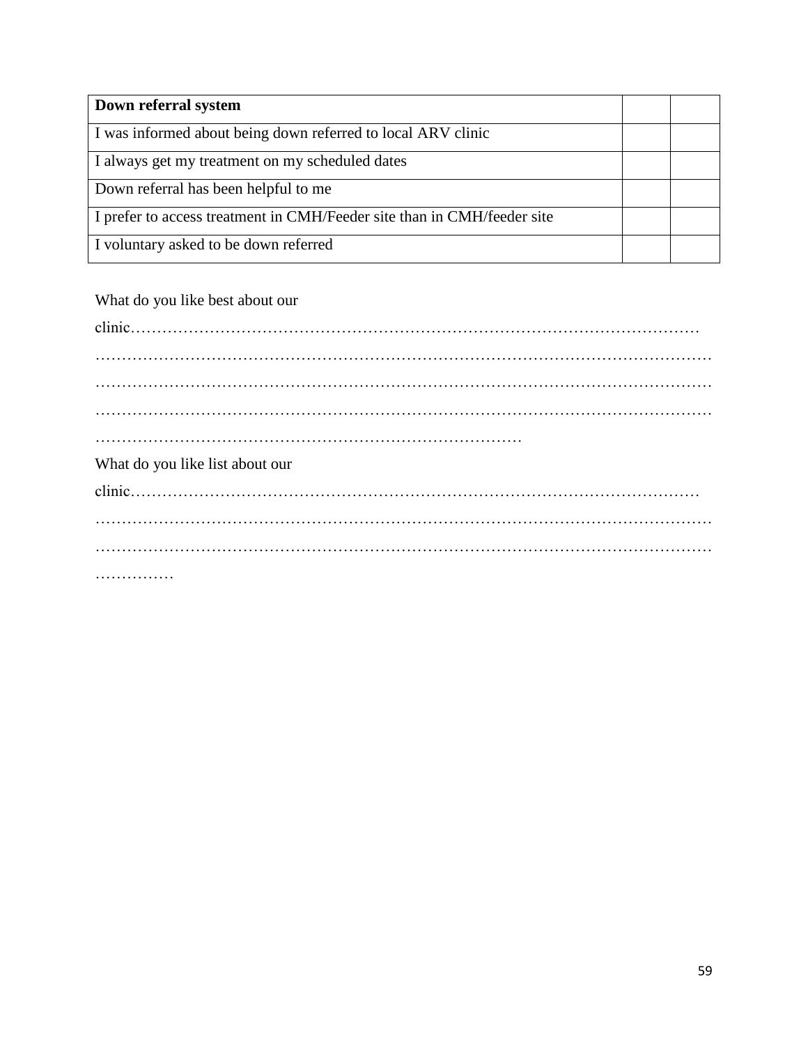| Down referral system | | |
|---|---|---|
| I was informed about being down referred to local ARV clinic | | |
| I always get my treatment on my scheduled dates | | |
| Down referral has been helpful to me | | |
| I prefer to access treatment in CMH/Feeder site than in CMH/feeder site | | |
| I voluntary asked to be down referred | | |

What do you like best about our clinic…………………………………………………………………………………………
…………………………………………………………………………………………………………
…………………………………………………………………………………………………………
…………………………………………………………………………………………………………
………………………………………………………………………

What do you like list about our clinic…………………………………………………………………………………………
…………………………………………………………………………………………………………
…………………………………………………………………………………………………………
……………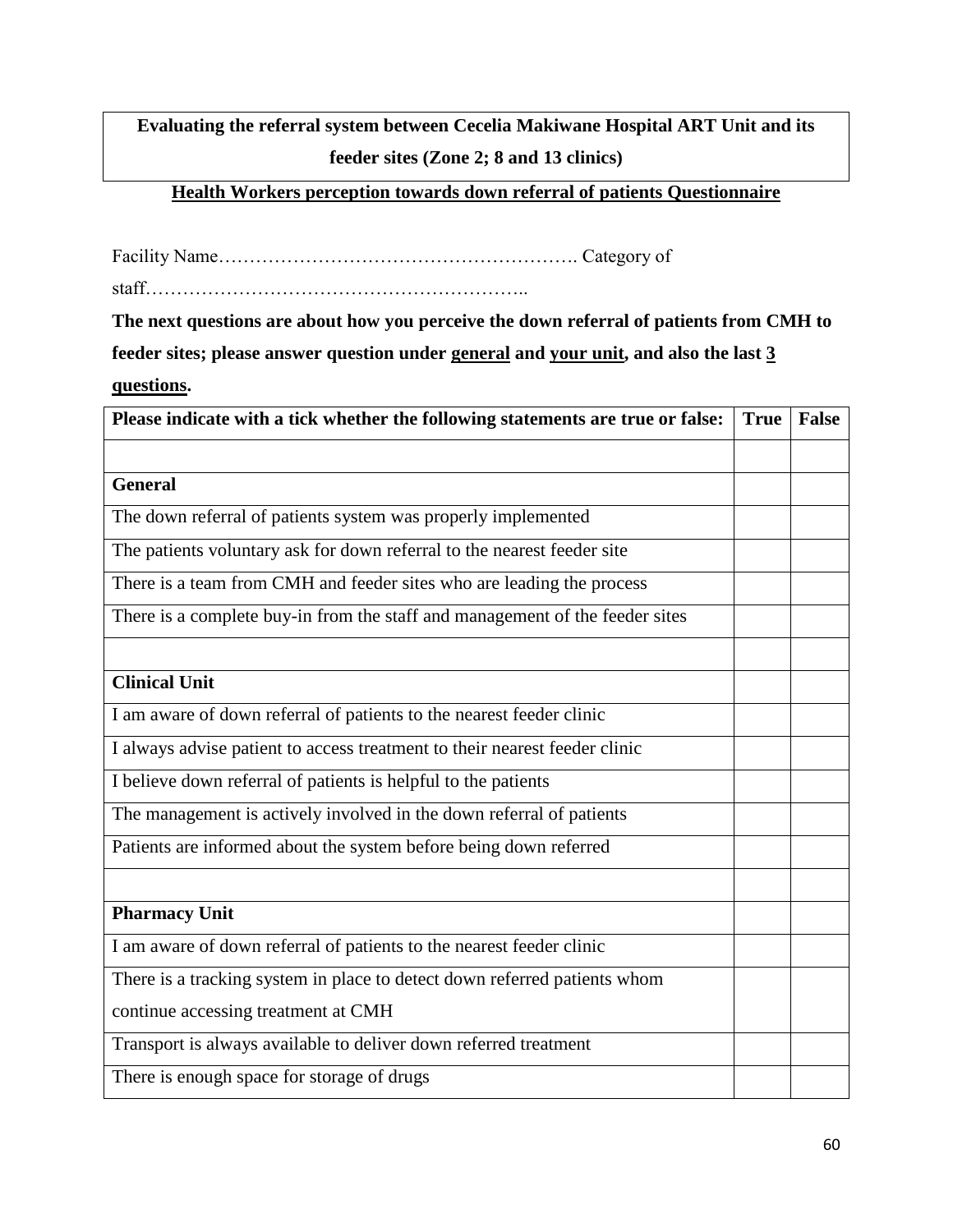**Evaluating the referral system between Cecelia Makiwane Hospital ART Unit and its feeder sites (Zone 2; 8 and 13 clinics)**

**Health Workers perception towards down referral of patients Questionnaire**

Facility Name………………………………………………. Category of staff…………………………………………………..

**The next questions are about how you perceive the down referral of patients from CMH to feeder sites; please answer question under general and your unit, and also the last 3 questions.**

| **Please indicate with a tick whether the following statements are true or false:** | **True** | **False** |
|---|---|---|
| | | |
| **General** | | |
| The down referral of patients system was properly implemented | | |
| The patients voluntary ask for down referral to the nearest feeder site | | |
| There is a team from CMH and feeder sites who are leading the process | | |
| There is a complete buy-in from the staff and management of the feeder sites | | |
| | | |
| **Clinical Unit** | | |
| I am aware of down referral of patients to the nearest feeder clinic | | |
| I always advise patient to access treatment to their nearest feeder clinic | | |
| I believe down referral of patients is helpful to the patients | | |
| The management is actively involved in the down referral of patients | | |
| Patients are informed about the system before being down referred | | |
| | | |
| **Pharmacy Unit** | | |
| I am aware of down referral of patients to the nearest feeder clinic | | |
| There is a tracking system in place to detect down referred patients whom continue accessing treatment at CMH | | |
| Transport is always available to deliver down referred treatment | | |
| There is enough space for storage of drugs | | |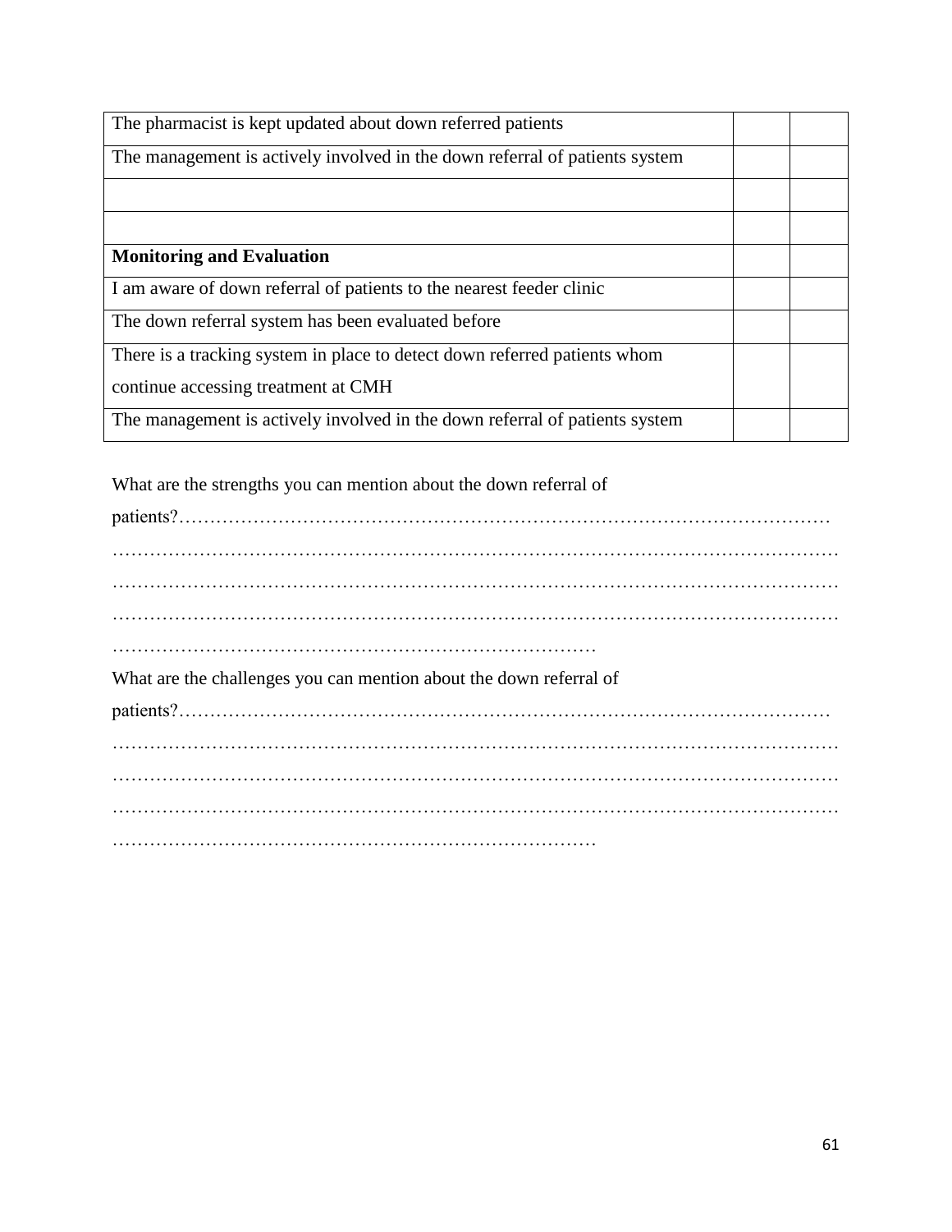| The pharmacist is kept updated about down referred patients | | |
|---|---|---|
| The management is actively involved in the down referral of patients system | | |
| | | |
| | | |
| **Monitoring and Evaluation** | | |
| I am aware of down referral of patients to the nearest feeder clinic | | |
| The down referral system has been evaluated before | | |
| There is a tracking system in place to detect down referred patients whom continue accessing treatment at CMH | | |
| The management is actively involved in the down referral of patients system | | |

What are the strengths you can mention about the down referral of patients?……………………………………………………………………………………………
……………………………………………………………………………………………………
……………………………………………………………………………………………………
……………………………………………………………………………………………………
……………………………………………………………………

What are the challenges you can mention about the down referral of patients?……………………………………………………………………………………………
……………………………………………………………………………………………………
……………………………………………………………………………………………………
……………………………………………………………………………………………………
……………………………………………………………………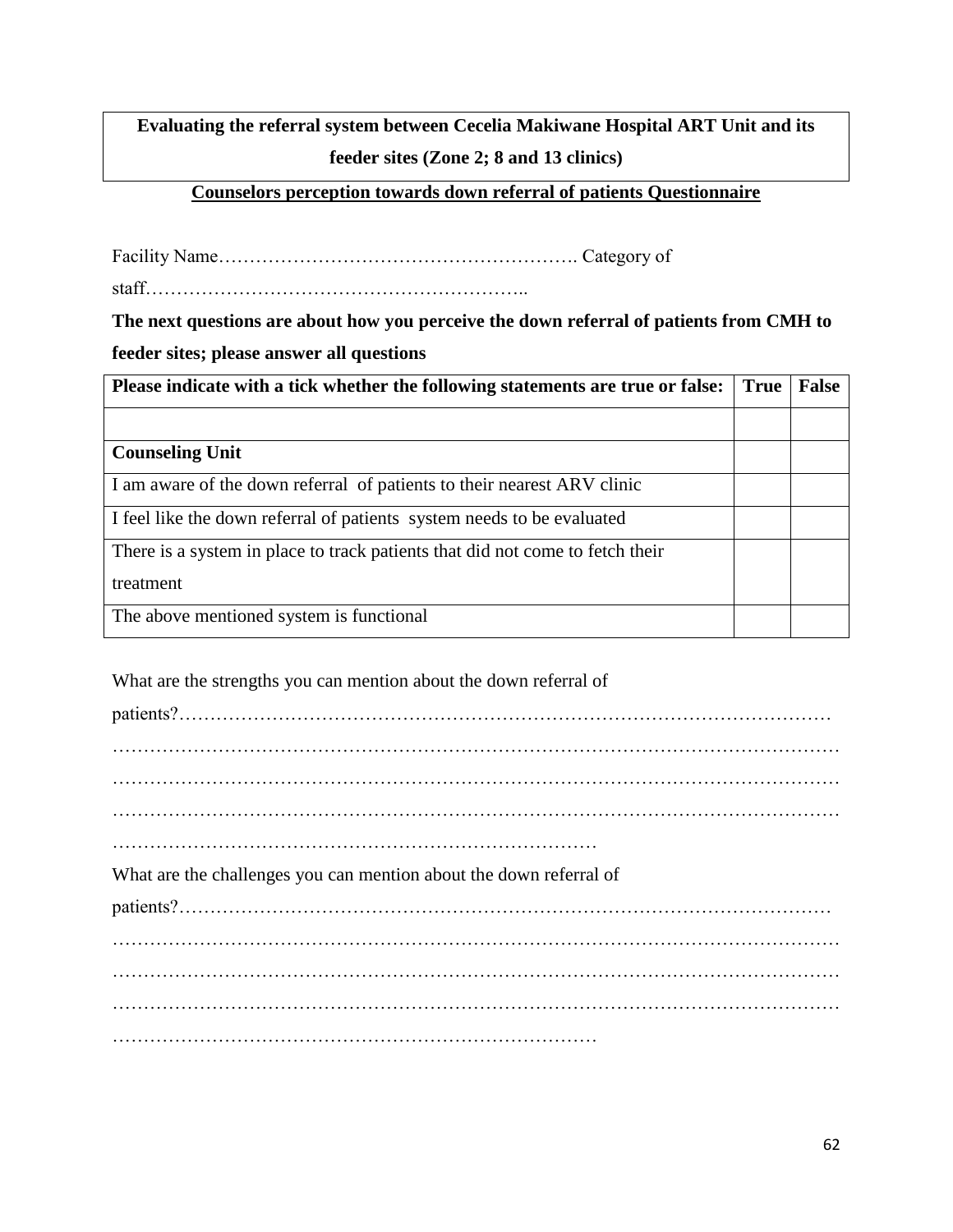**Evaluating the referral system between Cecelia Makiwane Hospital ART Unit and its feeder sites (Zone 2; 8 and 13 clinics)**

**Counselors perception towards down referral of patients Questionnaire**

Facility Name…………………………………………………. Category of staff…………………………………………………..

**The next questions are about how you perceive the down referral of patients from CMH to feeder sites; please answer all questions**

| **Please indicate with a tick whether the following statements are true or false:** | **True** | **False** |
|---|---|---|
| | | |
| **Counseling Unit** | | |
| I am aware of the down referral of patients to their nearest ARV clinic | | |
| I feel like the down referral of patients system needs to be evaluated | | |
| There is a system in place to track patients that did not come to fetch their treatment | | |
| The above mentioned system is functional | | |

What are the strengths you can mention about the down referral of patients?………………………………………………………………………………………
……………………………………………………………………………………………………
……………………………………………………………………………………………………
……………………………………………………………………………………………………
……………………………………………………………………

What are the challenges you can mention about the down referral of patients?………………………………………………………………………………………
……………………………………………………………………………………………………
……………………………………………………………………………………………………
……………………………………………………………………………………………………
……………………………………………………………………